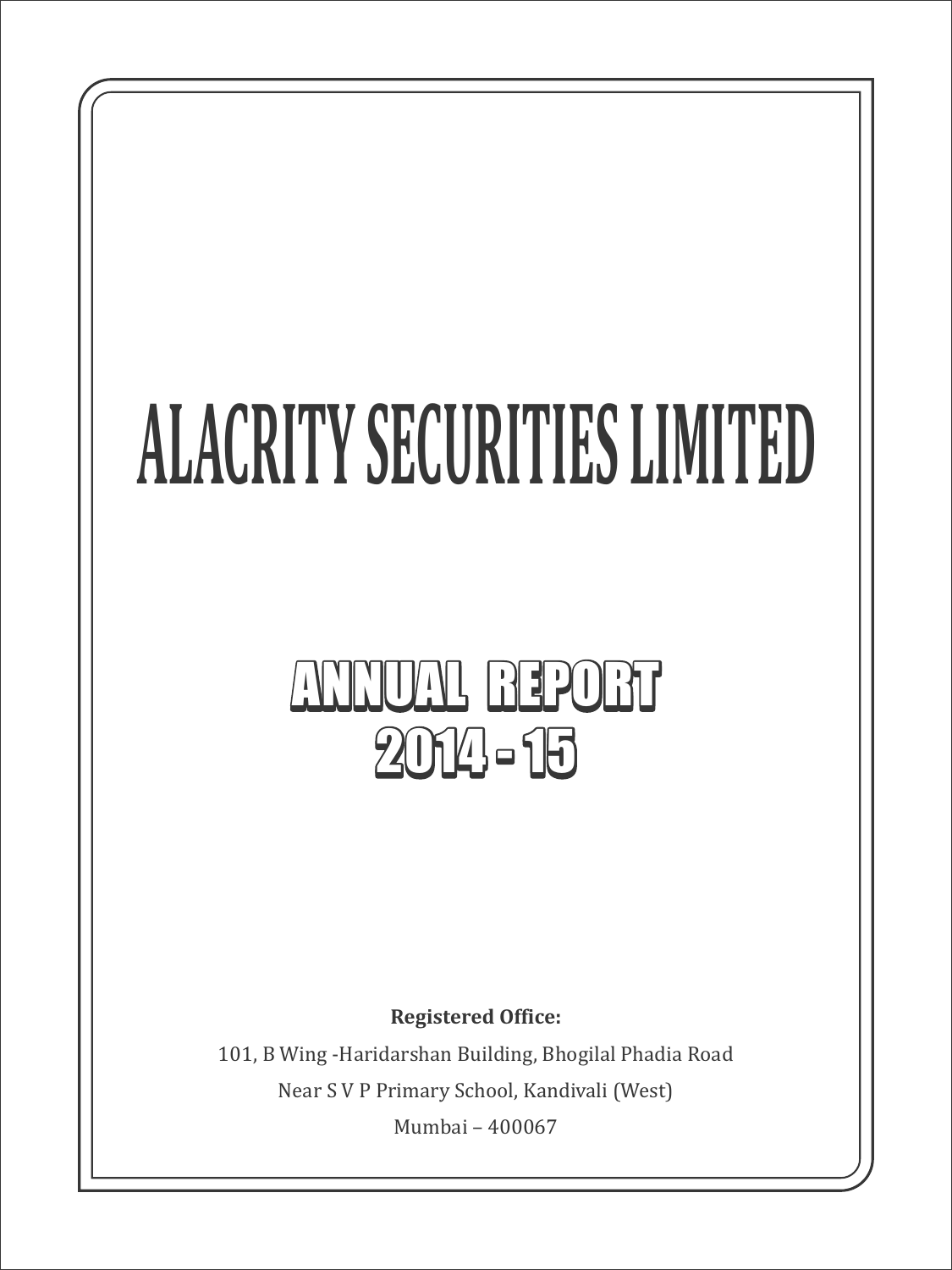# ALACRITY SECURITIES LIMITED

## ANNUAL REPORT
## 2014 - 15

**Registered Office:**

101, B Wing -Haridarshan Building, Bhogilal Phadia Road

Near S V P Primary School, Kandivali (West)

Mumbai – 400067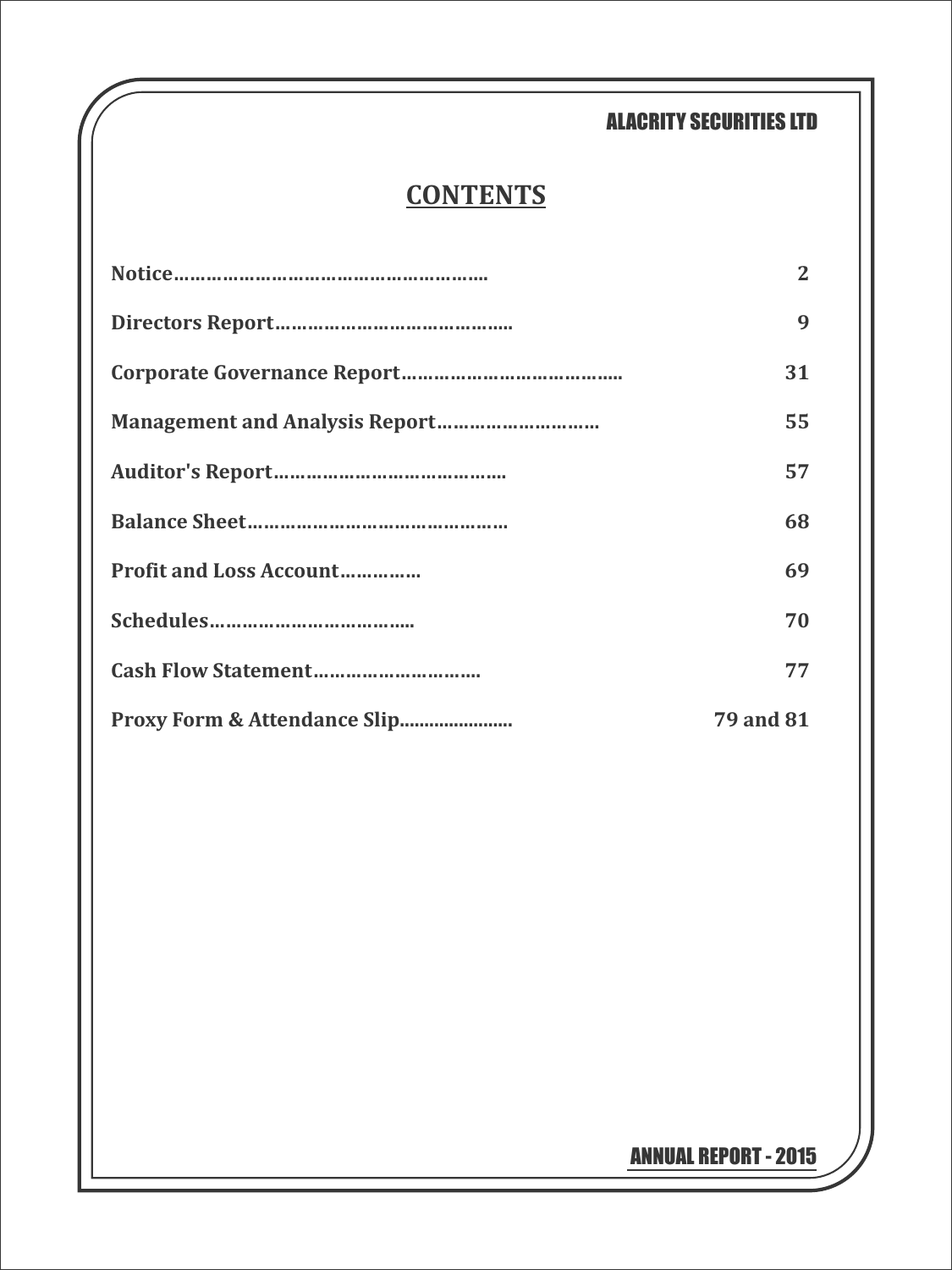# CONTENTS

| | |
|---|---|
| **Notice………………………………………………….** | **2** |
| **Directors Report…………………………………….** | **9** |
| **Corporate Governance Report………………………………….** | **31** |
| **Management and Analysis Report…………………………** | **55** |
| **Auditor's Report…………………………………….** | **57** |
| **Balance Sheet…………………………………………** | **68** |
| **Profit and Loss Account……………** | **69** |
| **Schedules………………………………..** | **70** |
| **Cash Flow Statement…………………………** | **77** |
| **Proxy Form & Attendance Slip......................** | **79 and 81** |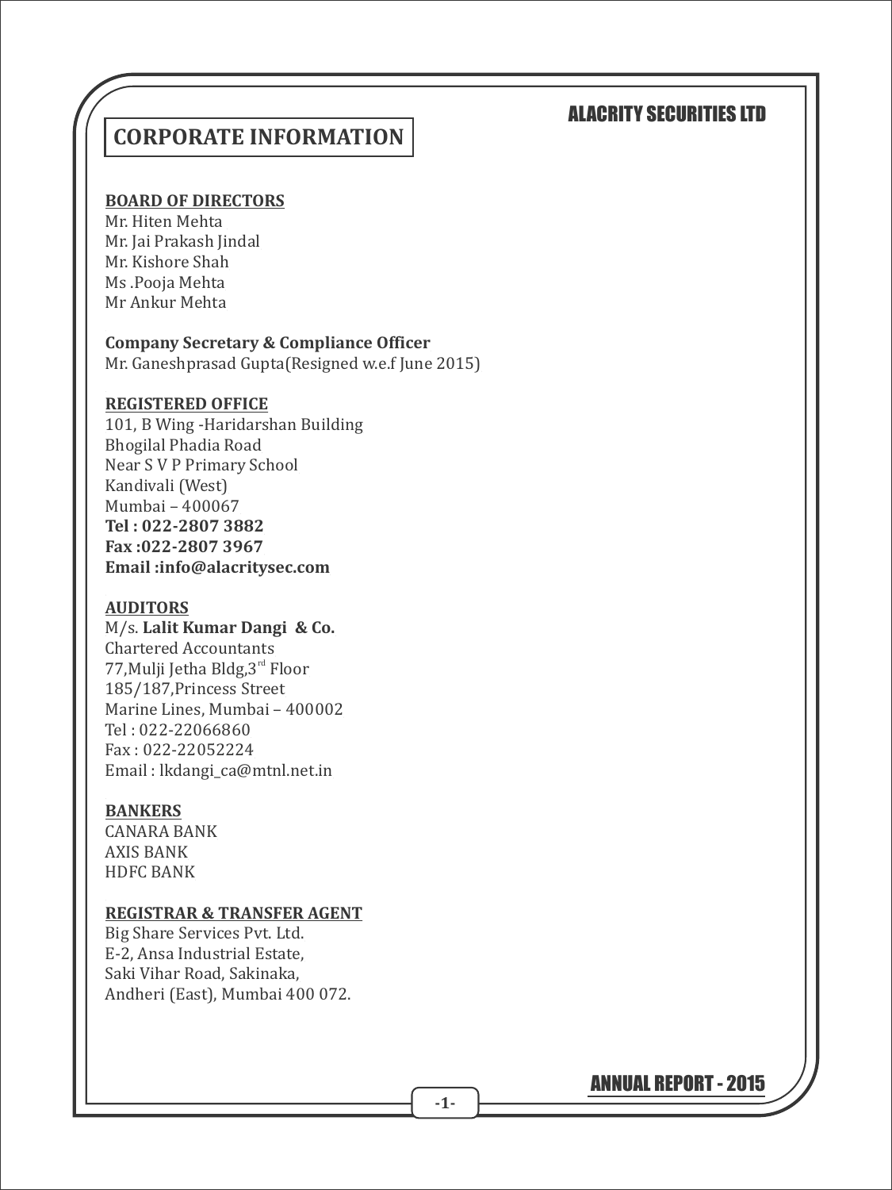# CORPORATE INFORMATION

**BOARD OF DIRECTORS**

Mr. Hiten Mehta
Mr. Jai Prakash Jindal
Mr. Kishore Shah
Ms .Pooja Mehta
Mr Ankur Mehta

**Company Secretary & Compliance Officer**

Mr. Ganeshprasad Gupta(Resigned w.e.f June 2015)

**REGISTERED OFFICE**

101, B Wing -Haridarshan Building
Bhogilal Phadia Road
Near S V P Primary School
Kandivali (West)
Mumbai – 400067
**Tel : 022-2807 3882**
**Fax :022-2807 3967**
**Email :info@alacritysec.com**

**AUDITORS**

M/s. **Lalit Kumar Dangi & Co.**
Chartered Accountants
77,Mulji Jetha Bldg,3rd Floor
185/187,Princess Street
Marine Lines, Mumbai – 400002
Tel : 022-22066860
Fax : 022-22052224
Email : lkdangi_ca@mtnl.net.in

**BANKERS**

CANARA BANK
AXIS BANK
HDFC BANK

**REGISTRAR & TRANSFER AGENT**

Big Share Services Pvt. Ltd.
E-2, Ansa Industrial Estate,
Saki Vihar Road, Sakinaka,
Andheri (East), Mumbai 400 072.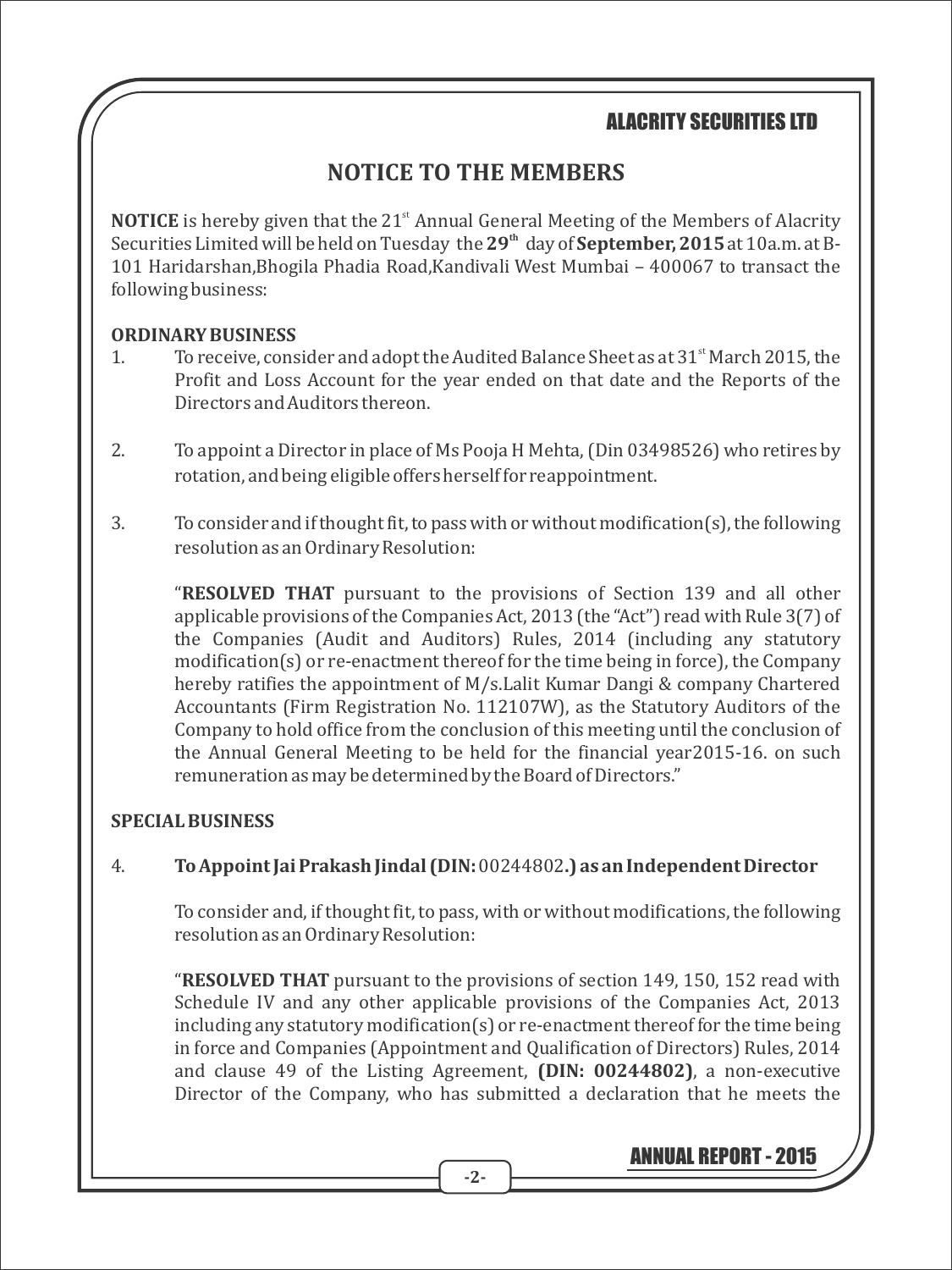## NOTICE TO THE MEMBERS

**NOTICE** is hereby given that the 21st Annual General Meeting of the Members of Alacrity Securities Limited will be held on Tuesday the **29th** day of **September, 2015** at 10a.m. at B-101 Haridarshan,Bhogila Phadia Road,Kandivali West Mumbai – 400067 to transact the following business:

**ORDINARY BUSINESS**

1. To receive, consider and adopt the Audited Balance Sheet as at 31st March 2015, the Profit and Loss Account for the year ended on that date and the Reports of the Directors and Auditors thereon.

2. To appoint a Director in place of Ms Pooja H Mehta, (Din 03498526) who retires by rotation, and being eligible offers herself for reappointment.

3. To consider and if thought fit, to pass with or without modification(s), the following resolution as an Ordinary Resolution:

   "**RESOLVED THAT** pursuant to the provisions of Section 139 and all other applicable provisions of the Companies Act, 2013 (the "Act") read with Rule 3(7) of the Companies (Audit and Auditors) Rules, 2014 (including any statutory modification(s) or re-enactment thereof for the time being in force), the Company hereby ratifies the appointment of M/s.Lalit Kumar Dangi & company Chartered Accountants (Firm Registration No. 112107W), as the Statutory Auditors of the Company to hold office from the conclusion of this meeting until the conclusion of the Annual General Meeting to be held for the financial year2015-16. on such remuneration as may be determined by the Board of Directors."

**SPECIAL BUSINESS**

4. **To Appoint Jai Prakash Jindal (DIN:** 00244802**.) as an Independent Director**

   To consider and, if thought fit, to pass, with or without modifications, the following resolution as an Ordinary Resolution:

   "**RESOLVED THAT** pursuant to the provisions of section 149, 150, 152 read with Schedule IV and any other applicable provisions of the Companies Act, 2013 including any statutory modification(s) or re-enactment thereof for the time being in force and Companies (Appointment and Qualification of Directors) Rules, 2014 and clause 49 of the Listing Agreement, **(DIN: 00244802)**, a non-executive Director of the Company, who has submitted a declaration that he meets the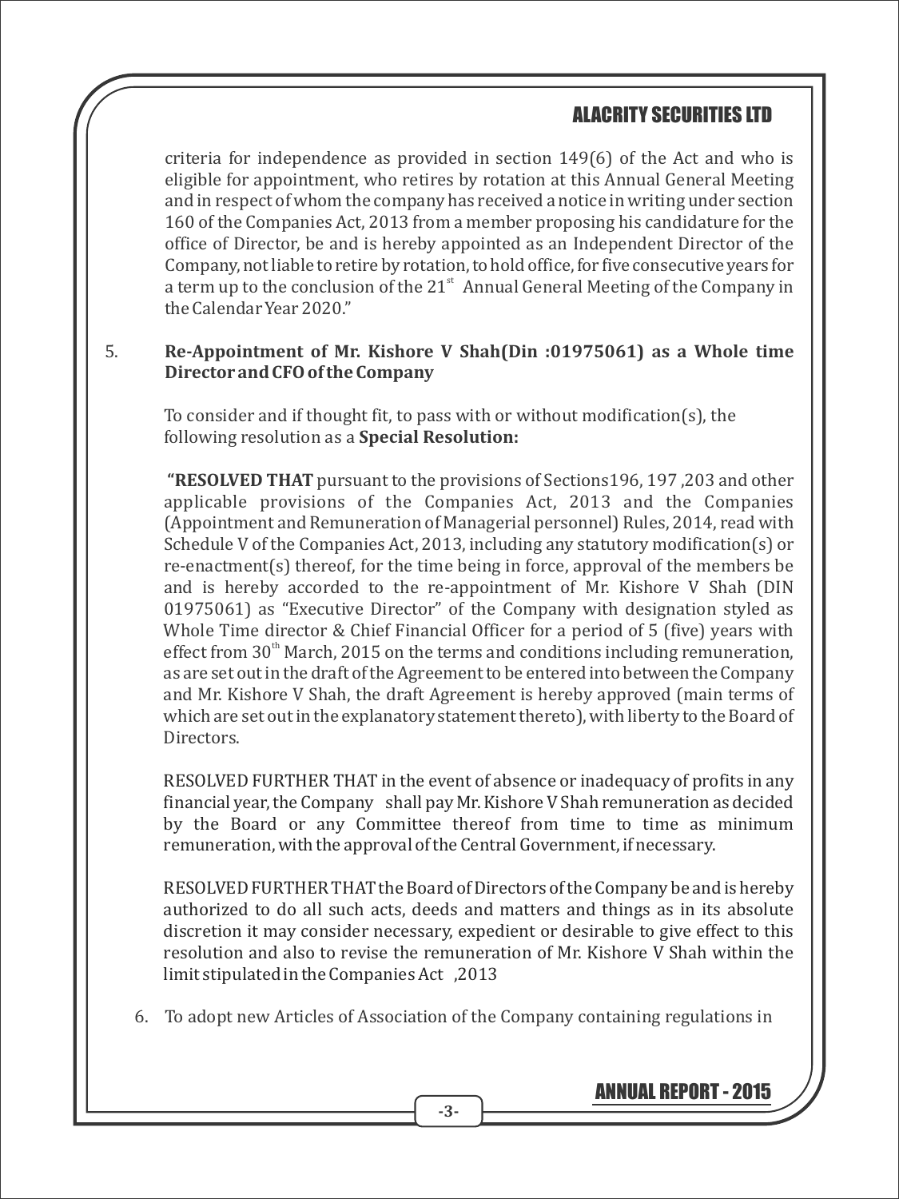criteria for independence as provided in section 149(6) of the Act and who is eligible for appointment, who retires by rotation at this Annual General Meeting and in respect of whom the company has received a notice in writing under section 160 of the Companies Act, 2013 from a member proposing his candidature for the office of Director, be and is hereby appointed as an Independent Director of the Company, not liable to retire by rotation, to hold office, for five consecutive years for a term up to the conclusion of the 21st Annual General Meeting of the Company in the Calendar Year 2020."

5. **Re-Appointment of Mr. Kishore V Shah(Din :01975061) as a Whole time Director and CFO of the Company**

   To consider and if thought fit, to pass with or without modification(s), the following resolution as a **Special Resolution:**

   **"RESOLVED THAT** pursuant to the provisions of Sections196, 197 ,203 and other applicable provisions of the Companies Act, 2013 and the Companies (Appointment and Remuneration of Managerial personnel) Rules, 2014, read with Schedule V of the Companies Act, 2013, including any statutory modification(s) or re-enactment(s) thereof, for the time being in force, approval of the members be and is hereby accorded to the re-appointment of Mr. Kishore V Shah (DIN 01975061) as "Executive Director" of the Company with designation styled as Whole Time director & Chief Financial Officer for a period of 5 (five) years with effect from 30th March, 2015 on the terms and conditions including remuneration, as are set out in the draft of the Agreement to be entered into between the Company and Mr. Kishore V Shah, the draft Agreement is hereby approved (main terms of which are set out in the explanatory statement thereto), with liberty to the Board of Directors.

   RESOLVED FURTHER THAT in the event of absence or inadequacy of profits in any financial year, the Company shall pay Mr. Kishore V Shah remuneration as decided by the Board or any Committee thereof from time to time as minimum remuneration, with the approval of the Central Government, if necessary.

   RESOLVED FURTHER THAT the Board of Directors of the Company be and is hereby authorized to do all such acts, deeds and matters and things as in its absolute discretion it may consider necessary, expedient or desirable to give effect to this resolution and also to revise the remuneration of Mr. Kishore V Shah within the limit stipulated in the Companies Act ,2013

6. To adopt new Articles of Association of the Company containing regulations in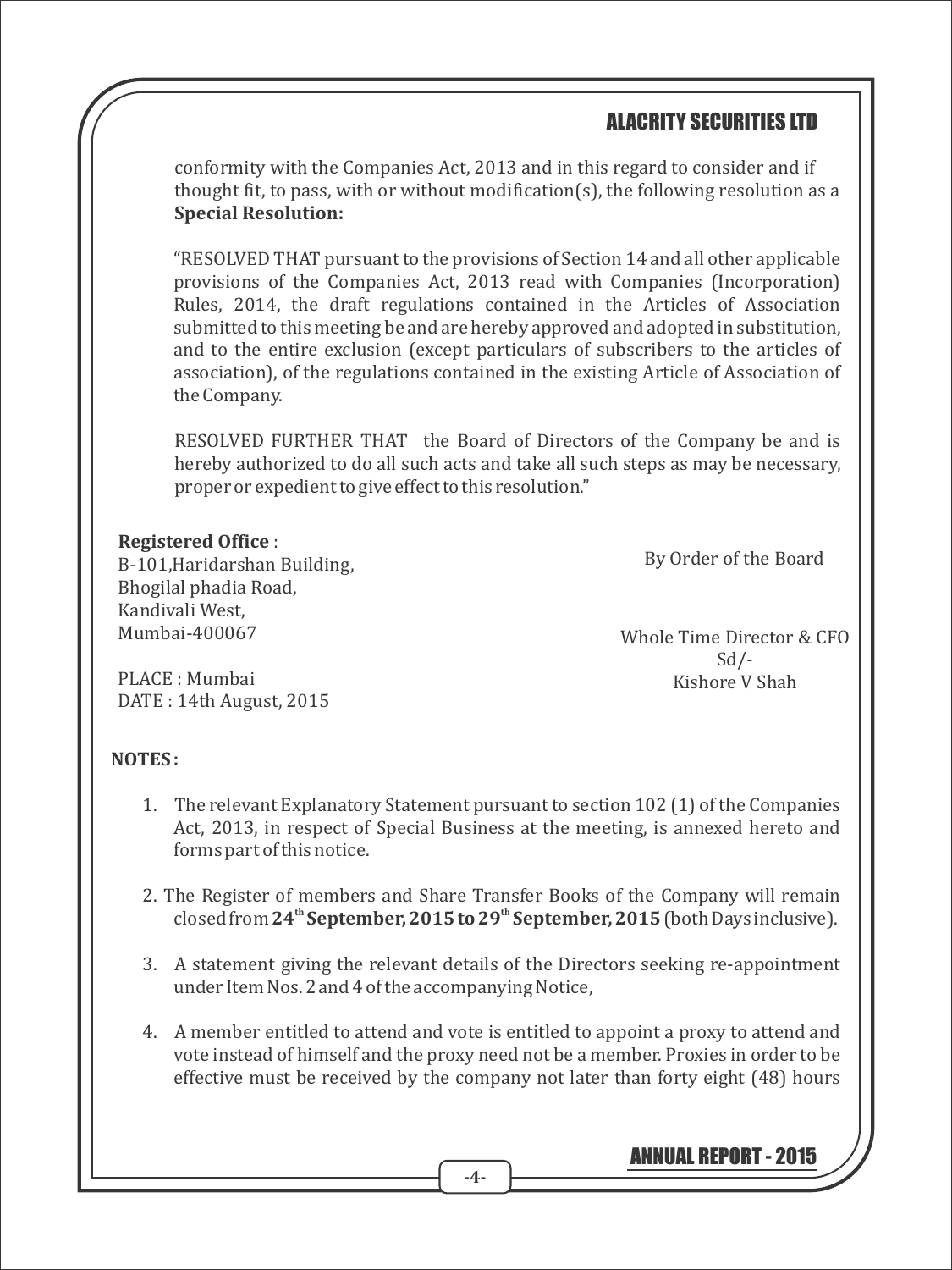conformity with the Companies Act, 2013 and in this regard to consider and if thought fit, to pass, with or without modification(s), the following resolution as a **Special Resolution:**

"RESOLVED THAT pursuant to the provisions of Section 14 and all other applicable provisions of the Companies Act, 2013 read with Companies (Incorporation) Rules, 2014, the draft regulations contained in the Articles of Association submitted to this meeting be and are hereby approved and adopted in substitution, and to the entire exclusion (except particulars of subscribers to the articles of association), of the regulations contained in the existing Article of Association of the Company.

RESOLVED FURTHER THAT the Board of Directors of the Company be and is hereby authorized to do all such acts and take all such steps as may be necessary, proper or expedient to give effect to this resolution."

**Registered Office** :
B-101,Haridarshan Building,
Bhogilal phadia Road,
Kandivali West,
Mumbai-400067

PLACE : Mumbai
DATE : 14th August, 2015

By Order of the Board

Whole Time Director & CFO
Sd/-
Kishore V Shah

**NOTES :**

1. The relevant Explanatory Statement pursuant to section 102 (1) of the Companies Act, 2013, in respect of Special Business at the meeting, is annexed hereto and forms part of this notice.

2. The Register of members and Share Transfer Books of the Company will remain closed from **24th September, 2015 to 29th September, 2015** (both Days inclusive).

3. A statement giving the relevant details of the Directors seeking re-appointment under Item Nos. 2 and 4 of the accompanying Notice,

4. A member entitled to attend and vote is entitled to appoint a proxy to attend and vote instead of himself and the proxy need not be a member. Proxies in order to be effective must be received by the company not later than forty eight (48) hours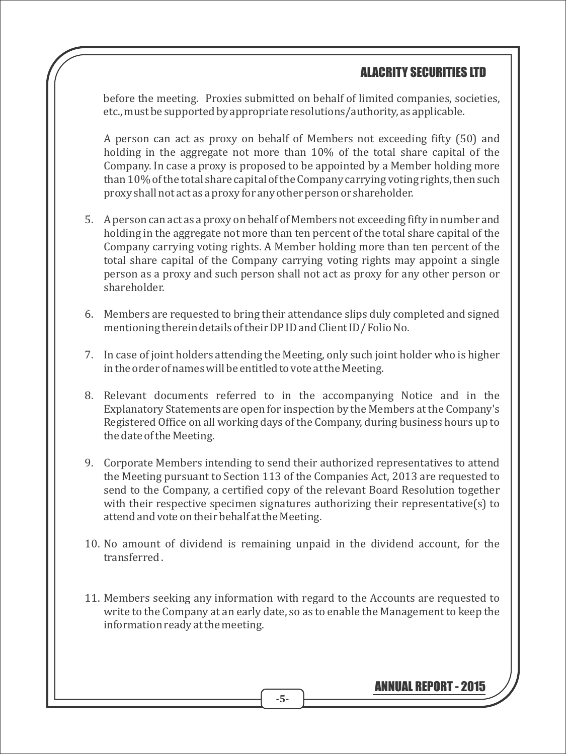before the meeting. Proxies submitted on behalf of limited companies, societies, etc., must be supported by appropriate resolutions/authority, as applicable.

A person can act as proxy on behalf of Members not exceeding fifty (50) and holding in the aggregate not more than 10% of the total share capital of the Company. In case a proxy is proposed to be appointed by a Member holding more than 10% of the total share capital of the Company carrying voting rights, then such proxy shall not act as a proxy for any other person or shareholder.

5. A person can act as a proxy on behalf of Members not exceeding fifty in number and holding in the aggregate not more than ten percent of the total share capital of the Company carrying voting rights. A Member holding more than ten percent of the total share capital of the Company carrying voting rights may appoint a single person as a proxy and such person shall not act as proxy for any other person or shareholder.

6. Members are requested to bring their attendance slips duly completed and signed mentioning therein details of their DP ID and Client ID / Folio No.

7. In case of joint holders attending the Meeting, only such joint holder who is higher in the order of names will be entitled to vote at the Meeting.

8. Relevant documents referred to in the accompanying Notice and in the Explanatory Statements are open for inspection by the Members at the Company's Registered Office on all working days of the Company, during business hours up to the date of the Meeting.

9. Corporate Members intending to send their authorized representatives to attend the Meeting pursuant to Section 113 of the Companies Act, 2013 are requested to send to the Company, a certified copy of the relevant Board Resolution together with their respective specimen signatures authorizing their representative(s) to attend and vote on their behalf at the Meeting.

10. No amount of dividend is remaining unpaid in the dividend account, for the transferred .

11. Members seeking any information with regard to the Accounts are requested to write to the Company at an early date, so as to enable the Management to keep the information ready at the meeting.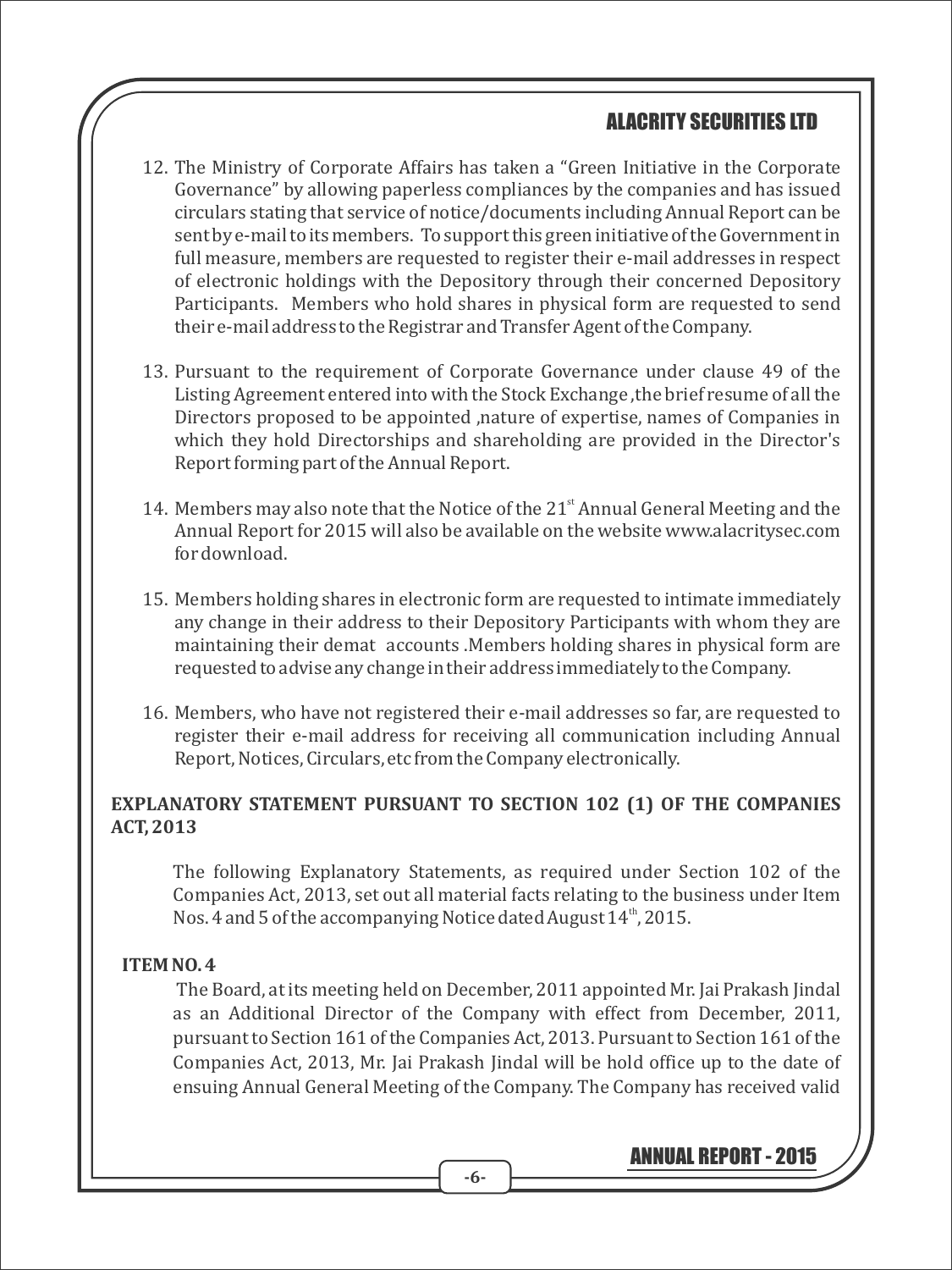12. The Ministry of Corporate Affairs has taken a "Green Initiative in the Corporate Governance" by allowing paperless compliances by the companies and has issued circulars stating that service of notice/documents including Annual Report can be sent by e-mail to its members. To support this green initiative of the Government in full measure, members are requested to register their e-mail addresses in respect of electronic holdings with the Depository through their concerned Depository Participants. Members who hold shares in physical form are requested to send their e-mail address to the Registrar and Transfer Agent of the Company.

13. Pursuant to the requirement of Corporate Governance under clause 49 of the Listing Agreement entered into with the Stock Exchange ,the brief resume of all the Directors proposed to be appointed ,nature of expertise, names of Companies in which they hold Directorships and shareholding are provided in the Director's Report forming part of the Annual Report.

14. Members may also note that the Notice of the 21st Annual General Meeting and the Annual Report for 2015 will also be available on the website www.alacritysec.com for download.

15. Members holding shares in electronic form are requested to intimate immediately any change in their address to their Depository Participants with whom they are maintaining their demat accounts .Members holding shares in physical form are requested to advise any change in their address immediately to the Company.

16. Members, who have not registered their e-mail addresses so far, are requested to register their e-mail address for receiving all communication including Annual Report, Notices, Circulars, etc from the Company electronically.

**EXPLANATORY STATEMENT PURSUANT TO SECTION 102 (1) OF THE COMPANIES ACT, 2013**

The following Explanatory Statements, as required under Section 102 of the Companies Act, 2013, set out all material facts relating to the business under Item Nos. 4 and 5 of the accompanying Notice dated August 14th, 2015.

**ITEM NO. 4**

The Board, at its meeting held on December, 2011 appointed Mr. Jai Prakash Jindal as an Additional Director of the Company with effect from December, 2011, pursuant to Section 161 of the Companies Act, 2013. Pursuant to Section 161 of the Companies Act, 2013, Mr. Jai Prakash Jindal will be hold office up to the date of ensuing Annual General Meeting of the Company. The Company has received valid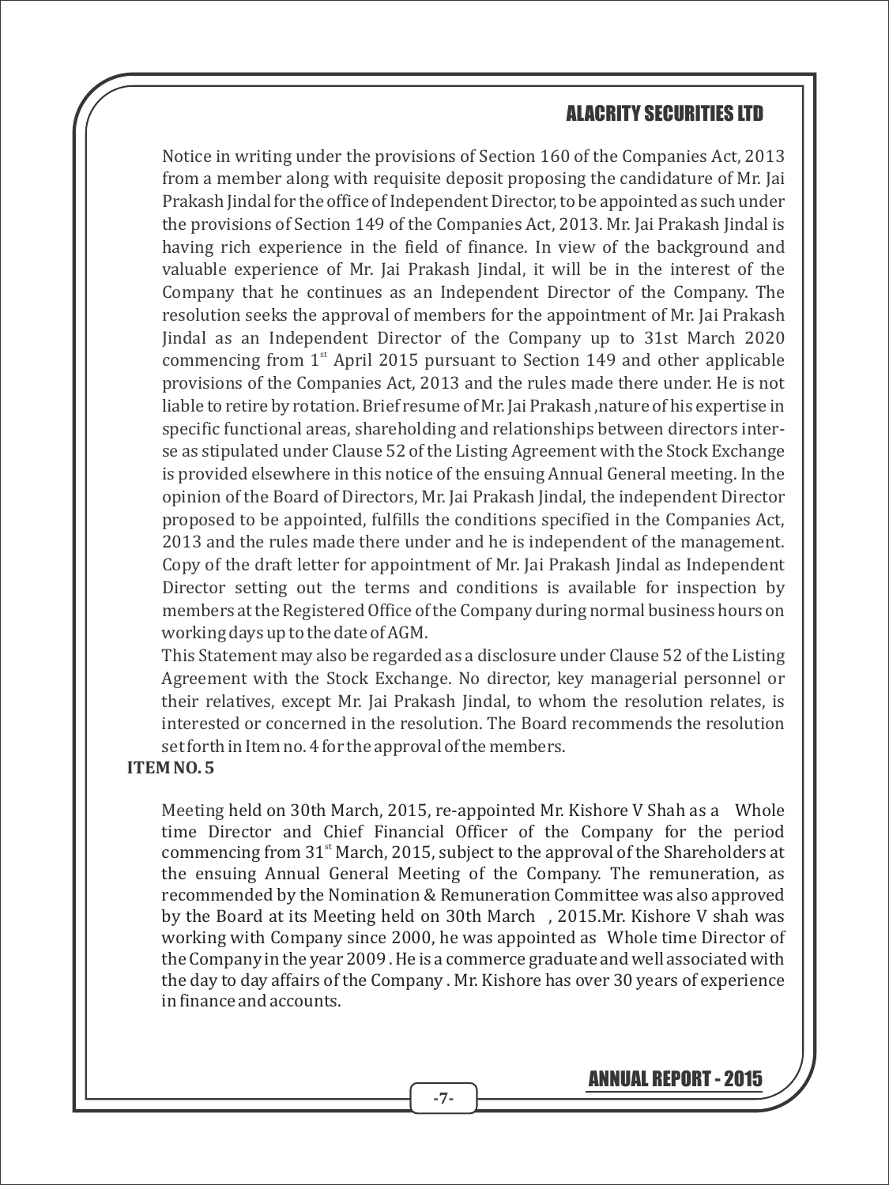Notice in writing under the provisions of Section 160 of the Companies Act, 2013 from a member along with requisite deposit proposing the candidature of Mr. Jai Prakash Jindal for the office of Independent Director, to be appointed as such under the provisions of Section 149 of the Companies Act, 2013. Mr. Jai Prakash Jindal is having rich experience in the field of finance. In view of the background and valuable experience of Mr. Jai Prakash Jindal, it will be in the interest of the Company that he continues as an Independent Director of the Company. The resolution seeks the approval of members for the appointment of Mr. Jai Prakash Jindal as an Independent Director of the Company up to 31st March 2020 commencing from 1st April 2015 pursuant to Section 149 and other applicable provisions of the Companies Act, 2013 and the rules made there under. He is not liable to retire by rotation. Brief resume of Mr. Jai Prakash ,nature of his expertise in specific functional areas, shareholding and relationships between directors inter-se as stipulated under Clause 52 of the Listing Agreement with the Stock Exchange is provided elsewhere in this notice of the ensuing Annual General meeting. In the opinion of the Board of Directors, Mr. Jai Prakash Jindal, the independent Director proposed to be appointed, fulfills the conditions specified in the Companies Act, 2013 and the rules made there under and he is independent of the management. Copy of the draft letter for appointment of Mr. Jai Prakash Jindal as Independent Director setting out the terms and conditions is available for inspection by members at the Registered Office of the Company during normal business hours on working days up to the date of AGM.

This Statement may also be regarded as a disclosure under Clause 52 of the Listing Agreement with the Stock Exchange. No director, key managerial personnel or their relatives, except Mr. Jai Prakash Jindal, to whom the resolution relates, is interested or concerned in the resolution. The Board recommends the resolution set forth in Item no. 4 for the approval of the members.

**ITEM NO. 5**

Meeting held on 30th March, 2015, re-appointed Mr. Kishore V Shah as a Whole time Director and Chief Financial Officer of the Company for the period commencing from 31st March, 2015, subject to the approval of the Shareholders at the ensuing Annual General Meeting of the Company. The remuneration, as recommended by the Nomination & Remuneration Committee was also approved by the Board at its Meeting held on 30th March , 2015.Mr. Kishore V shah was working with Company since 2000, he was appointed as Whole time Director of the Company in the year 2009 . He is a commerce graduate and well associated with the day to day affairs of the Company . Mr. Kishore has over 30 years of experience in finance and accounts.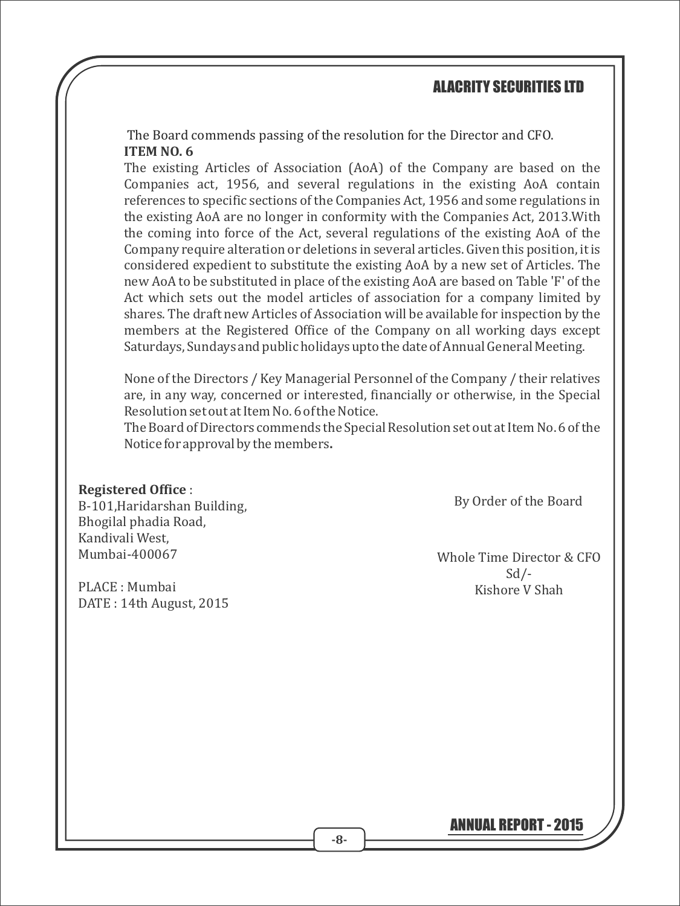The Board commends passing of the resolution for the Director and CFO.

**ITEM NO. 6**

The existing Articles of Association (AoA) of the Company are based on the Companies act, 1956, and several regulations in the existing AoA contain references to specific sections of the Companies Act, 1956 and some regulations in the existing AoA are no longer in conformity with the Companies Act, 2013.With the coming into force of the Act, several regulations of the existing AoA of the Company require alteration or deletions in several articles. Given this position, it is considered expedient to substitute the existing AoA by a new set of Articles. The new AoA to be substituted in place of the existing AoA are based on Table 'F' of the Act which sets out the model articles of association for a company limited by shares. The draft new Articles of Association will be available for inspection by the members at the Registered Office of the Company on all working days except Saturdays, Sundays and public holidays upto the date of Annual General Meeting.

None of the Directors / Key Managerial Personnel of the Company / their relatives are, in any way, concerned or interested, financially or otherwise, in the Special Resolution set out at Item No. 6 of the Notice.

The Board of Directors commends the Special Resolution set out at Item No. 6 of the Notice for approval by the members**.**

**Registered Office** :
B-101,Haridarshan Building,
Bhogilal phadia Road,
Kandivali West,
Mumbai-400067

PLACE : Mumbai
DATE : 14th August, 2015

By Order of the Board

Whole Time Director & CFO
Sd/-
Kishore V Shah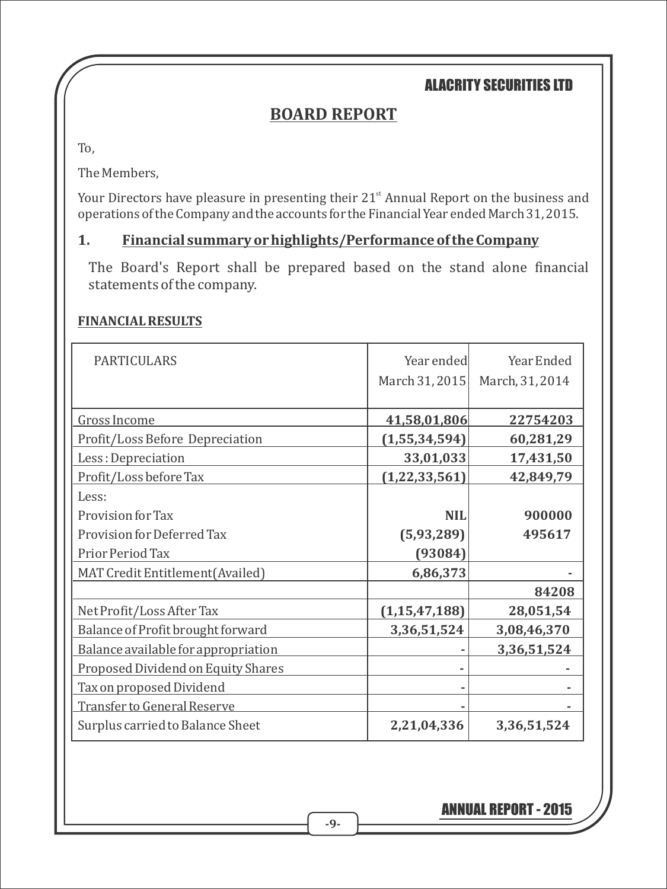# BOARD REPORT

To,

The Members,

Your Directors have pleasure in presenting their 21st Annual Report on the business and operations of the Company and the accounts for the Financial Year ended March 31, 2015.

## 1. Financial summary or highlights/Performance of the Company

The Board's Report shall be prepared based on the stand alone financial statements of the company.

**FINANCIAL RESULTS**

| PARTICULARS | Year ended March 31, 2015 | Year Ended March, 31, 2014 |
|---|---|---|
| Gross Income | **41,58,01,806** | **22754203** |
| Profit/Loss Before Depreciation | **(1,55,34,594)** | **60,281,29** |
| Less : Depreciation | **33,01,033** | **17,431,50** |
| Profit/Loss before Tax | **(1,22,33,561)** | **42,849,79** |
| Less: | | |
| Provision for Tax | **NIL** | **900000** |
| Provision for Deferred Tax | **(5,93,289)** | **495617** |
| Prior Period Tax | **(93084)** | |
| MAT Credit Entitlement(Availed) | **6,86,373** | **-** |
| | | **84208** |
| Net Profit/Loss After Tax | **(1,15,47,188)** | **28,051,54** |
| Balance of Profit brought forward | **3,36,51,524** | **3,08,46,370** |
| Balance available for appropriation | **-** | **3,36,51,524** |
| Proposed Dividend on Equity Shares | **-** | **-** |
| Tax on proposed Dividend | **-** | **-** |
| Transfer to General Reserve | **-** | **-** |
| Surplus carried to Balance Sheet | **2,21,04,336** | **3,36,51,524** |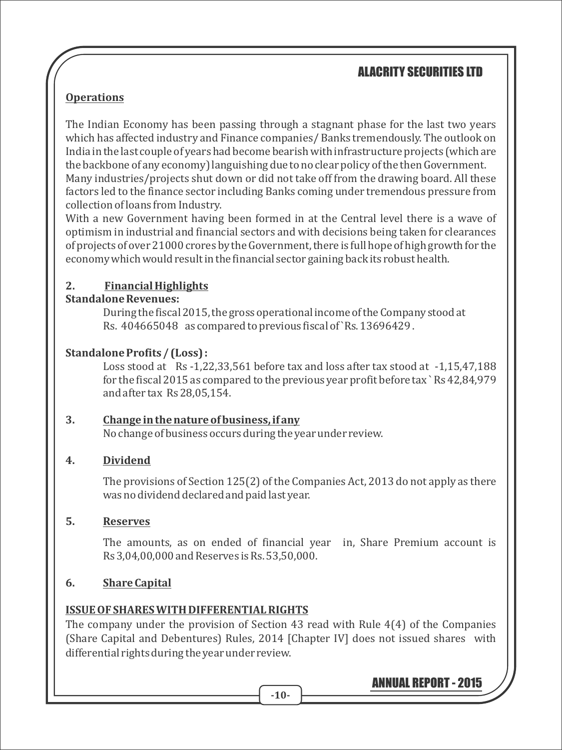**Operations**

The Indian Economy has been passing through a stagnant phase for the last two years which has affected industry and Finance companies/ Banks tremendously. The outlook on India in the last couple of years had become bearish with infrastructure projects (which are the backbone of any economy) languishing due to no clear policy of the then Government.
Many industries/projects shut down or did not take off from the drawing board. All these factors led to the finance sector including Banks coming under tremendous pressure from collection of loans from Industry.
With a new Government having been formed in at the Central level there is a wave of optimism in industrial and financial sectors and with decisions being taken for clearances of projects of over 21000 crores by the Government, there is full hope of high growth for the economy which would result in the financial sector gaining back its robust health.

**2. Financial Highlights**

**Standalone Revenues:**

During the fiscal 2015, the gross operational income of the Company stood at Rs. 404665048 as compared to previous fiscal of `Rs. 13696429 .

**Standalone Profits / (Loss) :**

Loss stood at Rs -1,22,33,561 before tax and loss after tax stood at -1,15,47,188 for the fiscal 2015 as compared to the previous year profit before tax ` Rs 42,84,979 and after tax Rs 28,05,154.

**3. Change in the nature of business, if any**

No change of business occurs during the year under review.

**4. Dividend**

The provisions of Section 125(2) of the Companies Act, 2013 do not apply as there was no dividend declared and paid last year.

**5. Reserves**

The amounts, as on ended of financial year in, Share Premium account is Rs 3,04,00,000 and Reserves is Rs. 53,50,000.

**6. Share Capital**

**ISSUE OF SHARES WITH DIFFERENTIAL RIGHTS**

The company under the provision of Section 43 read with Rule 4(4) of the Companies (Share Capital and Debentures) Rules, 2014 [Chapter IV] does not issued shares with differential rights during the year under review.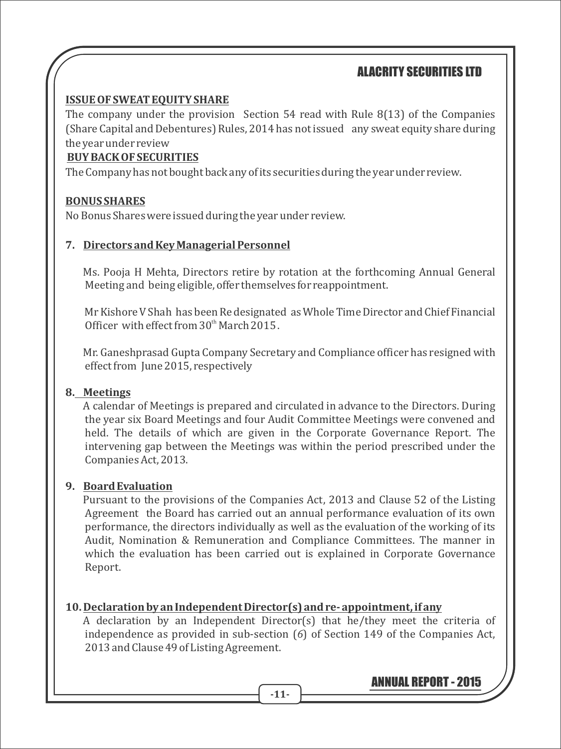**ISSUE OF SWEAT EQUITY SHARE**

The company under the provision Section 54 read with Rule 8(13) of the Companies (Share Capital and Debentures) Rules, 2014 has not issued any sweat equity share during the year under review

**BUY BACK OF SECURITIES**

The Company has not bought back any of its securities during the year under review.

**BONUS SHARES**

No Bonus Shares were issued during the year under review.

**7. Directors and Key Managerial Personnel**

Ms. Pooja H Mehta, Directors retire by rotation at the forthcoming Annual General Meeting and being eligible, offer themselves for reappointment.

Mr Kishore V Shah has been Re designated as Whole Time Director and Chief Financial Officer with effect from 30th March 2015.

Mr. Ganeshprasad Gupta Company Secretary and Compliance officer has resigned with effect from June 2015, respectively

**8. Meetings**

A calendar of Meetings is prepared and circulated in advance to the Directors. During the year six Board Meetings and four Audit Committee Meetings were convened and held. The details of which are given in the Corporate Governance Report. The intervening gap between the Meetings was within the period prescribed under the Companies Act, 2013.

**9. Board Evaluation**

Pursuant to the provisions of the Companies Act, 2013 and Clause 52 of the Listing Agreement the Board has carried out an annual performance evaluation of its own performance, the directors individually as well as the evaluation of the working of its Audit, Nomination & Remuneration and Compliance Committees. The manner in which the evaluation has been carried out is explained in Corporate Governance Report.

**10. Declaration by an Independent Director(s) and re- appointment, if any**

A declaration by an Independent Director(s) that he/they meet the criteria of independence as provided in sub-section (6) of Section 149 of the Companies Act, 2013 and Clause 49 of Listing Agreement.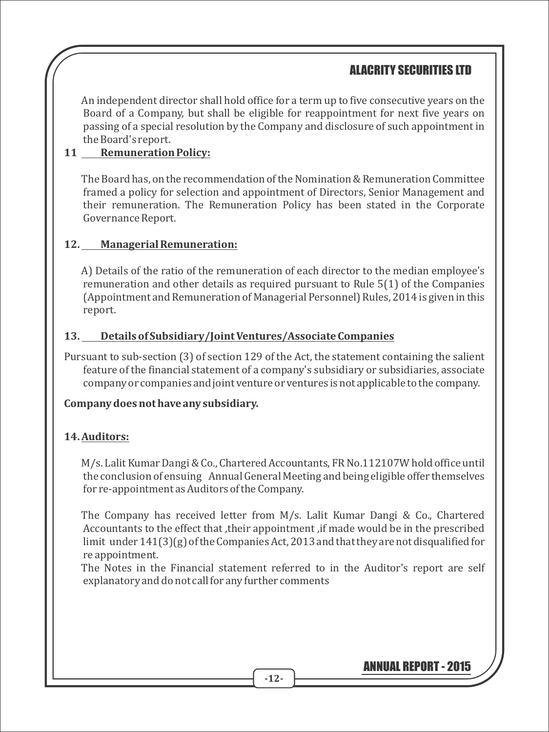An independent director shall hold office for a term up to five consecutive years on the Board of a Company, but shall be eligible for reappointment for next five years on passing of a special resolution by the Company and disclosure of such appointment in the Board's report.

## 11 Remuneration Policy:

The Board has, on the recommendation of the Nomination & Remuneration Committee framed a policy for selection and appointment of Directors, Senior Management and their remuneration. The Remuneration Policy has been stated in the Corporate Governance Report.

## 12. Managerial Remuneration:

A) Details of the ratio of the remuneration of each director to the median employee's remuneration and other details as required pursuant to Rule 5(1) of the Companies (Appointment and Remuneration of Managerial Personnel) Rules, 2014 is given in this report.

## 13. Details of Subsidiary/Joint Ventures/Associate Companies

Pursuant to sub-section (3) of section 129 of the Act, the statement containing the salient feature of the financial statement of a company's subsidiary or subsidiaries, associate company or companies and joint venture or ventures is not applicable to the company.

**Company does not have any subsidiary.**

## 14. Auditors:

M/s. Lalit Kumar Dangi & Co., Chartered Accountants, FR No.112107W hold office until the conclusion of ensuing Annual General Meeting and being eligible offer themselves for re-appointment as Auditors of the Company.

The Company has received letter from M/s. Lalit Kumar Dangi & Co., Chartered Accountants to the effect that ,their appointment ,if made would be in the prescribed limit under 141(3)(g) of the Companies Act, 2013 and that they are not disqualified for re appointment.

The Notes in the Financial statement referred to in the Auditor's report are self explanatory and do not call for any further comments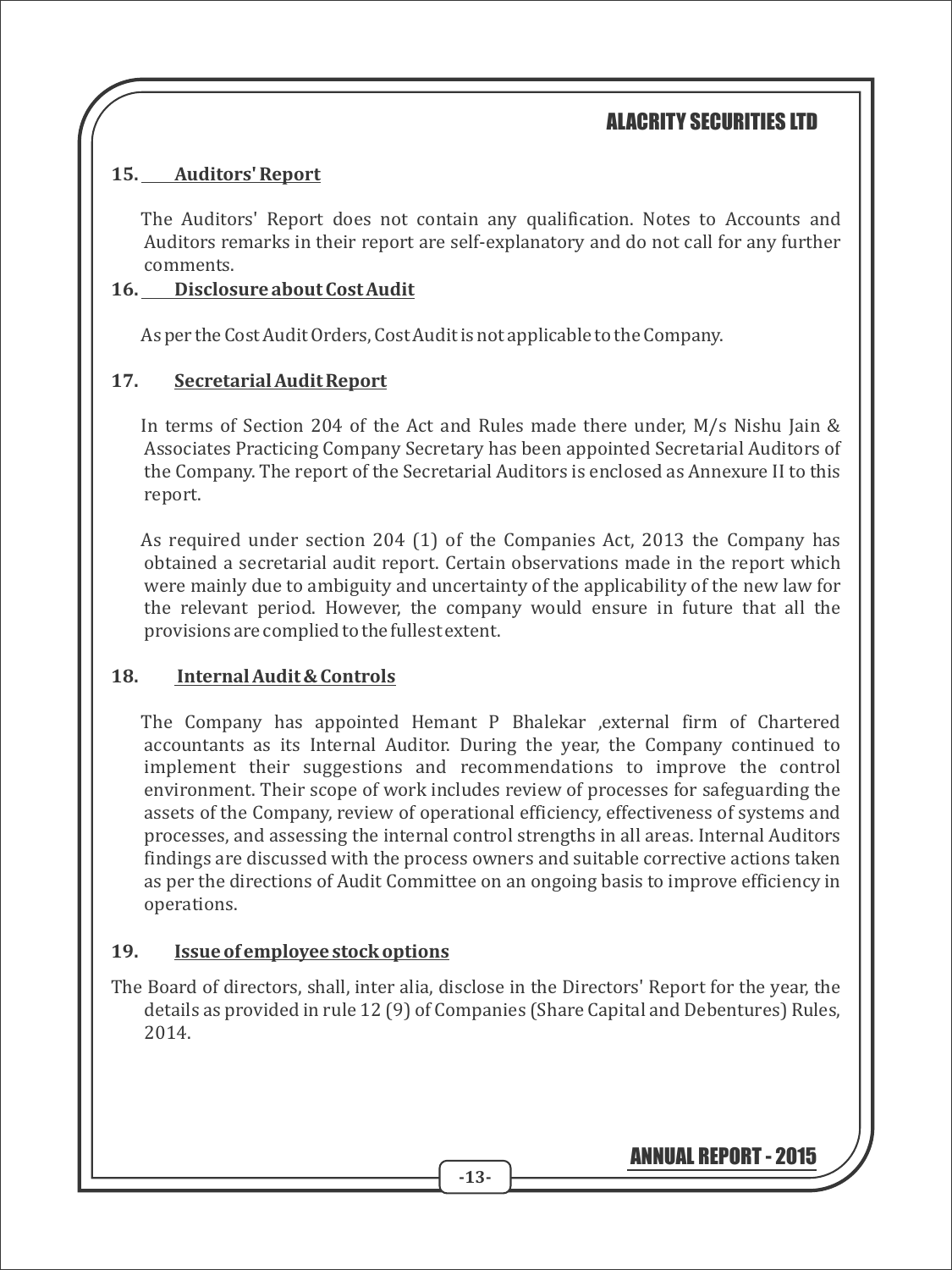**15. Auditors' Report**

The Auditors' Report does not contain any qualification. Notes to Accounts and Auditors remarks in their report are self-explanatory and do not call for any further comments.

**16. Disclosure about Cost Audit**

As per the Cost Audit Orders, Cost Audit is not applicable to the Company.

**17. Secretarial Audit Report**

In terms of Section 204 of the Act and Rules made there under, M/s Nishu Jain & Associates Practicing Company Secretary has been appointed Secretarial Auditors of the Company. The report of the Secretarial Auditors is enclosed as Annexure II to this report.

As required under section 204 (1) of the Companies Act, 2013 the Company has obtained a secretarial audit report. Certain observations made in the report which were mainly due to ambiguity and uncertainty of the applicability of the new law for the relevant period. However, the company would ensure in future that all the provisions are complied to the fullest extent.

**18. Internal Audit & Controls**

The Company has appointed Hemant P Bhalekar ,external firm of Chartered accountants as its Internal Auditor. During the year, the Company continued to implement their suggestions and recommendations to improve the control environment. Their scope of work includes review of processes for safeguarding the assets of the Company, review of operational efficiency, effectiveness of systems and processes, and assessing the internal control strengths in all areas. Internal Auditors findings are discussed with the process owners and suitable corrective actions taken as per the directions of Audit Committee on an ongoing basis to improve efficiency in operations.

**19. Issue of employee stock options**

The Board of directors, shall, inter alia, disclose in the Directors' Report for the year, the details as provided in rule 12 (9) of Companies (Share Capital and Debentures) Rules, 2014.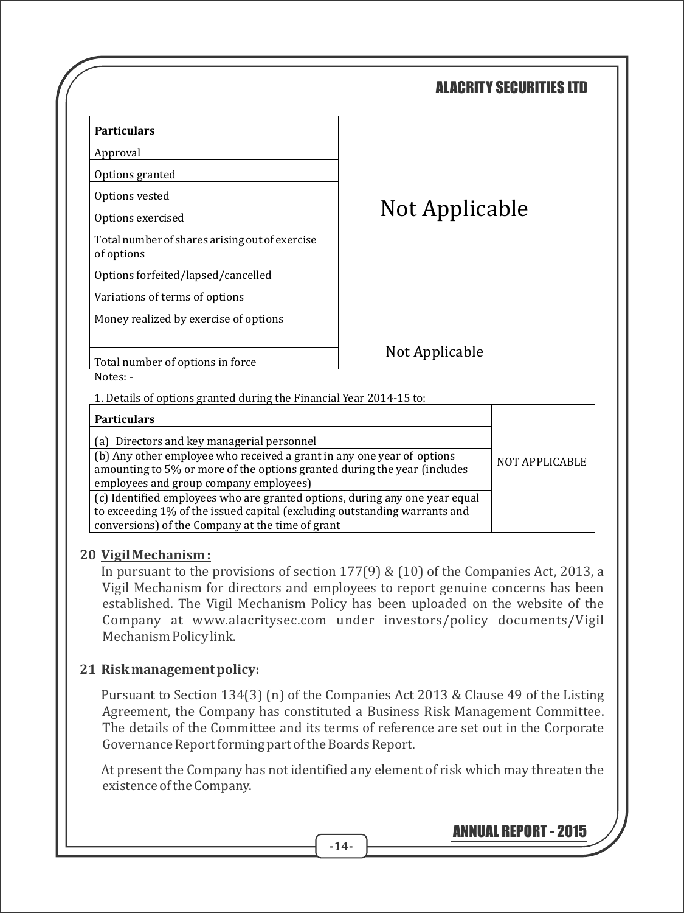| Particulars | |
|---|---|
| Approval | Not Applicable |
| Options granted | |
| Options vested | |
| Options exercised | |
| Total number of shares arising out of exercise of options | |
| Options forfeited/lapsed/cancelled | |
| Variations of terms of options | |
| Money realized by exercise of options | |
| | Not Applicable |
| Total number of options in force | |

Notes: -

1. Details of options granted during the Financial Year 2014-15 to:

| Particulars | |
|---|---|
| (a) Directors and key managerial personnel | NOT APPLICABLE |
| (b) Any other employee who received a grant in any one year of options amounting to 5% or more of the options granted during the year (includes employees and group company employees) | |
| (c) Identified employees who are granted options, during any one year equal to exceeding 1% of the issued capital (excluding outstanding warrants and conversions) of the Company at the time of grant | |

**20 Vigil Mechanism :**

In pursuant to the provisions of section 177(9) & (10) of the Companies Act, 2013, a Vigil Mechanism for directors and employees to report genuine concerns has been established. The Vigil Mechanism Policy has been uploaded on the website of the Company at www.alacritysec.com under investors/policy documents/Vigil Mechanism Policy link.

**21 Risk management policy:**

Pursuant to Section 134(3) (n) of the Companies Act 2013 & Clause 49 of the Listing Agreement, the Company has constituted a Business Risk Management Committee. The details of the Committee and its terms of reference are set out in the Corporate Governance Report forming part of the Boards Report.

At present the Company has not identified any element of risk which may threaten the existence of the Company.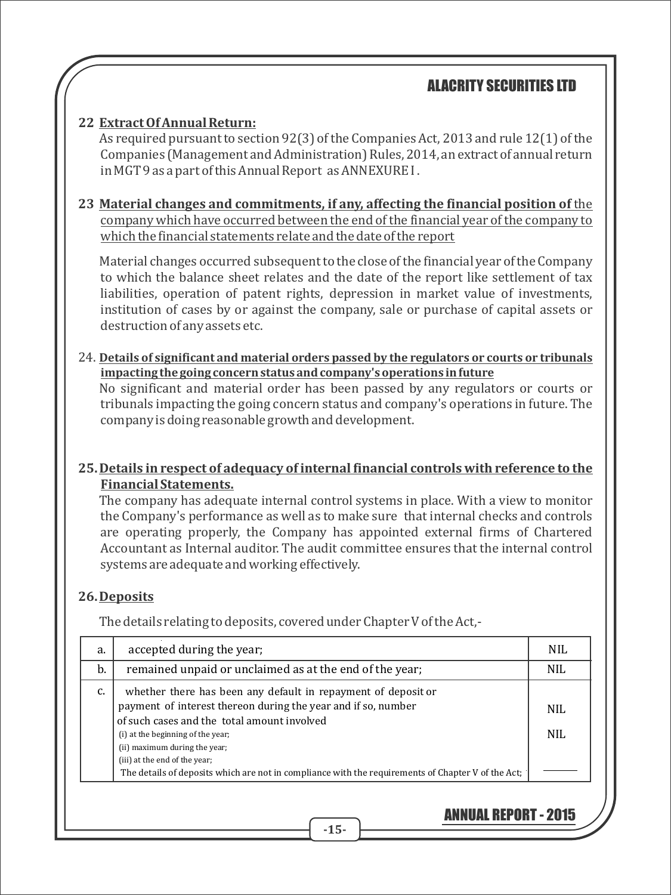## 22 Extract Of Annual Return:

As required pursuant to section 92(3) of the Companies Act, 2013 and rule 12(1) of the Companies (Management and Administration) Rules, 2014, an extract of annual return in MGT 9 as a part of this Annual Report as ANNEXURE I .

## 23 Material changes and commitments, if any, affecting the financial position of the company which have occurred between the end of the financial year of the company to which the financial statements relate and the date of the report

Material changes occurred subsequent to the close of the financial year of the Company to which the balance sheet relates and the date of the report like settlement of tax liabilities, operation of patent rights, depression in market value of investments, institution of cases by or against the company, sale or purchase of capital assets or destruction of any assets etc.

## 24. Details of significant and material orders passed by the regulators or courts or tribunals impacting the going concern status and company's operations in future

No significant and material order has been passed by any regulators or courts or tribunals impacting the going concern status and company's operations in future. The company is doing reasonable growth and development.

## 25. Details in respect of adequacy of internal financial controls with reference to the Financial Statements.

The company has adequate internal control systems in place. With a view to monitor the Company's performance as well as to make sure that internal checks and controls are operating properly, the Company has appointed external firms of Chartered Accountant as Internal auditor. The audit committee ensures that the internal control systems are adequate and working effectively.

## 26. Deposits

The details relating to deposits, covered under Chapter V of the Act,-

| | | |
|---|---|---|
| a. | accepted during the year; | NIL |
| b. | remained unpaid or unclaimed as at the end of the year; | NIL |
| c. | whether there has been any default in repayment of deposit or payment of interest thereon during the year and if so, number of such cases and the total amount involved<br>(i) at the beginning of the year;<br>(ii) maximum during the year;<br>(iii) at the end of the year;<br>The details of deposits which are not in compliance with the requirements of Chapter V of the Act; | NIL<br>NIL<br>——— |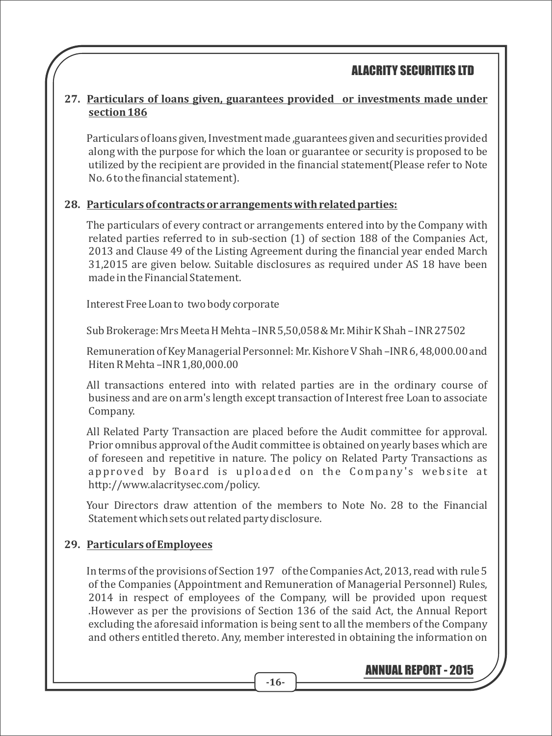**27. Particulars of loans given, guarantees provided or investments made under section 186**

Particulars of loans given, Investment made ,guarantees given and securities provided along with the purpose for which the loan or guarantee or security is proposed to be utilized by the recipient are provided in the financial statement(Please refer to Note No. 6 to the financial statement).

**28. Particulars of contracts or arrangements with related parties:**

The particulars of every contract or arrangements entered into by the Company with related parties referred to in sub-section (1) of section 188 of the Companies Act, 2013 and Clause 49 of the Listing Agreement during the financial year ended March 31,2015 are given below. Suitable disclosures as required under AS 18 have been made in the Financial Statement.

Interest Free Loan to two body corporate

Sub Brokerage: Mrs Meeta H Mehta –INR 5,50,058 & Mr. Mihir K Shah – INR 27502

Remuneration of Key Managerial Personnel: Mr. Kishore V Shah –INR 6, 48,000.00 and Hiten R Mehta –INR 1,80,000.00

All transactions entered into with related parties are in the ordinary course of business and are on arm's length except transaction of Interest free Loan to associate Company.

All Related Party Transaction are placed before the Audit committee for approval. Prior omnibus approval of the Audit committee is obtained on yearly bases which are of foreseen and repetitive in nature. The policy on Related Party Transactions as approved by Board is uploaded on the Company's website at http://www.alacritysec.com/policy.

Your Directors draw attention of the members to Note No. 28 to the Financial Statement which sets out related party disclosure.

**29. Particulars of Employees**

In terms of the provisions of Section 197 of the Companies Act, 2013, read with rule 5 of the Companies (Appointment and Remuneration of Managerial Personnel) Rules, 2014 in respect of employees of the Company, will be provided upon request .However as per the provisions of Section 136 of the said Act, the Annual Report excluding the aforesaid information is being sent to all the members of the Company and others entitled thereto. Any, member interested in obtaining the information on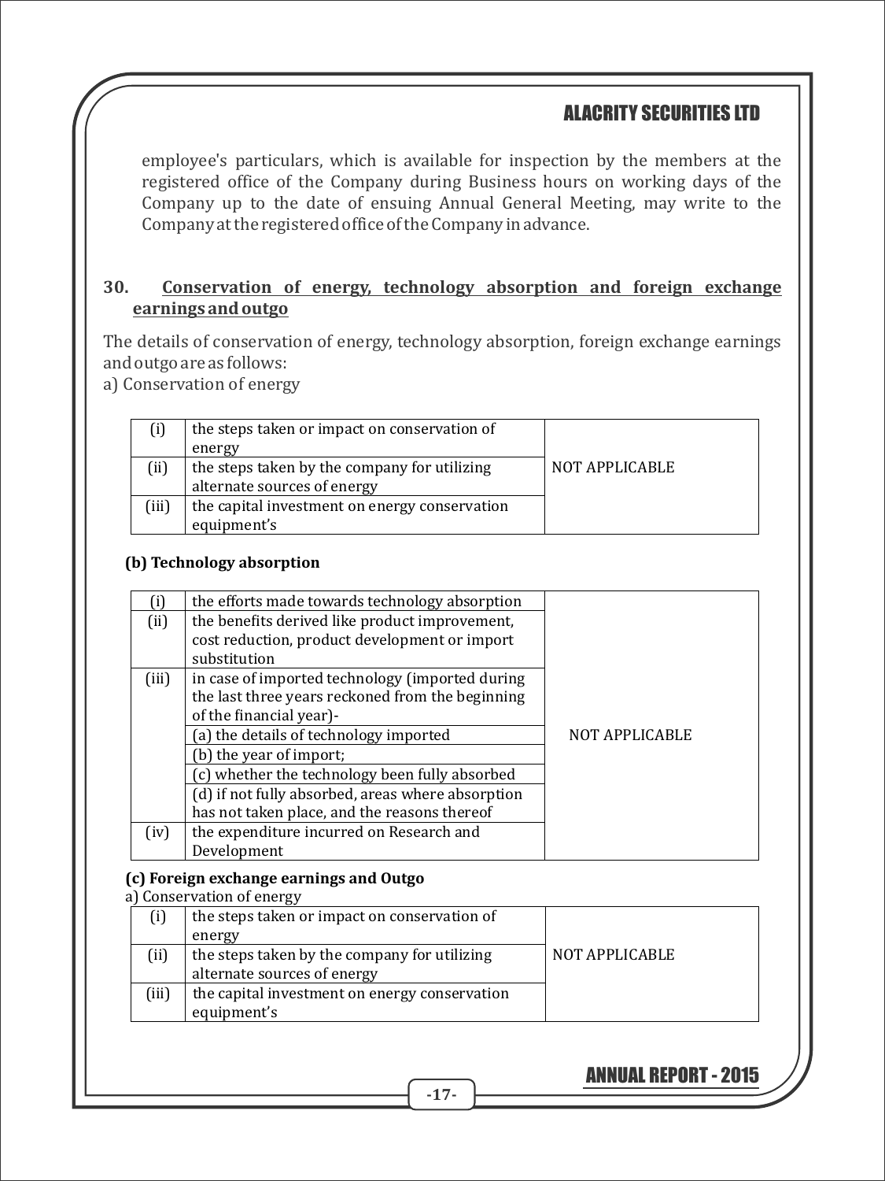employee's particulars, which is available for inspection by the members at the registered office of the Company during Business hours on working days of the Company up to the date of ensuing Annual General Meeting, may write to the Company at the registered office of the Company in advance.

## 30. Conservation of energy, technology absorption and foreign exchange earnings and outgo

The details of conservation of energy, technology absorption, foreign exchange earnings and outgo are as follows:

a) Conservation of energy

| | | |
|---|---|---|
| (i) | the steps taken or impact on conservation of energy | NOT APPLICABLE |
| (ii) | the steps taken by the company for utilizing alternate sources of energy | |
| (iii) | the capital investment on energy conservation equipment's | |

**(b) Technology absorption**

| | | |
|---|---|---|
| (i) | the efforts made towards technology absorption | NOT APPLICABLE |
| (ii) | the benefits derived like product improvement, cost reduction, product development or import substitution | |
| (iii) | in case of imported technology (imported during the last three years reckoned from the beginning of the financial year)- | |
| | (a) the details of technology imported | |
| | (b) the year of import; | |
| | (c) whether the technology been fully absorbed | |
| | (d) if not fully absorbed, areas where absorption has not taken place, and the reasons thereof | |
| (iv) | the expenditure incurred on Research and Development | |

**(c) Foreign exchange earnings and Outgo**

a) Conservation of energy

| | | |
|---|---|---|
| (i) | the steps taken or impact on conservation of energy | NOT APPLICABLE |
| (ii) | the steps taken by the company for utilizing alternate sources of energy | |
| (iii) | the capital investment on energy conservation equipment's | |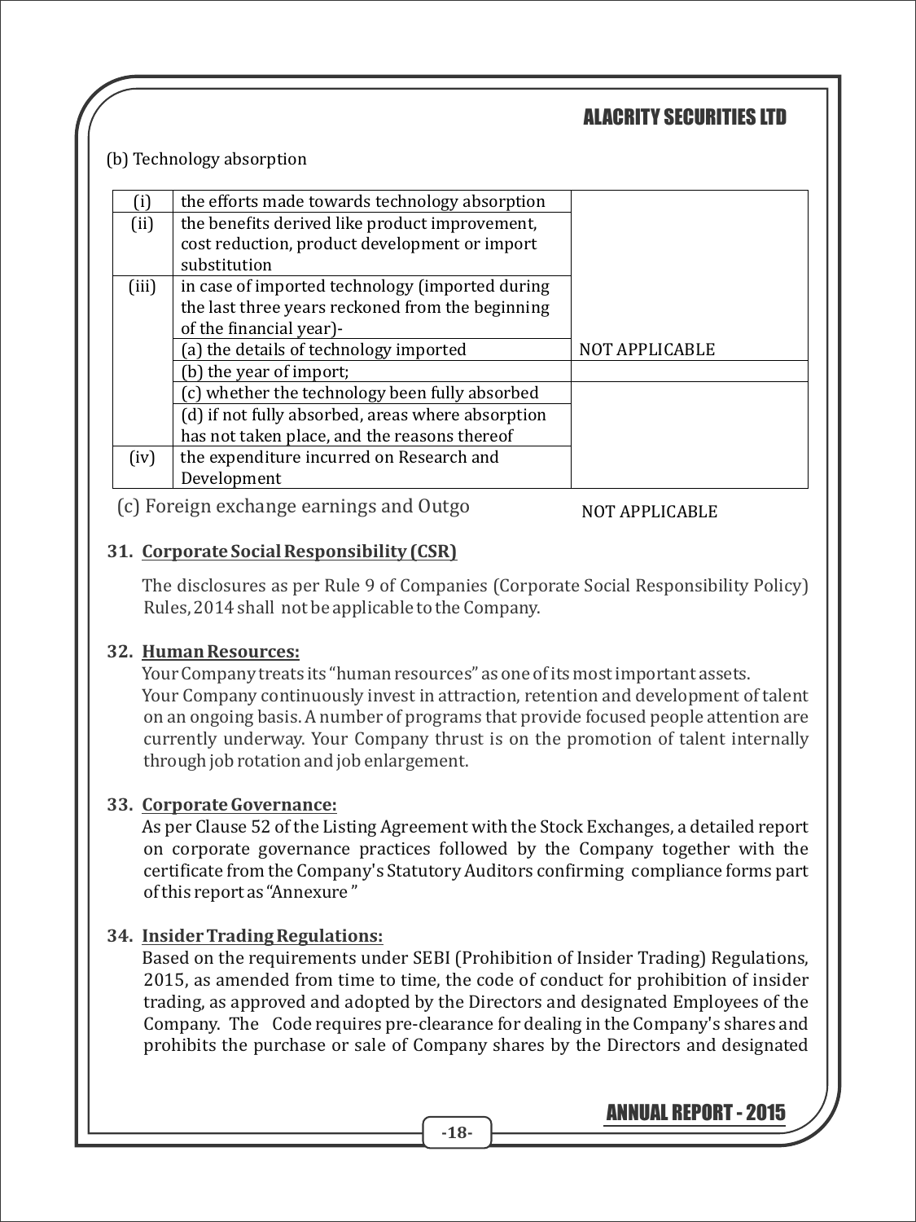(b) Technology absorption

| | | |
|---|---|---|
| (i) | the efforts made towards technology absorption | |
| (ii) | the benefits derived like product improvement, cost reduction, product development or import substitution | |
| (iii) | in case of imported technology (imported during the last three years reckoned from the beginning of the financial year)- | |
| | (a) the details of technology imported | NOT APPLICABLE |
| | (b) the year of import; | |
| | (c) whether the technology been fully absorbed | |
| | (d) if not fully absorbed, areas where absorption has not taken place, and the reasons thereof | |
| (iv) | the expenditure incurred on Research and Development | |

(c) Foreign exchange earnings and Outgo NOT APPLICABLE

**31. Corporate Social Responsibility (CSR)**

The disclosures as per Rule 9 of Companies (Corporate Social Responsibility Policy) Rules, 2014 shall not be applicable to the Company.

**32. Human Resources:**

Your Company treats its "human resources" as one of its most important assets.

Your Company continuously invest in attraction, retention and development of talent on an ongoing basis. A number of programs that provide focused people attention are currently underway. Your Company thrust is on the promotion of talent internally through job rotation and job enlargement.

**33. Corporate Governance:**

As per Clause 52 of the Listing Agreement with the Stock Exchanges, a detailed report on corporate governance practices followed by the Company together with the certificate from the Company's Statutory Auditors confirming compliance forms part of this report as "Annexure "

**34. Insider Trading Regulations:**

Based on the requirements under SEBI (Prohibition of Insider Trading) Regulations, 2015, as amended from time to time, the code of conduct for prohibition of insider trading, as approved and adopted by the Directors and designated Employees of the Company. The Code requires pre-clearance for dealing in the Company's shares and prohibits the purchase or sale of Company shares by the Directors and designated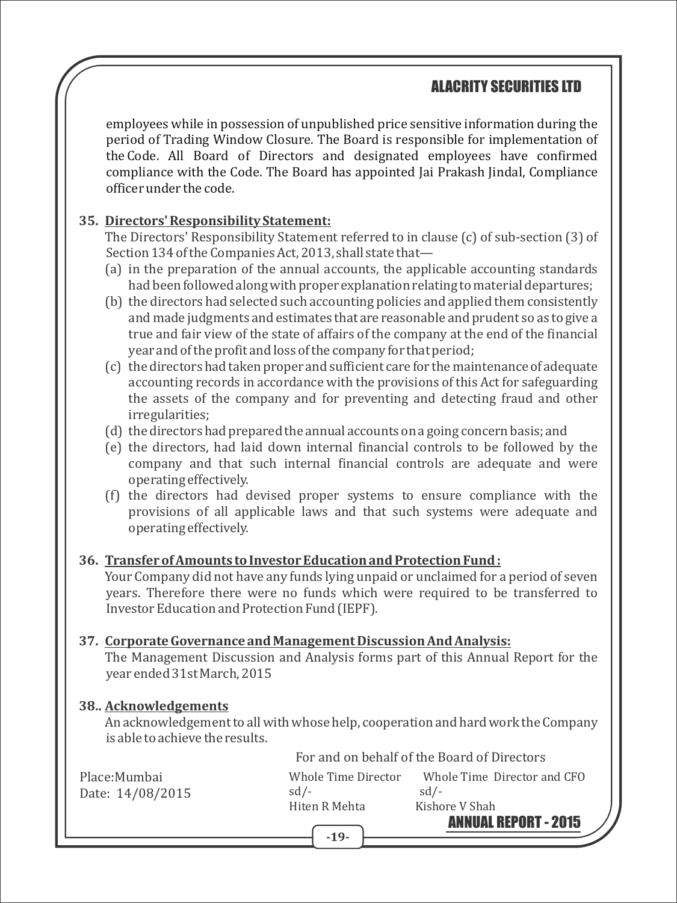employees while in possession of unpublished price sensitive information during the period of Trading Window Closure. The Board is responsible for implementation of the Code. All Board of Directors and designated employees have confirmed compliance with the Code. The Board has appointed Jai Prakash Jindal, Compliance officer under the code.

**35. Directors' Responsibility Statement:**

The Directors' Responsibility Statement referred to in clause (c) of sub-section (3) of Section 134 of the Companies Act, 2013, shall state that—

(a) in the preparation of the annual accounts, the applicable accounting standards had been followed along with proper explanation relating to material departures;

(b) the directors had selected such accounting policies and applied them consistently and made judgments and estimates that are reasonable and prudent so as to give a true and fair view of the state of affairs of the company at the end of the financial year and of the profit and loss of the company for that period;

(c) the directors had taken proper and sufficient care for the maintenance of adequate accounting records in accordance with the provisions of this Act for safeguarding the assets of the company and for preventing and detecting fraud and other irregularities;

(d) the directors had prepared the annual accounts on a going concern basis; and

(e) the directors, had laid down internal financial controls to be followed by the company and that such internal financial controls are adequate and were operating effectively.

(f) the directors had devised proper systems to ensure compliance with the provisions of all applicable laws and that such systems were adequate and operating effectively.

**36. Transfer of Amounts to Investor Education and Protection Fund :**

Your Company did not have any funds lying unpaid or unclaimed for a period of seven years. Therefore there were no funds which were required to be transferred to Investor Education and Protection Fund (IEPF).

**37. Corporate Governance and Management Discussion And Analysis:**

The Management Discussion and Analysis forms part of this Annual Report for the year ended 31st March, 2015

**38.. Acknowledgements**

An acknowledgement to all with whose help, cooperation and hard work the Company is able to achieve the results.

For and on behalf of the Board of Directors

Place:Mumbai
Date: 14/08/2015

| Whole Time Director | Whole Time Director and CFO |
|---|---|
| sd/- | sd/- |
| Hiten R Mehta | Kishore V Shah |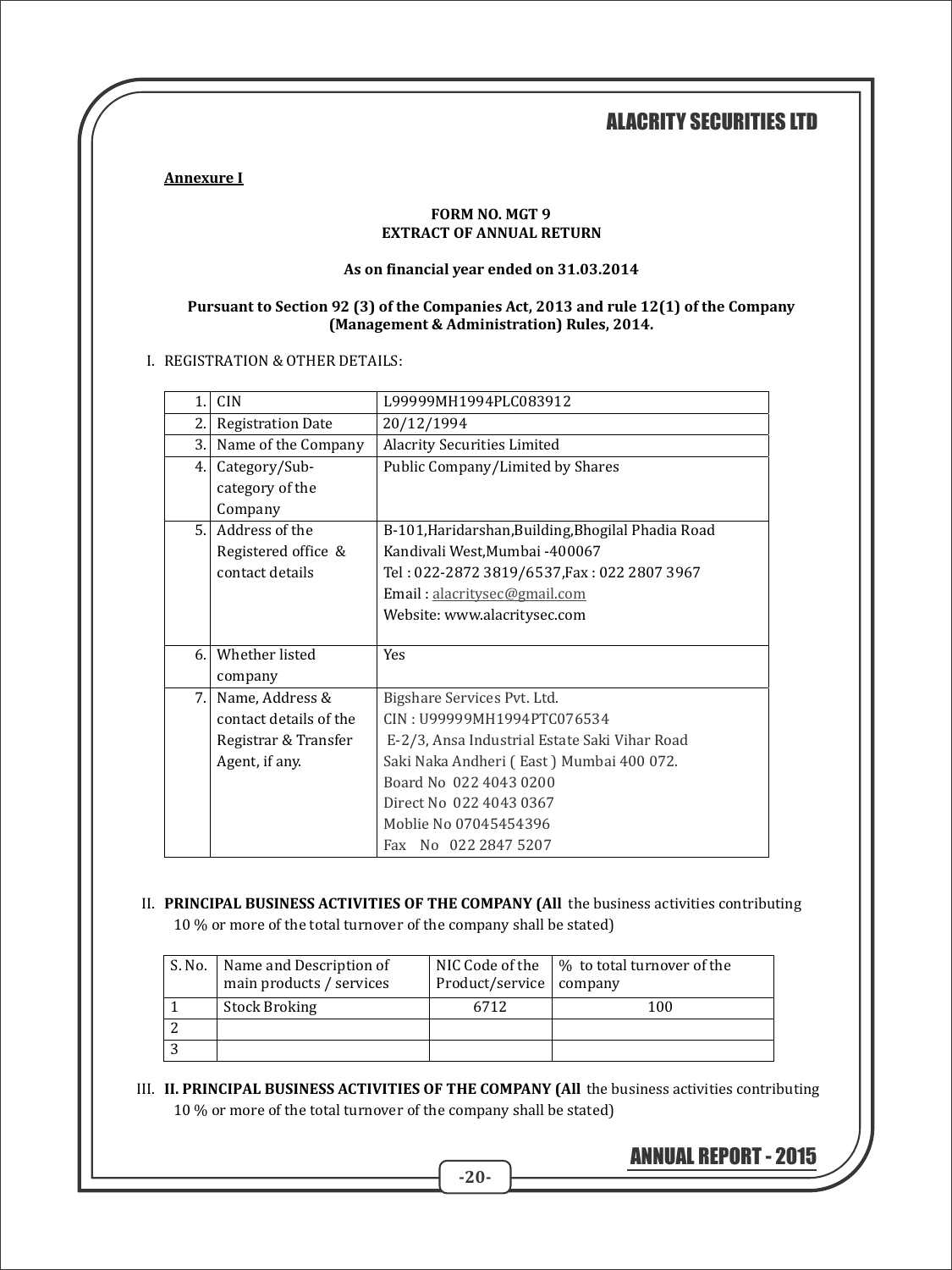**Annexure I**

**FORM NO. MGT 9**
**EXTRACT OF ANNUAL RETURN**

**As on financial year ended on 31.03.2014**

**Pursuant to Section 92 (3) of the Companies Act, 2013 and rule 12(1) of the Company (Management & Administration) Rules, 2014.**

I. REGISTRATION & OTHER DETAILS:

| | | |
|---|---|---|
| 1. | CIN | L99999MH1994PLC083912 |
| 2. | Registration Date | 20/12/1994 |
| 3. | Name of the Company | Alacrity Securities Limited |
| 4. | Category/Sub-category of the Company | Public Company/Limited by Shares |
| 5. | Address of the Registered office & contact details | B-101,Haridarshan,Building,Bhogilal Phadia Road Kandivali West,Mumbai -400067<br>Tel : 022-2872 3819/6537,Fax : 022 2807 3967<br>Email : alacritysec@gmail.com<br>Website: www.alacritysec.com |
| 6. | Whether listed company | Yes |
| 7. | Name, Address & contact details of the Registrar & Transfer Agent, if any. | Bigshare Services Pvt. Ltd.<br>CIN : U99999MH1994PTC076534<br>E-2/3, Ansa Industrial Estate Saki Vihar Road Saki Naka Andheri ( East ) Mumbai 400 072.<br>Board No 022 4043 0200<br>Direct No 022 4043 0367<br>Moblie No 07045454396<br>Fax No 022 2847 5207 |

II. **PRINCIPAL BUSINESS ACTIVITIES OF THE COMPANY (All** the business activities contributing 10 % or more of the total turnover of the company shall be stated)

| S. No. | Name and Description of main products / services | NIC Code of the Product/service | % to total turnover of the company |
|---|---|---|---|
| 1 | Stock Broking | 6712 | 100 |
| 2 | | | |
| 3 | | | |

III. **II. PRINCIPAL BUSINESS ACTIVITIES OF THE COMPANY (All** the business activities contributing 10 % or more of the total turnover of the company shall be stated)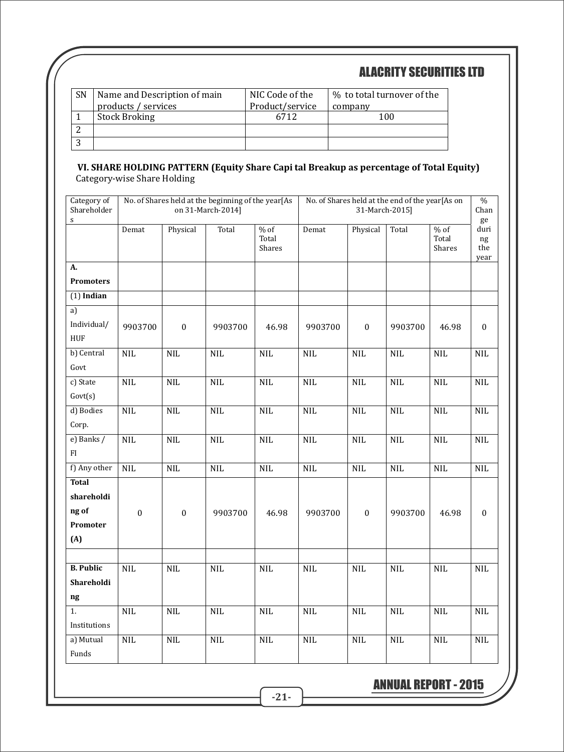| SN | Name and Description of main products / services | NIC Code of the Product/service | % to total turnover of the company |
|---|---|---|---|
| 1 | Stock Broking | 6712 | 100 |
| 2 | | | |
| 3 | | | |

**VI. SHARE HOLDING PATTERN (Equity Share Capi tal Breakup as percentage of Total Equity)**

Category-wise Share Holding

| Category of Shareholders | No. of Shares held at the beginning of the year[As on 31-March-2014] | | | | No. of Shares held at the end of the year[As on 31-March-2015] | | | | % Change during the year |
|---|---|---|---|---|---|---|---|---|---|
| | Demat | Physical | Total | % of Total Shares | Demat | Physical | Total | % of Total Shares | |
| **A. Promoters** | | | | | | | | | |
| (1) **Indian** | | | | | | | | | |
| a) Individual/ HUF | 9903700 | 0 | 9903700 | 46.98 | 9903700 | 0 | 9903700 | 46.98 | 0 |
| b) Central Govt | NIL | NIL | NIL | NIL | NIL | NIL | NIL | NIL | NIL |
| c) State Govt(s) | NIL | NIL | NIL | NIL | NIL | NIL | NIL | NIL | NIL |
| d) Bodies Corp. | NIL | NIL | NIL | NIL | NIL | NIL | NIL | NIL | NIL |
| e) Banks / FI | NIL | NIL | NIL | NIL | NIL | NIL | NIL | NIL | NIL |
| f) Any other | NIL | NIL | NIL | NIL | NIL | NIL | NIL | NIL | NIL |
| **Total shareholding of Promoter (A)** | 0 | 0 | 9903700 | 46.98 | 9903700 | 0 | 9903700 | 46.98 | 0 |
| | | | | | | | | | |
| **B. Public Shareholding** | NIL | NIL | NIL | NIL | NIL | NIL | NIL | NIL | NIL |
| 1. Institutions | NIL | NIL | NIL | NIL | NIL | NIL | NIL | NIL | NIL |
| a) Mutual Funds | NIL | NIL | NIL | NIL | NIL | NIL | NIL | NIL | NIL |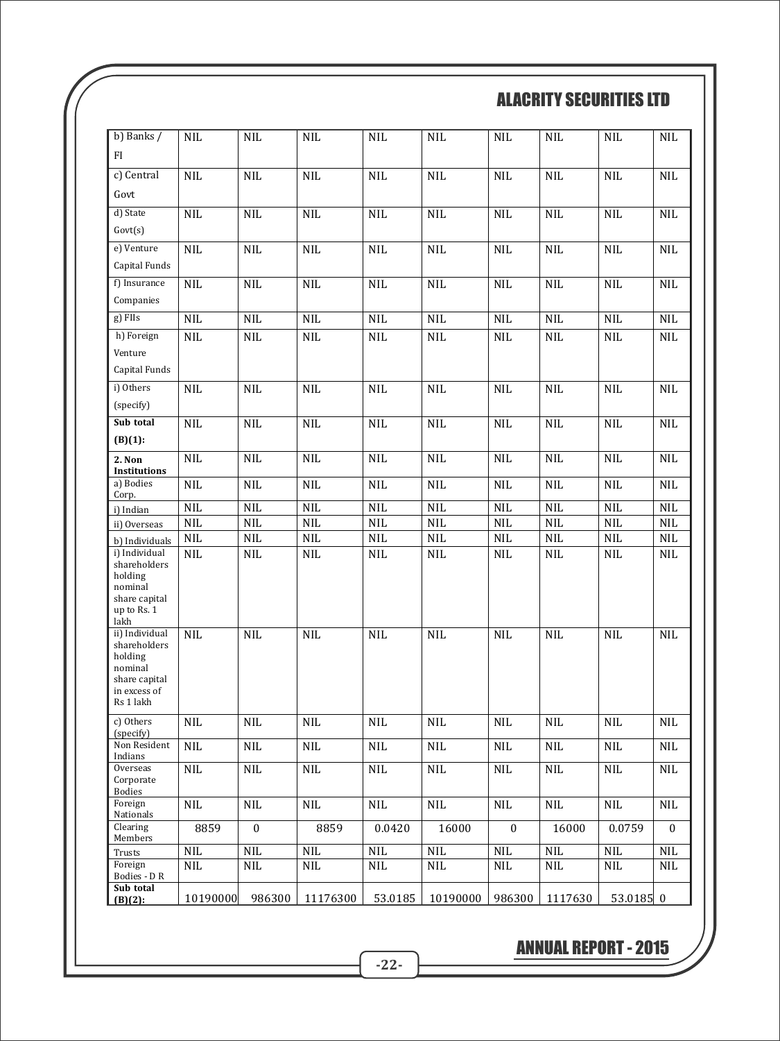| b) Banks / FI | NIL | NIL | NIL | NIL | NIL | NIL | NIL | NIL | NIL |
|---|---|---|---|---|---|---|---|---|---|
| c) Central Govt | NIL | NIL | NIL | NIL | NIL | NIL | NIL | NIL | NIL |
| d) State Govt(s) | NIL | NIL | NIL | NIL | NIL | NIL | NIL | NIL | NIL |
| e) Venture Capital Funds | NIL | NIL | NIL | NIL | NIL | NIL | NIL | NIL | NIL |
| f) Insurance Companies | NIL | NIL | NIL | NIL | NIL | NIL | NIL | NIL | NIL |
| g) FIIs | NIL | NIL | NIL | NIL | NIL | NIL | NIL | NIL | NIL |
| h) Foreign Venture Capital Funds | NIL | NIL | NIL | NIL | NIL | NIL | NIL | NIL | NIL |
| i) Others (specify) | NIL | NIL | NIL | NIL | NIL | NIL | NIL | NIL | NIL |
| **Sub total (B)(1):** | NIL | NIL | NIL | NIL | NIL | NIL | NIL | NIL | NIL |
| **2. Non Institutions** | NIL | NIL | NIL | NIL | NIL | NIL | NIL | NIL | NIL |
| a) Bodies Corp. | NIL | NIL | NIL | NIL | NIL | NIL | NIL | NIL | NIL |
| i) Indian | NIL | NIL | NIL | NIL | NIL | NIL | NIL | NIL | NIL |
| ii) Overseas | NIL | NIL | NIL | NIL | NIL | NIL | NIL | NIL | NIL |
| b) Individuals | NIL | NIL | NIL | NIL | NIL | NIL | NIL | NIL | NIL |
| i) Individual shareholders holding nominal share capital up to Rs. 1 lakh | NIL | NIL | NIL | NIL | NIL | NIL | NIL | NIL | NIL |
| ii) Individual shareholders holding nominal share capital in excess of Rs 1 lakh | NIL | NIL | NIL | NIL | NIL | NIL | NIL | NIL | NIL |
| c) Others (specify) | NIL | NIL | NIL | NIL | NIL | NIL | NIL | NIL | NIL |
| Non Resident Indians | NIL | NIL | NIL | NIL | NIL | NIL | NIL | NIL | NIL |
| Overseas Corporate Bodies | NIL | NIL | NIL | NIL | NIL | NIL | NIL | NIL | NIL |
| Foreign Nationals | NIL | NIL | NIL | NIL | NIL | NIL | NIL | NIL | NIL |
| Clearing Members | 8859 | 0 | 8859 | 0.0420 | 16000 | 0 | 16000 | 0.0759 | 0 |
| Trusts | NIL | NIL | NIL | NIL | NIL | NIL | NIL | NIL | NIL |
| Foreign Bodies - D R | NIL | NIL | NIL | NIL | NIL | NIL | NIL | NIL | NIL |
| **Sub total (B)(2):** | 10190000 | 986300 | 11176300 | 53.0185 | 10190000 | 986300 | 1117630 | 53.0185 | 0 |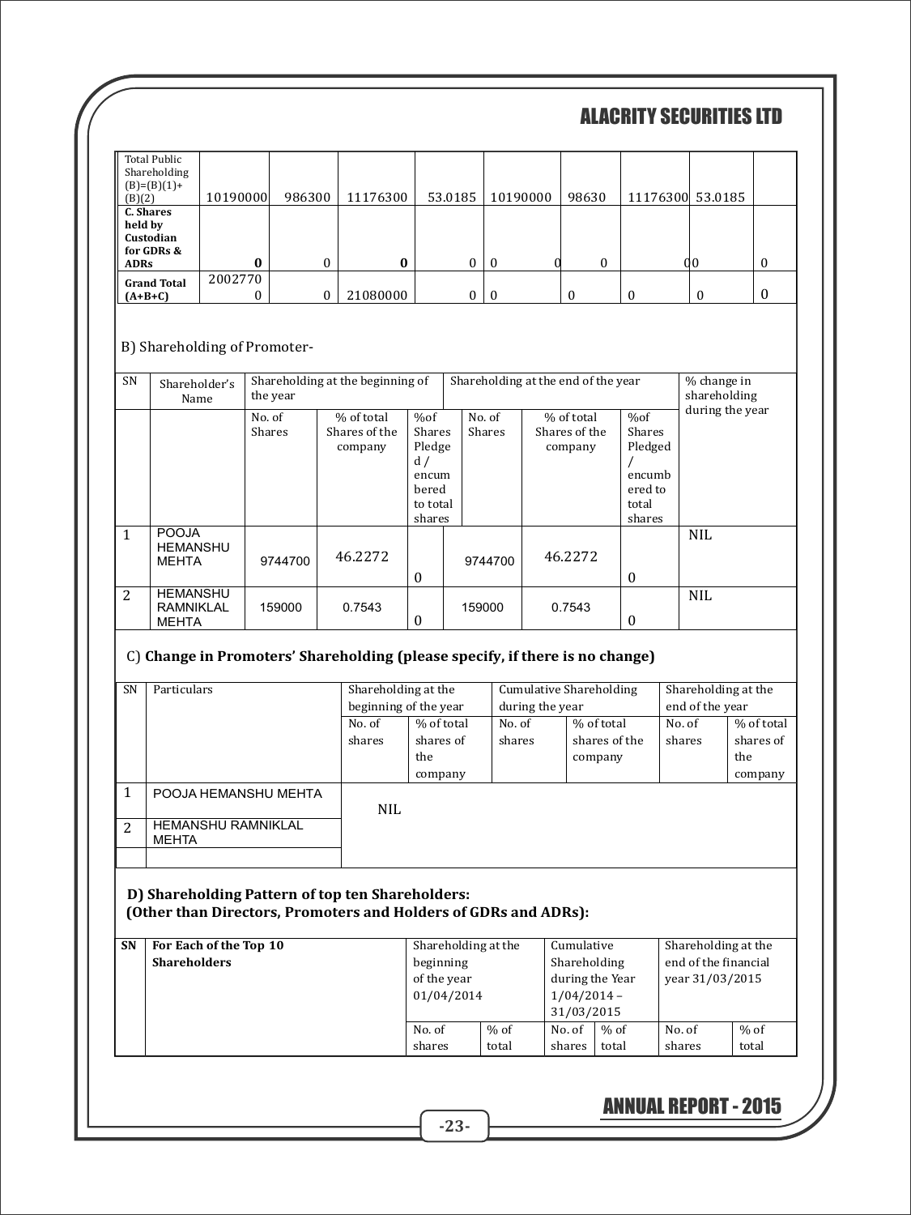| Total Public Shareholding (B)=(B)(1)+ (B)(2) | 10190000 | 986300 | 11176300 | 53.0185 | 10190000 | 98630 | 11176300 | 53.0185 | |
|---|---|---|---|---|---|---|---|---|---|
| **C. Shares held by Custodian for GDRs & ADRs** | **0** | 0 | **0** | 0 | 0 0 | 0 | 0 | 0 | 0 |
| **Grand Total (A+B+C)** | 20027700 | 0 | 21080000 | 0 | 0 | 0 | 0 | 0 | 0 |

B) Shareholding of Promoter-

| SN | Shareholder's Name | Shareholding at the beginning of the year | | | Shareholding at the end of the year | | | % change in shareholding during the year |
|---|---|---|---|---|---|---|---|---|
| | | No. of Shares | % of total Shares of the company | %of Shares Pledged / encumbered to total shares | No. of Shares | % of total Shares of the company | %of Shares Pledged / encumbered to total shares | |
| 1 | POOJA HEMANSHU MEHTA | 9744700 | 46.2272 | 0 | 9744700 | 46.2272 | 0 | NIL |
| 2 | HEMANSHU RAMNIKLAL MEHTA | 159000 | 0.7543 | 0 | 159000 | 0.7543 | 0 | NIL |

C) **Change in Promoters' Shareholding (please specify, if there is no change)**

| SN | Particulars | Shareholding at the beginning of the year | | Cumulative Shareholding during the year | | Shareholding at the end of the year | |
|---|---|---|---|---|---|---|---|
| | | No. of shares | % of total shares of the company | No. of shares | % of total shares of the company | No. of shares | % of total shares of the company |
| 1 | POOJA HEMANSHU MEHTA | NIL | | | | | |
| 2 | HEMANSHU RAMNIKLAL MEHTA | | | | | | |
| | | | | | | | |

**D) Shareholding Pattern of top ten Shareholders:**
**(Other than Directors, Promoters and Holders of GDRs and ADRs):**

| SN | For Each of the Top 10 Shareholders | Shareholding at the beginning of the year 01/04/2014 | | Cumulative Shareholding during the Year 1/04/2014 – 31/03/2015 | | Shareholding at the end of the financial year 31/03/2015 | |
|---|---|---|---|---|---|---|---|
| | | No. of shares | % of total | No. of shares | % of total | No. of shares | % of total |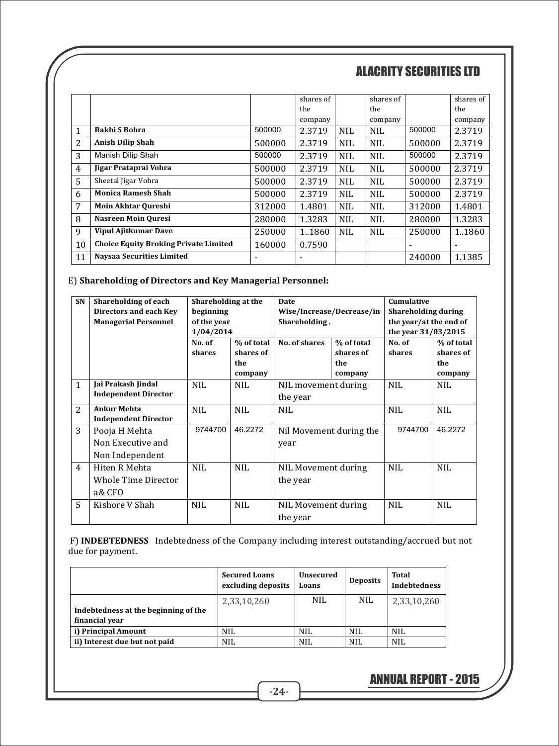|  |  |  | shares of the company |  | shares of the company |  | shares of the company |
|---|---|---|---|---|---|---|---|
| 1 | **Rakhi S Bohra** | 500000 | 2.3719 | NIL | NIL | 500000 | 2.3719 |
| 2 | **Anish Dilip Shah** | 500000 | 2.3719 | NIL | NIL | 500000 | 2.3719 |
| 3 | Manish Dilip Shah | 500000 | 2.3719 | NIL | NIL | 500000 | 2.3719 |
| 4 | **Jigar Prataprai Vohra** | 500000 | 2.3719 | NIL | NIL | 500000 | 2.3719 |
| 5 | Sheetal Jigar Vohra | 500000 | 2.3719 | NIL | NIL | 500000 | 2.3719 |
| 6 | **Monica Ramesh Shah** | 500000 | 2.3719 | NIL | NIL | 500000 | 2.3719 |
| 7 | **Moin Akhtar Qureshi** | 312000 | 1.4801 | NIL | NIL | 312000 | 1.4801 |
| 8 | **Nasreen Moin Quresi** | 280000 | 1.3283 | NIL | NIL | 280000 | 1.3283 |
| 9 | **Vipul Ajitkumar Dave** | 250000 | 1..1860 | NIL | NIL | 250000 | 1..1860 |
| 10 | **Choice Equity Broking Private Limited** | 160000 | 0.7590 |  |  | - | - |
| 11 | **Naysaa Securities Limited** | - | - |  |  | 240000 | 1.1385 |

E) **Shareholding of Directors and Key Managerial Personnel:**

| SN | Shareholding of each Directors and each Key Managerial Personnel | Shareholding at the beginning of the year 1/04/2014 |  | Date Wise/Increase/Decrease/in Shareholding . |  | Cumulative Shareholding during the year/at the end of the year 31/03/2015 |  |
|---|---|---|---|---|---|---|---|
|  |  | No. of shares | % of total shares of the company | No. of shares | % of total shares of the company | No. of shares | % of total shares of the company |
| 1 | **Jai Prakash Jindal Independent Director** | NIL | NIL | NIL movement during the year |  | NIL | NIL |
| 2 | **Ankur Mehta Independent Director** | NIL | NIL | NIL |  | NIL | NIL |
| 3 | Pooja H Mehta Non Executive and Non Independent | 9744700 | 46.2272 | Nil Movement during the year |  | 9744700 | 46.2272 |
| 4 | Hiten R Mehta Whole Time Director a& CFO | NIL | NIL | NIL Movement during the year |  | NIL | NIL |
| 5 | Kishore V Shah | NIL | NIL | NIL Movement during the year |  | NIL | NIL |

F) **INDEBTEDNESS** Indebtedness of the Company including interest outstanding/accrued but not due for payment.

|  | Secured Loans excluding deposits | Unsecured Loans | Deposits | Total Indebtedness |
|---|---|---|---|---|
| **Indebtedness at the beginning of the financial year** | 2,33,10,260 | NIL | NIL | 2,33,10,260 |
| **i) Principal Amount** | NIL | NIL | NIL | NIL |
| **ii) Interest due but not paid** | NIL | NIL | NIL | NIL |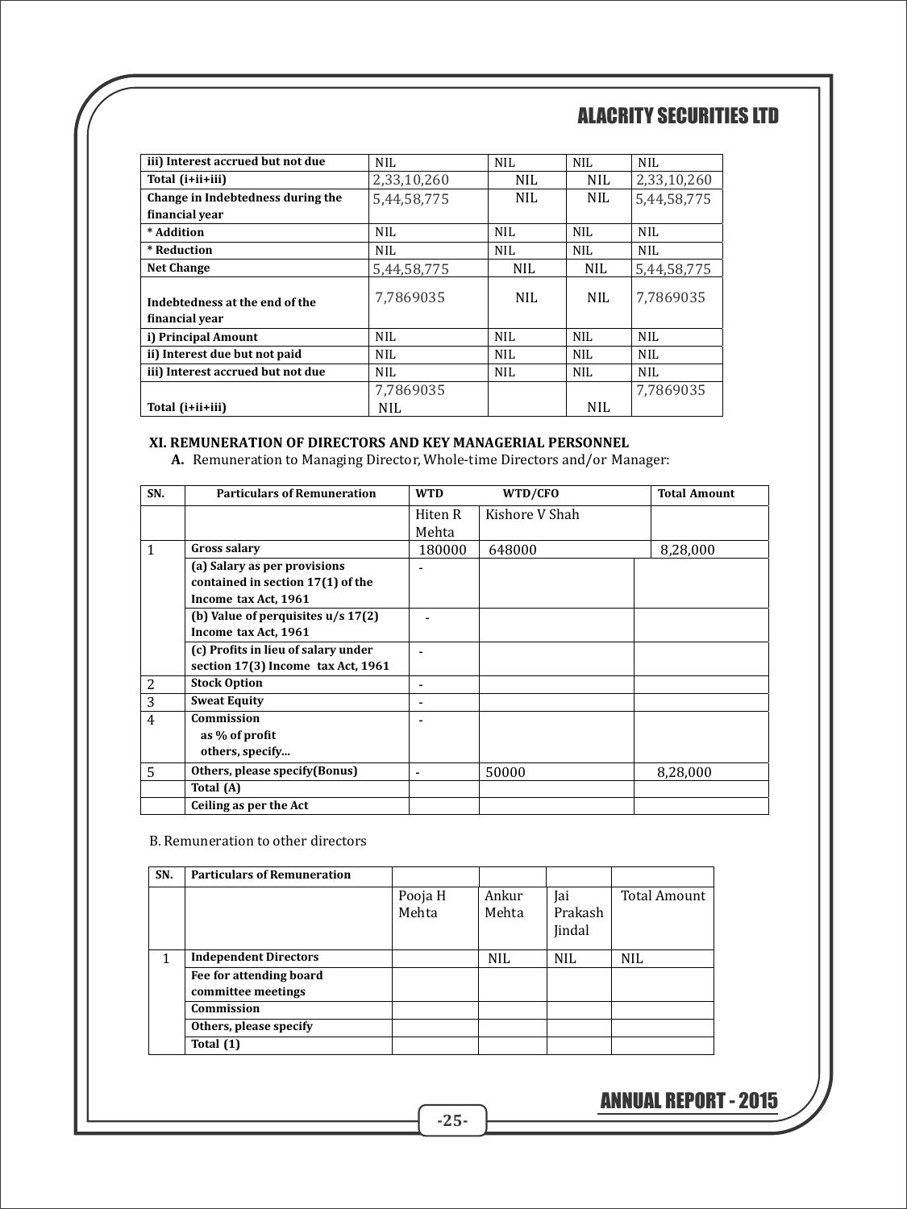| iii) Interest accrued but not due | NIL | NIL | NIL | NIL |
|---|---|---|---|---|
| Total (i+ii+iii) | 2,33,10,260 | NIL | NIL | 2,33,10,260 |
| Change in Indebtedness during the financial year | 5,44,58,775 | NIL | NIL | 5,44,58,775 |
| * Addition | NIL | NIL | NIL | NIL |
| * Reduction | NIL | NIL | NIL | NIL |
| Net Change | 5,44,58,775 | NIL | NIL | 5,44,58,775 |
| Indebtedness at the end of the financial year | 7,7869035 | NIL | NIL | 7,7869035 |
| i) Principal Amount | NIL | NIL | NIL | NIL |
| ii) Interest due but not paid | NIL | NIL | NIL | NIL |
| iii) Interest accrued but not due | NIL | NIL | NIL | NIL |
| Total (i+ii+iii) | 7,7869035 NIL | | NIL | 7,7869035 |

**XI. REMUNERATION OF DIRECTORS AND KEY MANAGERIAL PERSONNEL**

**A.** Remuneration to Managing Director, Whole-time Directors and/or Manager:

| SN. | Particulars of Remuneration | WTD | WTD/CFO | Total Amount |
|---|---|---|---|---|
| | | Hiten R Mehta | Kishore V Shah | |
| 1 | Gross salary | 180000 | 648000 | 8,28,000 |
| | (a) Salary as per provisions contained in section 17(1) of the Income tax Act, 1961 | - | | |
| | (b) Value of perquisites u/s 17(2) Income tax Act, 1961 | - | | |
| | (c) Profits in lieu of salary under section 17(3) Income tax Act, 1961 | - | | |
| 2 | Stock Option | - | | |
| 3 | Sweat Equity | - | | |
| 4 | Commission<br>as % of profit<br>others, specify... | - | | |
| 5 | Others, please specify(Bonus) | - | 50000 | 8,28,000 |
| | Total (A) | | | |
| | Ceiling as per the Act | | | |

B. Remuneration to other directors

| SN. | Particulars of Remuneration | | | | |
|---|---|---|---|---|---|
| | | Pooja H Mehta | Ankur Mehta | Jai Prakash Jindal | Total Amount |
| 1 | Independent Directors | | NIL | NIL | NIL |
| | Fee for attending board committee meetings | | | | |
| | Commission | | | | |
| | Others, please specify | | | | |
| | Total (1) | | | | |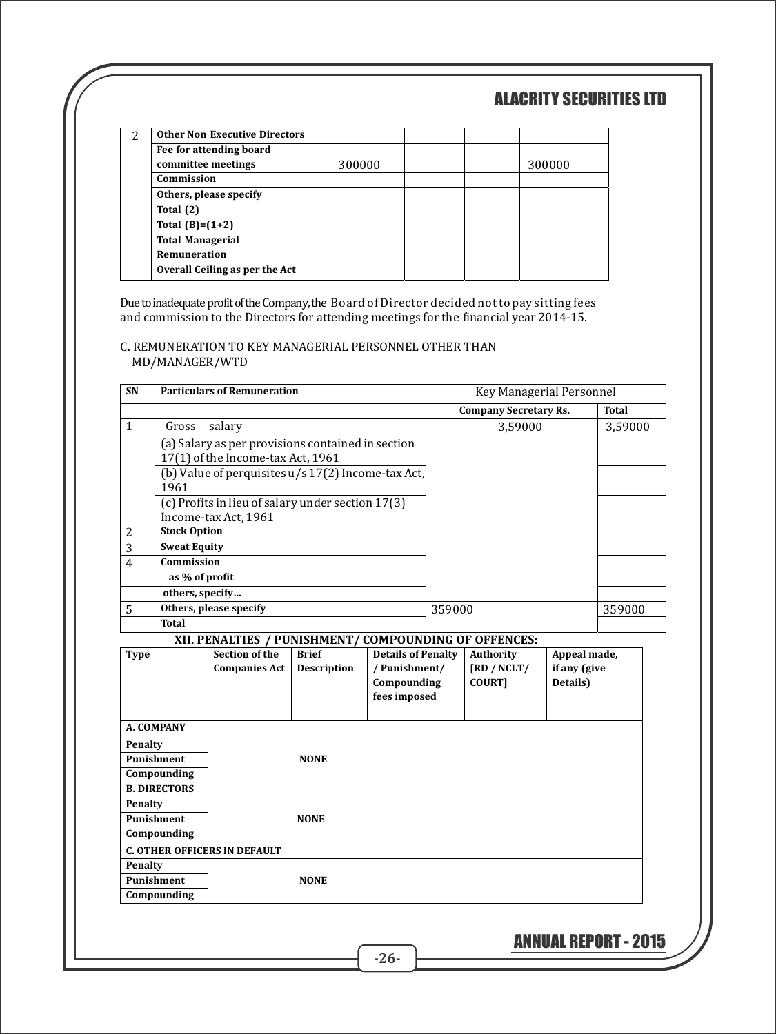| 2 | Other Non Executive Directors | | | | |
|---|---|---|---|---|---|
| | Fee for attending board committee meetings | 300000 | | | 300000 |
| | Commission | | | | |
| | Others, please specify | | | | |
| | Total (2) | | | | |
| | Total (B)=(1+2) | | | | |
| | Total Managerial Remuneration | | | | |
| | Overall Ceiling as per the Act | | | | |

Due to inadequate profit of the Company, the Board of Director decided not to pay sitting fees and commission to the Directors for attending meetings for the financial year 2014-15.

C. REMUNERATION TO KEY MANAGERIAL PERSONNEL OTHER THAN MD/MANAGER/WTD

| SN | Particulars of Remuneration | Key Managerial Personnel | |
|---|---|---|---|
| | | Company Secretary Rs. | Total |
| 1 | Gross salary | 3,59000 | 3,59000 |
| | (a) Salary as per provisions contained in section 17(1) of the Income-tax Act, 1961 | | |
| | (b) Value of perquisites u/s 17(2) Income-tax Act, 1961 | | |
| | (c) Profits in lieu of salary under section 17(3) Income-tax Act, 1961 | | |
| 2 | Stock Option | | |
| 3 | Sweat Equity | | |
| 4 | Commission | | |
| | as % of profit | | |
| | others, specify... | | |
| 5 | Others, please specify | 359000 | 359000 |
| | Total | | |

## XII. PENALTIES / PUNISHMENT/ COMPOUNDING OF OFFENCES:

| Type | Section of the Companies Act | Brief Description | Details of Penalty / Punishment/ Compounding fees imposed | Authority [RD / NCLT/ COURT] | Appeal made, if any (give Details) |
|---|---|---|---|---|---|
| **A. COMPANY** | | | | | |
| Penalty | | | | | |
| Punishment | | NONE | | | |
| Compounding | | | | | |
| **B. DIRECTORS** | | | | | |
| Penalty | | | | | |
| Punishment | | NONE | | | |
| Compounding | | | | | |
| **C. OTHER OFFICERS IN DEFAULT** | | | | | |
| Penalty | | | | | |
| Punishment | | NONE | | | |
| Compounding | | | | | |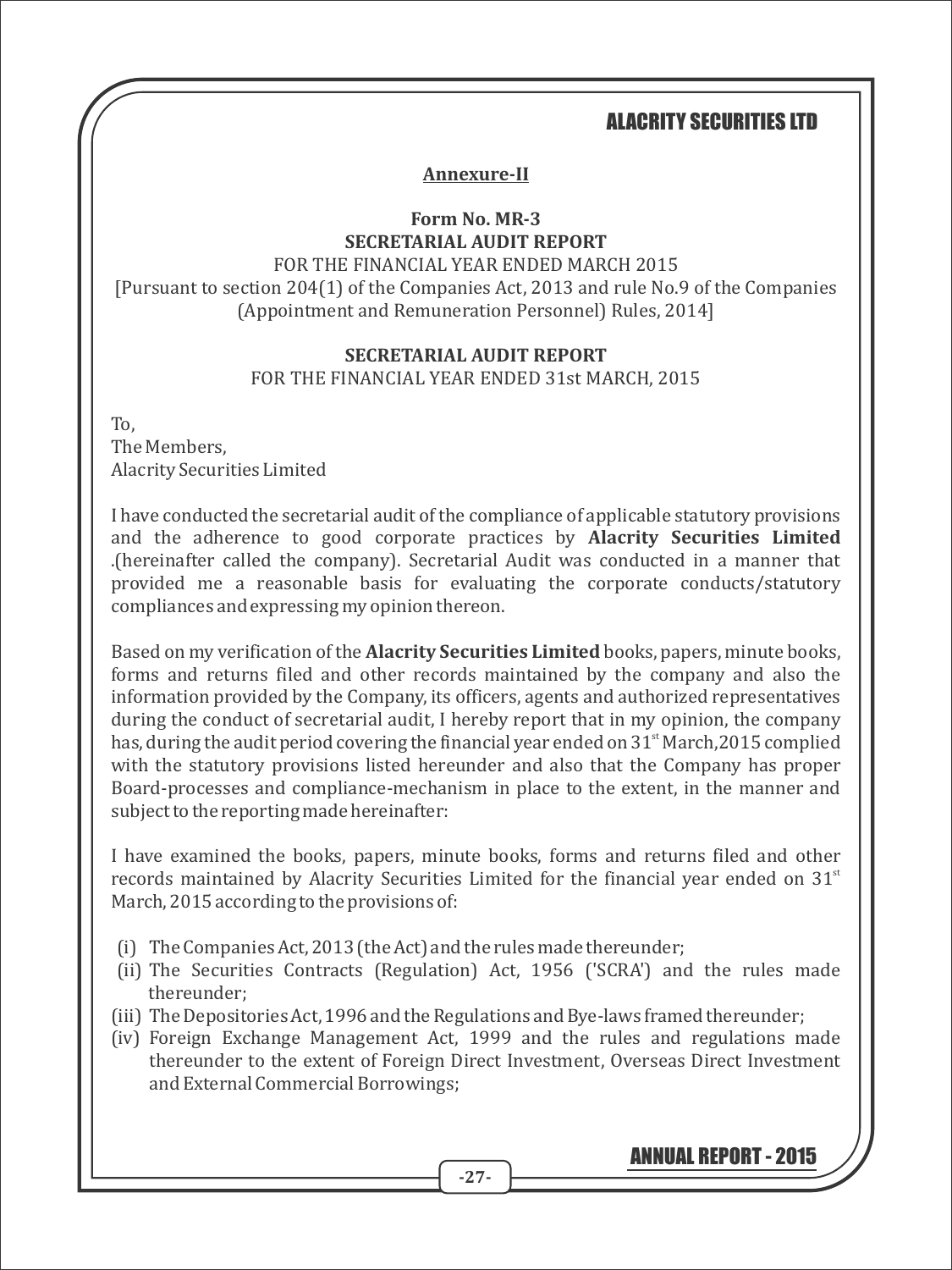**Annexure-II**

**Form No. MR-3**
**SECRETARIAL AUDIT REPORT**

FOR THE FINANCIAL YEAR ENDED MARCH 2015

[Pursuant to section 204(1) of the Companies Act, 2013 and rule No.9 of the Companies (Appointment and Remuneration Personnel) Rules, 2014]

**SECRETARIAL AUDIT REPORT**

FOR THE FINANCIAL YEAR ENDED 31st MARCH, 2015

To,
The Members,
Alacrity Securities Limited

I have conducted the secretarial audit of the compliance of applicable statutory provisions and the adherence to good corporate practices by **Alacrity Securities Limited** .(hereinafter called the company). Secretarial Audit was conducted in a manner that provided me a reasonable basis for evaluating the corporate conducts/statutory compliances and expressing my opinion thereon.

Based on my verification of the **Alacrity Securities Limited** books, papers, minute books, forms and returns filed and other records maintained by the company and also the information provided by the Company, its officers, agents and authorized representatives during the conduct of secretarial audit, I hereby report that in my opinion, the company has, during the audit period covering the financial year ended on 31st March,2015 complied with the statutory provisions listed hereunder and also that the Company has proper Board-processes and compliance-mechanism in place to the extent, in the manner and subject to the reporting made hereinafter:

I have examined the books, papers, minute books, forms and returns filed and other records maintained by Alacrity Securities Limited for the financial year ended on 31st March, 2015 according to the provisions of:

(i) The Companies Act, 2013 (the Act) and the rules made thereunder;
(ii) The Securities Contracts (Regulation) Act, 1956 ('SCRA') and the rules made thereunder;
(iii) The Depositories Act, 1996 and the Regulations and Bye-laws framed thereunder;
(iv) Foreign Exchange Management Act, 1999 and the rules and regulations made thereunder to the extent of Foreign Direct Investment, Overseas Direct Investment and External Commercial Borrowings;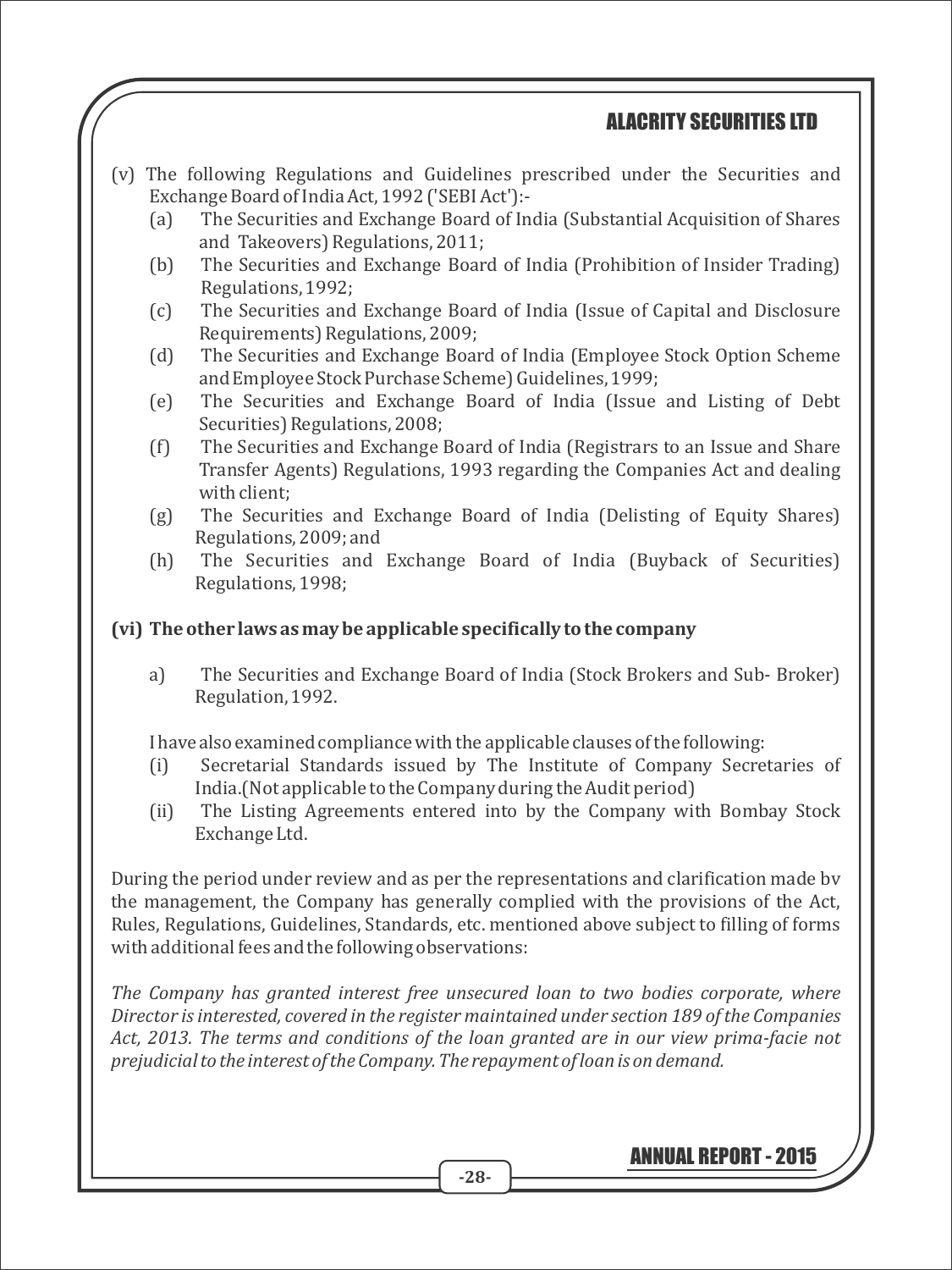(v) The following Regulations and Guidelines prescribed under the Securities and Exchange Board of India Act, 1992 ('SEBI Act'):-

- (a) The Securities and Exchange Board of India (Substantial Acquisition of Shares and Takeovers) Regulations, 2011;
- (b) The Securities and Exchange Board of India (Prohibition of Insider Trading) Regulations, 1992;
- (c) The Securities and Exchange Board of India (Issue of Capital and Disclosure Requirements) Regulations, 2009;
- (d) The Securities and Exchange Board of India (Employee Stock Option Scheme and Employee Stock Purchase Scheme) Guidelines, 1999;
- (e) The Securities and Exchange Board of India (Issue and Listing of Debt Securities) Regulations, 2008;
- (f) The Securities and Exchange Board of India (Registrars to an Issue and Share Transfer Agents) Regulations, 1993 regarding the Companies Act and dealing with client;
- (g) The Securities and Exchange Board of India (Delisting of Equity Shares) Regulations, 2009; and
- (h) The Securities and Exchange Board of India (Buyback of Securities) Regulations, 1998;

**(vi) The other laws as may be applicable specifically to the company**

- a) The Securities and Exchange Board of India (Stock Brokers and Sub- Broker) Regulation, 1992.

I have also examined compliance with the applicable clauses of the following:

- (i) Secretarial Standards issued by The Institute of Company Secretaries of India.(Not applicable to the Company during the Audit period)
- (ii) The Listing Agreements entered into by the Company with Bombay Stock Exchange Ltd.

During the period under review and as per the representations and clarification made bv the management, the Company has generally complied with the provisions of the Act, Rules, Regulations, Guidelines, Standards, etc. mentioned above subject to filling of forms with additional fees and the following observations:

*The Company has granted interest free unsecured loan to two bodies corporate, where Director is interested, covered in the register maintained under section 189 of the Companies Act, 2013. The terms and conditions of the loan granted are in our view prima-facie not prejudicial to the interest of the Company. The repayment of loan is on demand.*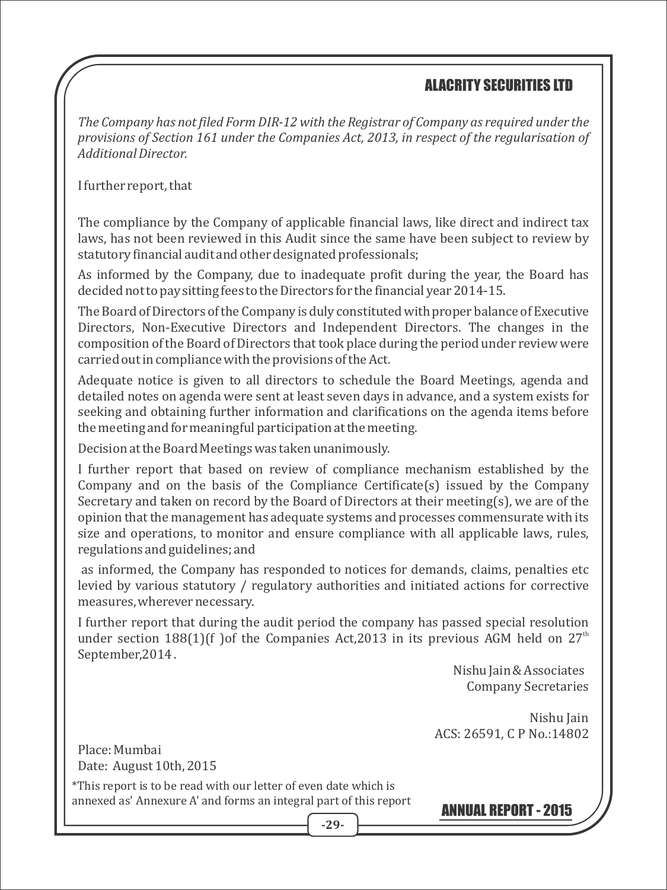*The Company has not filed Form DIR-12 with the Registrar of Company as required under the provisions of Section 161 under the Companies Act, 2013, in respect of the regularisation of Additional Director.*

I further report, that

The compliance by the Company of applicable financial laws, like direct and indirect tax laws, has not been reviewed in this Audit since the same have been subject to review by statutory financial audit and other designated professionals;

As informed by the Company, due to inadequate profit during the year, the Board has decided not to pay sitting fees to the Directors for the financial year 2014-15.

The Board of Directors of the Company is duly constituted with proper balance of Executive Directors, Non-Executive Directors and Independent Directors. The changes in the composition of the Board of Directors that took place during the period under review were carried out in compliance with the provisions of the Act.

Adequate notice is given to all directors to schedule the Board Meetings, agenda and detailed notes on agenda were sent at least seven days in advance, and a system exists for seeking and obtaining further information and clarifications on the agenda items before the meeting and for meaningful participation at the meeting.

Decision at the Board Meetings was taken unanimously.

I further report that based on review of compliance mechanism established by the Company and on the basis of the Compliance Certificate(s) issued by the Company Secretary and taken on record by the Board of Directors at their meeting(s), we are of the opinion that the management has adequate systems and processes commensurate with its size and operations, to monitor and ensure compliance with all applicable laws, rules, regulations and guidelines; and

as informed, the Company has responded to notices for demands, claims, penalties etc levied by various statutory / regulatory authorities and initiated actions for corrective measures, wherever necessary.

I further report that during the audit period the company has passed special resolution under section 188(1)(f )of the Companies Act,2013 in its previous AGM held on 27th September,2014 .

Nishu Jain & Associates
Company Secretaries

Nishu Jain
ACS: 26591, C P No.:14802

Place: Mumbai
Date: August 10th, 2015

*This report is to be read with our letter of even date which is annexed as' Annexure A' and forms an integral part of this report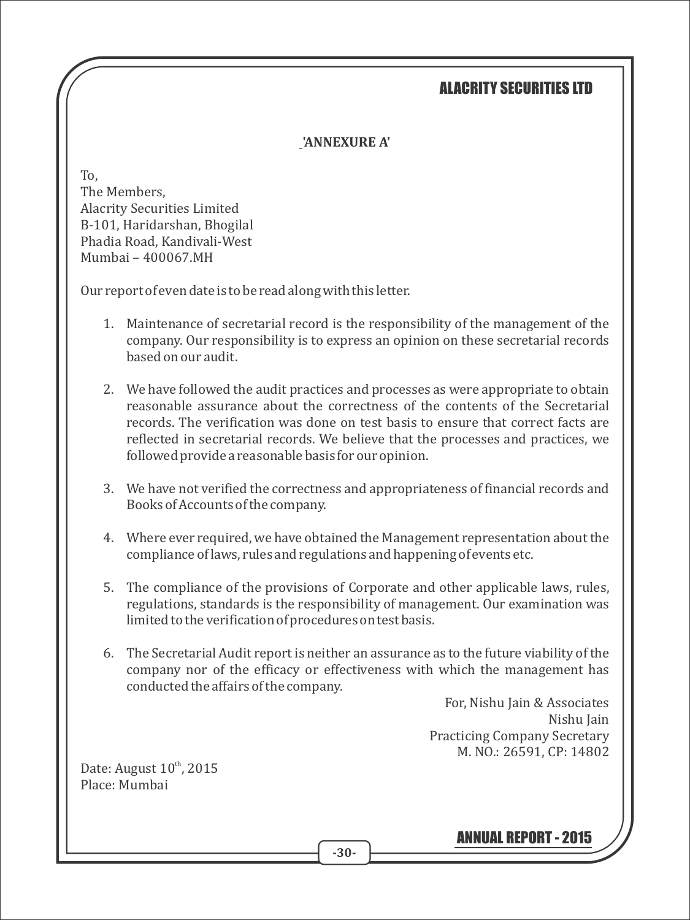## 'ANNEXURE A'

To,
The Members,
Alacrity Securities Limited
B-101, Haridarshan, Bhogilal
Phadia Road, Kandivali-West
Mumbai – 400067.MH

Our report of even date is to be read along with this letter.

1. Maintenance of secretarial record is the responsibility of the management of the company. Our responsibility is to express an opinion on these secretarial records based on our audit.

2. We have followed the audit practices and processes as were appropriate to obtain reasonable assurance about the correctness of the contents of the Secretarial records. The verification was done on test basis to ensure that correct facts are reflected in secretarial records. We believe that the processes and practices, we followed provide a reasonable basis for our opinion.

3. We have not verified the correctness and appropriateness of financial records and Books of Accounts of the company.

4. Where ever required, we have obtained the Management representation about the compliance of laws, rules and regulations and happening of events etc.

5. The compliance of the provisions of Corporate and other applicable laws, rules, regulations, standards is the responsibility of management. Our examination was limited to the verification of procedures on test basis.

6. The Secretarial Audit report is neither an assurance as to the future viability of the company nor of the efficacy or effectiveness with which the management has conducted the affairs of the company.

For, Nishu Jain & Associates
Nishu Jain
Practicing Company Secretary
M. NO.: 26591, CP: 14802

Date: August 10th, 2015
Place: Mumbai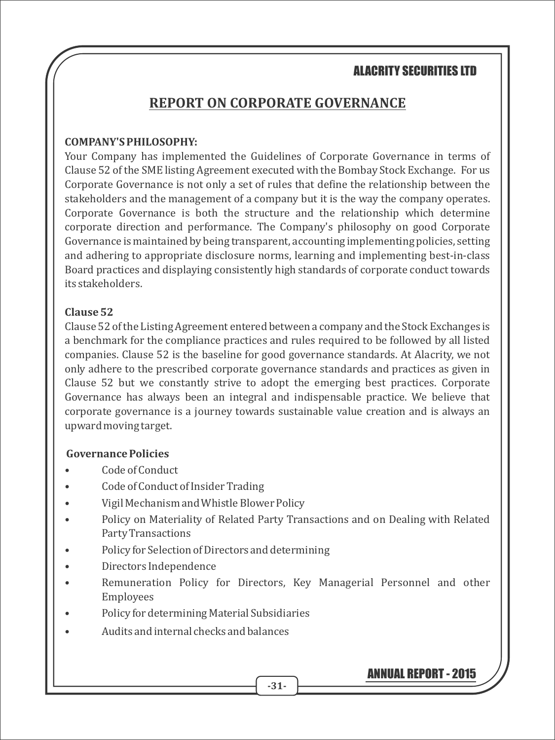# REPORT ON CORPORATE GOVERNANCE

**COMPANY'S PHILOSOPHY:**

Your Company has implemented the Guidelines of Corporate Governance in terms of Clause 52 of the SME listing Agreement executed with the Bombay Stock Exchange. For us Corporate Governance is not only a set of rules that define the relationship between the stakeholders and the management of a company but it is the way the company operates. Corporate Governance is both the structure and the relationship which determine corporate direction and performance. The Company's philosophy on good Corporate Governance is maintained by being transparent, accounting implementing policies, setting and adhering to appropriate disclosure norms, learning and implementing best-in-class Board practices and displaying consistently high standards of corporate conduct towards its stakeholders.

**Clause 52**

Clause 52 of the Listing Agreement entered between a company and the Stock Exchanges is a benchmark for the compliance practices and rules required to be followed by all listed companies. Clause 52 is the baseline for good governance standards. At Alacrity, we not only adhere to the prescribed corporate governance standards and practices as given in Clause 52 but we constantly strive to adopt the emerging best practices. Corporate Governance has always been an integral and indispensable practice. We believe that corporate governance is a journey towards sustainable value creation and is always an upward moving target.

**Governance Policies**

- Code of Conduct
- Code of Conduct of Insider Trading
- Vigil Mechanism and Whistle Blower Policy
- Policy on Materiality of Related Party Transactions and on Dealing with Related Party Transactions
- Policy for Selection of Directors and determining
- Directors Independence
- Remuneration Policy for Directors, Key Managerial Personnel and other Employees
- Policy for determining Material Subsidiaries
- Audits and internal checks and balances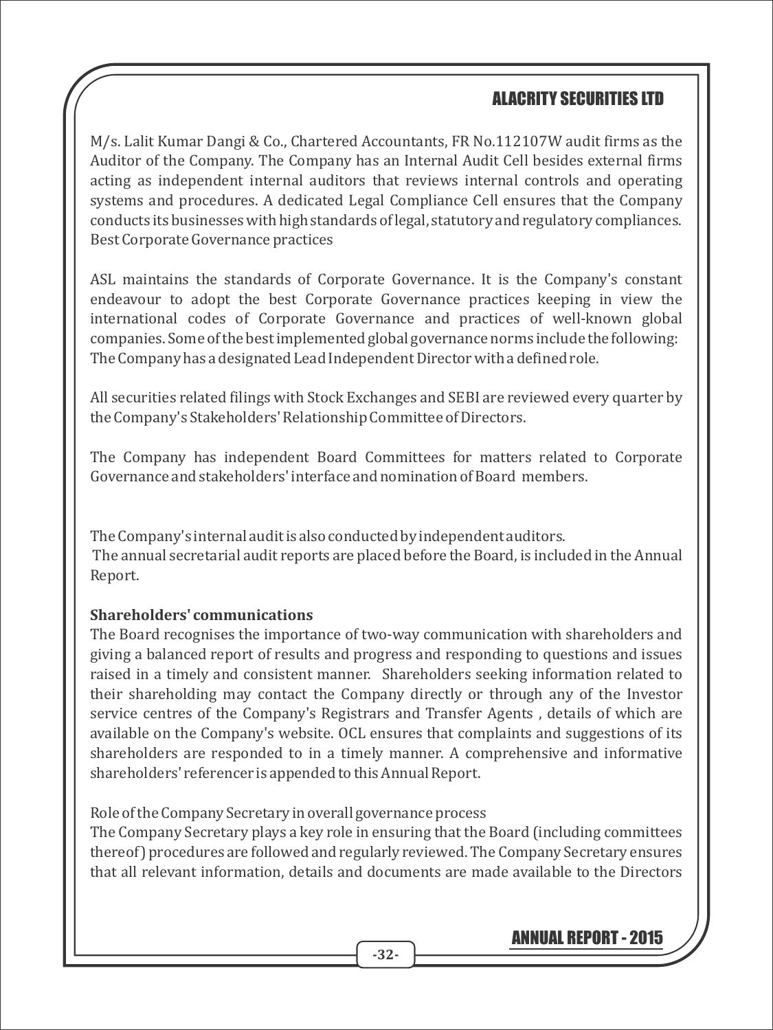M/s. Lalit Kumar Dangi & Co., Chartered Accountants, FR No.112107W audit firms as the Auditor of the Company. The Company has an Internal Audit Cell besides external firms acting as independent internal auditors that reviews internal controls and operating systems and procedures. A dedicated Legal Compliance Cell ensures that the Company conducts its businesses with high standards of legal, statutory and regulatory compliances. Best Corporate Governance practices

ASL maintains the standards of Corporate Governance. It is the Company's constant endeavour to adopt the best Corporate Governance practices keeping in view the international codes of Corporate Governance and practices of well-known global companies. Some of the best implemented global governance norms include the following: The Company has a designated Lead Independent Director with a defined role.

All securities related filings with Stock Exchanges and SEBI are reviewed every quarter by the Company's Stakeholders' Relationship Committee of Directors.

The Company has independent Board Committees for matters related to Corporate Governance and stakeholders' interface and nomination of Board members.

The Company's internal audit is also conducted by independent auditors.
The annual secretarial audit reports are placed before the Board, is included in the Annual Report.

**Shareholders' communications**

The Board recognises the importance of two-way communication with shareholders and giving a balanced report of results and progress and responding to questions and issues raised in a timely and consistent manner. Shareholders seeking information related to their shareholding may contact the Company directly or through any of the Investor service centres of the Company's Registrars and Transfer Agents , details of which are available on the Company's website. OCL ensures that complaints and suggestions of its shareholders are responded to in a timely manner. A comprehensive and informative shareholders' referencer is appended to this Annual Report.

Role of the Company Secretary in overall governance process

The Company Secretary plays a key role in ensuring that the Board (including committees thereof) procedures are followed and regularly reviewed. The Company Secretary ensures that all relevant information, details and documents are made available to the Directors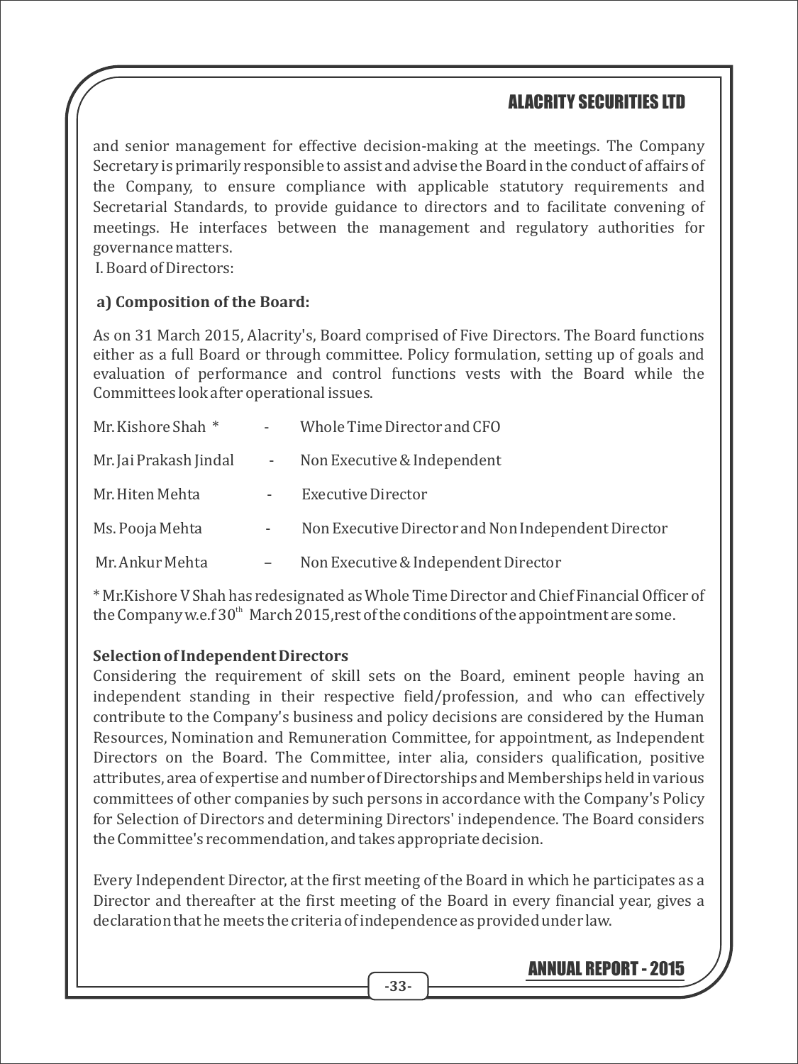and senior management for effective decision-making at the meetings. The Company Secretary is primarily responsible to assist and advise the Board in the conduct of affairs of the Company, to ensure compliance with applicable statutory requirements and Secretarial Standards, to provide guidance to directors and to facilitate convening of meetings. He interfaces between the management and regulatory authorities for governance matters.

I. Board of Directors:

**a) Composition of the Board:**

As on 31 March 2015, Alacrity's, Board comprised of Five Directors. The Board functions either as a full Board or through committee. Policy formulation, setting up of goals and evaluation of performance and control functions vests with the Board while the Committees look after operational issues.

| | | |
|---|---|---|
| Mr. Kishore Shah * | - | Whole Time Director and CFO |
| Mr. Jai Prakash Jindal | - | Non Executive & Independent |
| Mr. Hiten Mehta | - | Executive Director |
| Ms. Pooja Mehta | - | Non Executive Director and Non Independent Director |
| Mr. Ankur Mehta | – | Non Executive & Independent Director |

* Mr.Kishore V Shah has redesignated as Whole Time Director and Chief Financial Officer of the Company w.e.f 30th March 2015,rest of the conditions of the appointment are some.

**Selection of Independent Directors**

Considering the requirement of skill sets on the Board, eminent people having an independent standing in their respective field/profession, and who can effectively contribute to the Company's business and policy decisions are considered by the Human Resources, Nomination and Remuneration Committee, for appointment, as Independent Directors on the Board. The Committee, inter alia, considers qualification, positive attributes, area of expertise and number of Directorships and Memberships held in various committees of other companies by such persons in accordance with the Company's Policy for Selection of Directors and determining Directors' independence. The Board considers the Committee's recommendation, and takes appropriate decision.

Every Independent Director, at the first meeting of the Board in which he participates as a Director and thereafter at the first meeting of the Board in every financial year, gives a declaration that he meets the criteria of independence as provided under law.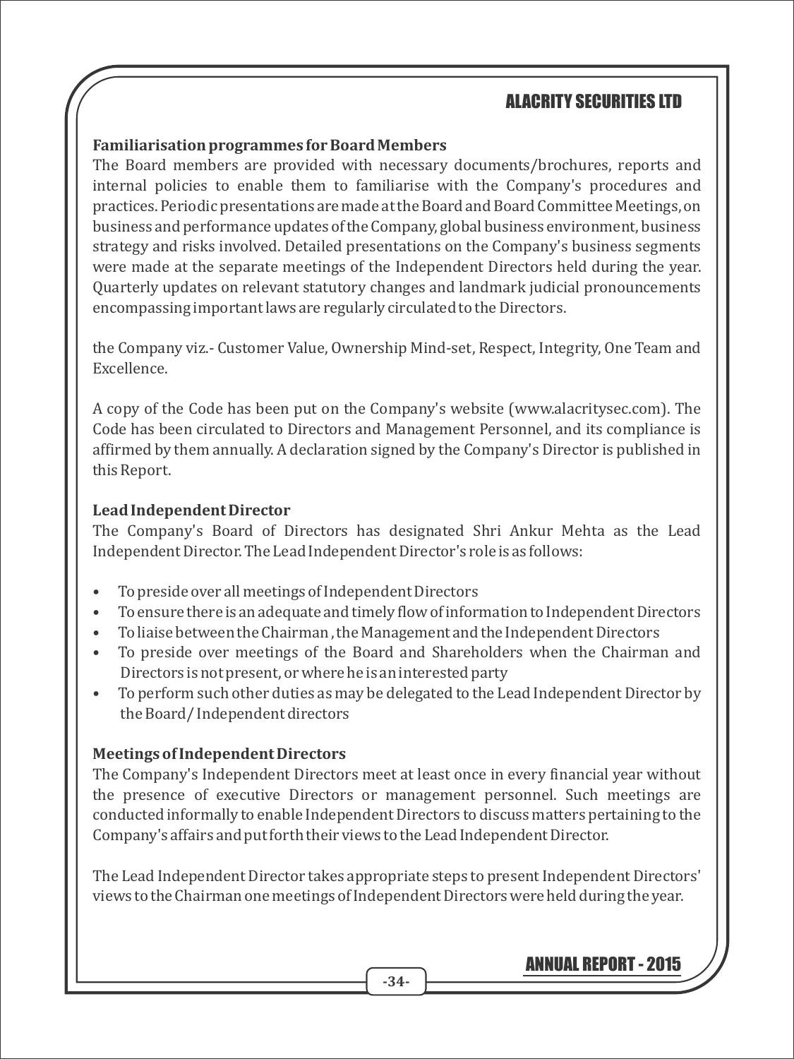**Familiarisation programmes for Board Members**

The Board members are provided with necessary documents/brochures, reports and internal policies to enable them to familiarise with the Company's procedures and practices. Periodic presentations are made at the Board and Board Committee Meetings, on business and performance updates of the Company, global business environment, business strategy and risks involved. Detailed presentations on the Company's business segments were made at the separate meetings of the Independent Directors held during the year. Quarterly updates on relevant statutory changes and landmark judicial pronouncements encompassing important laws are regularly circulated to the Directors.

the Company viz.- Customer Value, Ownership Mind-set, Respect, Integrity, One Team and Excellence.

A copy of the Code has been put on the Company's website (www.alacritysec.com). The Code has been circulated to Directors and Management Personnel, and its compliance is affirmed by them annually. A declaration signed by the Company's Director is published in this Report.

**Lead Independent Director**

The Company's Board of Directors has designated Shri Ankur Mehta as the Lead Independent Director. The Lead Independent Director's role is as follows:

- To preside over all meetings of Independent Directors
- To ensure there is an adequate and timely flow of information to Independent Directors
- To liaise between the Chairman , the Management and the Independent Directors
- To preside over meetings of the Board and Shareholders when the Chairman and Directors is not present, or where he is an interested party
- To perform such other duties as may be delegated to the Lead Independent Director by the Board/ Independent directors

**Meetings of Independent Directors**

The Company's Independent Directors meet at least once in every financial year without the presence of executive Directors or management personnel. Such meetings are conducted informally to enable Independent Directors to discuss matters pertaining to the Company's affairs and put forth their views to the Lead Independent Director.

The Lead Independent Director takes appropriate steps to present Independent Directors' views to the Chairman one meetings of Independent Directors were held during the year.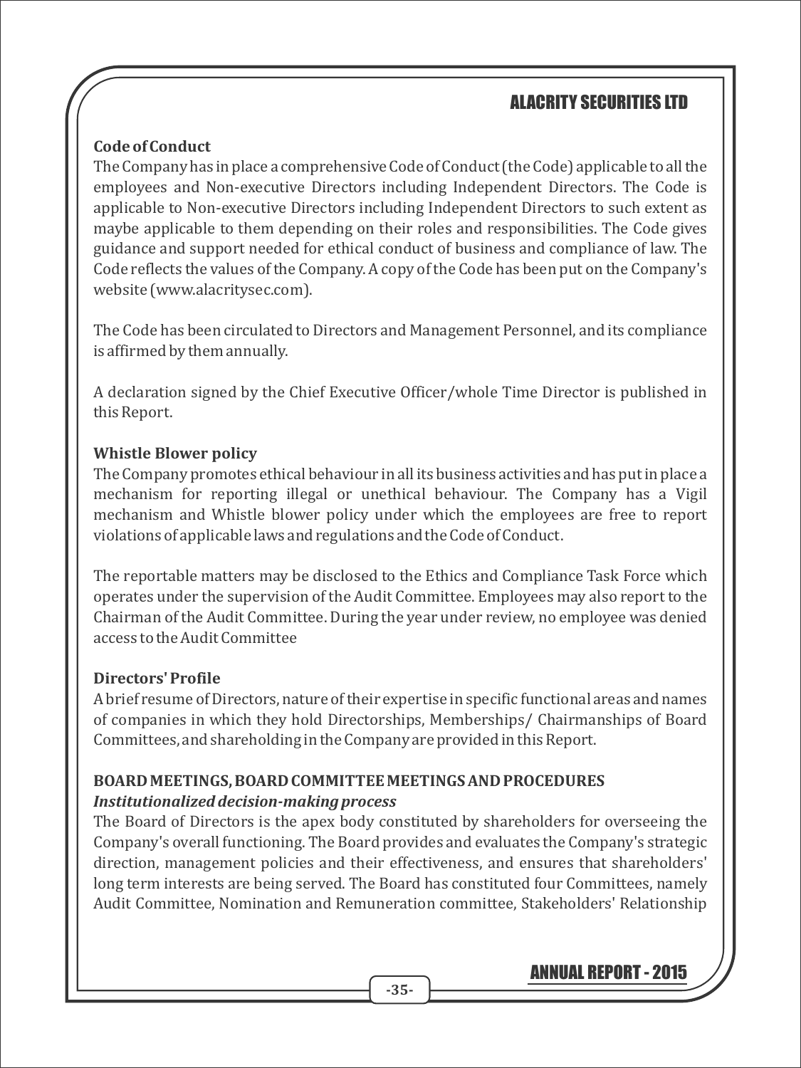**Code of Conduct**

The Company has in place a comprehensive Code of Conduct (the Code) applicable to all the employees and Non-executive Directors including Independent Directors. The Code is applicable to Non-executive Directors including Independent Directors to such extent as maybe applicable to them depending on their roles and responsibilities. The Code gives guidance and support needed for ethical conduct of business and compliance of law. The Code reflects the values of the Company. A copy of the Code has been put on the Company's website (www.alacritysec.com).

The Code has been circulated to Directors and Management Personnel, and its compliance is affirmed by them annually.

A declaration signed by the Chief Executive Officer/whole Time Director is published in this Report.

**Whistle Blower policy**

The Company promotes ethical behaviour in all its business activities and has put in place a mechanism for reporting illegal or unethical behaviour. The Company has a Vigil mechanism and Whistle blower policy under which the employees are free to report violations of applicable laws and regulations and the Code of Conduct.

The reportable matters may be disclosed to the Ethics and Compliance Task Force which operates under the supervision of the Audit Committee. Employees may also report to the Chairman of the Audit Committee. During the year under review, no employee was denied access to the Audit Committee

**Directors' Profile**

A brief resume of Directors, nature of their expertise in specific functional areas and names of companies in which they hold Directorships, Memberships/ Chairmanships of Board Committees, and shareholding in the Company are provided in this Report.

**BOARD MEETINGS, BOARD COMMITTEE MEETINGS AND PROCEDURES**

***Institutionalized decision-making process***

The Board of Directors is the apex body constituted by shareholders for overseeing the Company's overall functioning. The Board provides and evaluates the Company's strategic direction, management policies and their effectiveness, and ensures that shareholders' long term interests are being served. The Board has constituted four Committees, namely Audit Committee, Nomination and Remuneration committee, Stakeholders' Relationship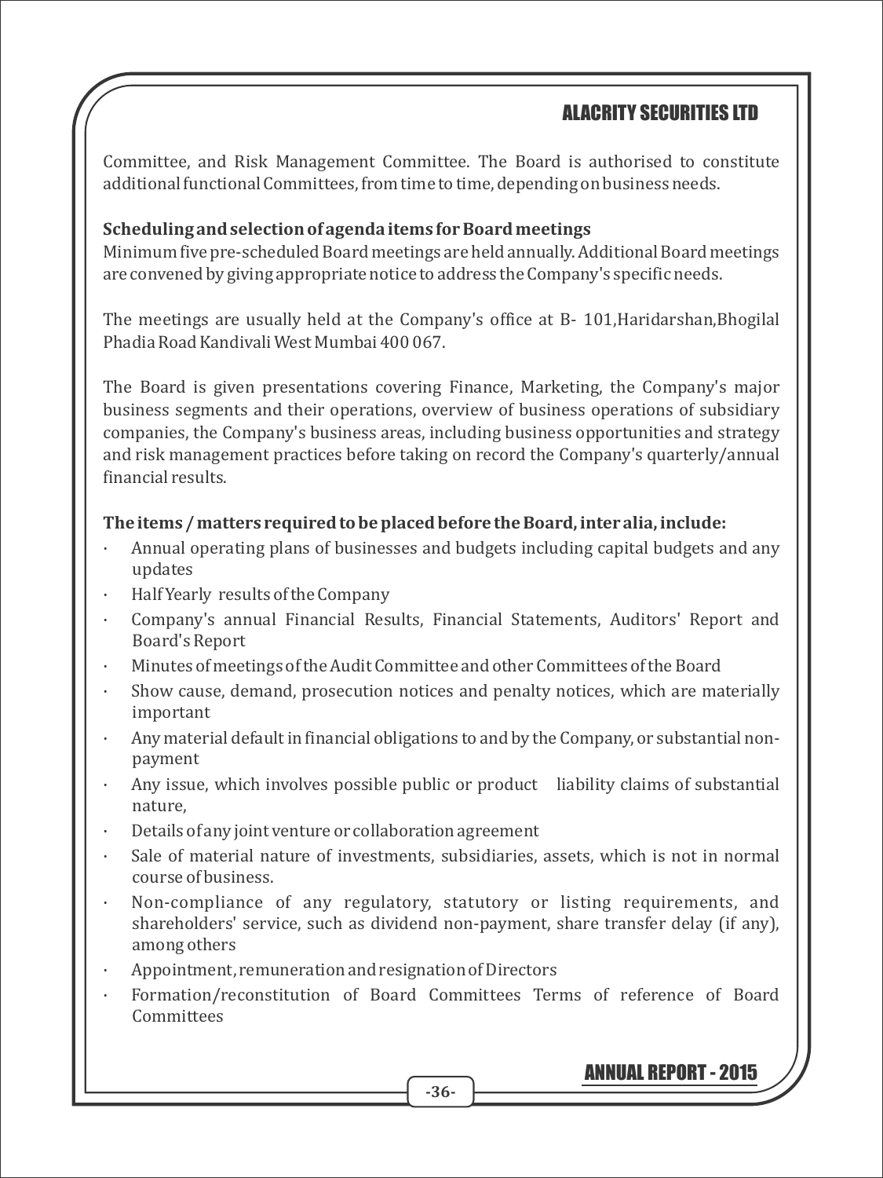Committee, and Risk Management Committee. The Board is authorised to constitute additional functional Committees, from time to time, depending on business needs.

**Scheduling and selection of agenda items for Board meetings**

Minimum five pre-scheduled Board meetings are held annually. Additional Board meetings are convened by giving appropriate notice to address the Company's specific needs.

The meetings are usually held at the Company's office at B- 101,Haridarshan,Bhogilal Phadia Road Kandivali West Mumbai 400 067.

The Board is given presentations covering Finance, Marketing, the Company's major business segments and their operations, overview of business operations of subsidiary companies, the Company's business areas, including business opportunities and strategy and risk management practices before taking on record the Company's quarterly/annual financial results.

**The items / matters required to be placed before the Board, inter alia, include:**

- Annual operating plans of businesses and budgets including capital budgets and any updates
- Half Yearly results of the Company
- Company's annual Financial Results, Financial Statements, Auditors' Report and Board's Report
- Minutes of meetings of the Audit Committee and other Committees of the Board
- Show cause, demand, prosecution notices and penalty notices, which are materially important
- Any material default in financial obligations to and by the Company, or substantial non-payment
- Any issue, which involves possible public or product liability claims of substantial nature,
- Details of any joint venture or collaboration agreement
- Sale of material nature of investments, subsidiaries, assets, which is not in normal course of business.
- Non-compliance of any regulatory, statutory or listing requirements, and shareholders' service, such as dividend non-payment, share transfer delay (if any), among others
- Appointment, remuneration and resignation of Directors
- Formation/reconstitution of Board Committees Terms of reference of Board Committees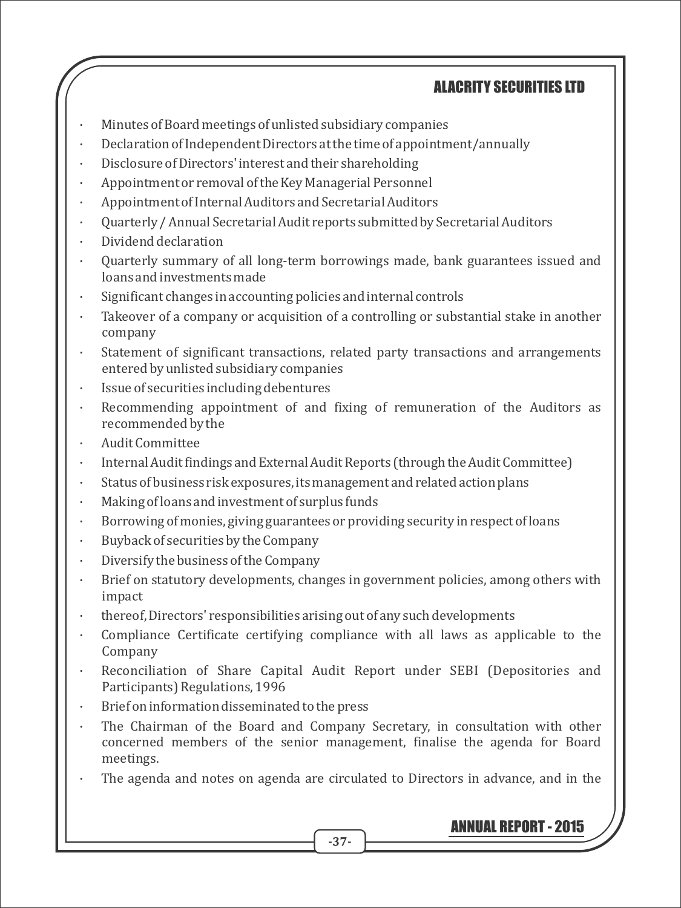- Minutes of Board meetings of unlisted subsidiary companies
- Declaration of Independent Directors at the time of appointment/annually
- Disclosure of Directors' interest and their shareholding
- Appointment or removal of the Key Managerial Personnel
- Appointment of Internal Auditors and Secretarial Auditors
- Quarterly / Annual Secretarial Audit reports submitted by Secretarial Auditors
- Dividend declaration
- Quarterly summary of all long-term borrowings made, bank guarantees issued and loans and investments made
- Significant changes in accounting policies and internal controls
- Takeover of a company or acquisition of a controlling or substantial stake in another company
- Statement of significant transactions, related party transactions and arrangements entered by unlisted subsidiary companies
- Issue of securities including debentures
- Recommending appointment of and fixing of remuneration of the Auditors as recommended by the
- Audit Committee
- Internal Audit findings and External Audit Reports (through the Audit Committee)
- Status of business risk exposures, its management and related action plans
- Making of loans and investment of surplus funds
- Borrowing of monies, giving guarantees or providing security in respect of loans
- Buyback of securities by the Company
- Diversify the business of the Company
- Brief on statutory developments, changes in government policies, among others with impact
- thereof, Directors' responsibilities arising out of any such developments
- Compliance Certificate certifying compliance with all laws as applicable to the Company
- Reconciliation of Share Capital Audit Report under SEBI (Depositories and Participants) Regulations, 1996
- Brief on information disseminated to the press
- The Chairman of the Board and Company Secretary, in consultation with other concerned members of the senior management, finalise the agenda for Board meetings.
- The agenda and notes on agenda are circulated to Directors in advance, and in the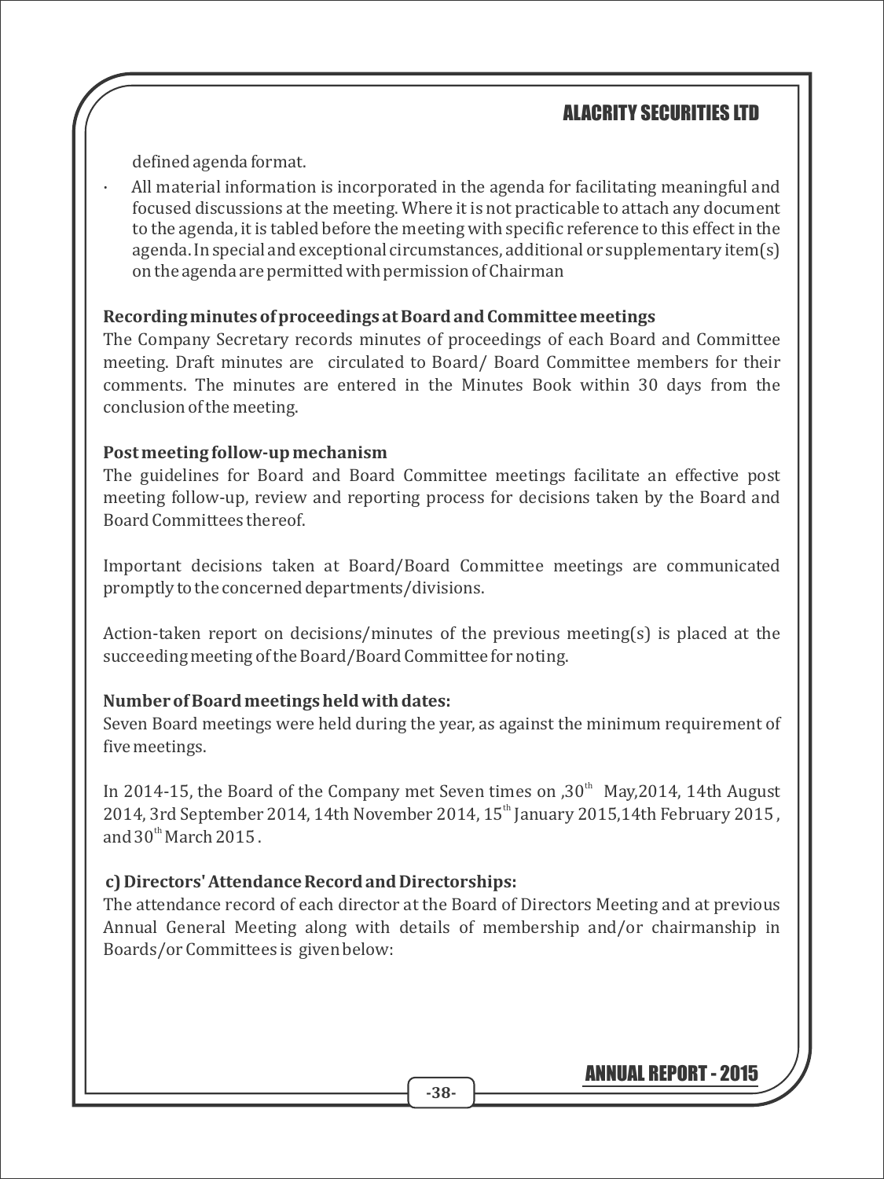defined agenda format.

- All material information is incorporated in the agenda for facilitating meaningful and focused discussions at the meeting. Where it is not practicable to attach any document to the agenda, it is tabled before the meeting with specific reference to this effect in the agenda. In special and exceptional circumstances, additional or supplementary item(s) on the agenda are permitted with permission of Chairman

**Recording minutes of proceedings at Board and Committee meetings**

The Company Secretary records minutes of proceedings of each Board and Committee meeting. Draft minutes are circulated to Board/ Board Committee members for their comments. The minutes are entered in the Minutes Book within 30 days from the conclusion of the meeting.

**Post meeting follow-up mechanism**

The guidelines for Board and Board Committee meetings facilitate an effective post meeting follow-up, review and reporting process for decisions taken by the Board and Board Committees thereof.

Important decisions taken at Board/Board Committee meetings are communicated promptly to the concerned departments/divisions.

Action-taken report on decisions/minutes of the previous meeting(s) is placed at the succeeding meeting of the Board/Board Committee for noting.

**Number of Board meetings held with dates:**

Seven Board meetings were held during the year, as against the minimum requirement of five meetings.

In 2014-15, the Board of the Company met Seven times on ,30th May,2014, 14th August 2014, 3rd September 2014, 14th November 2014, 15th January 2015,14th February 2015 , and 30th March 2015 .

**c) Directors' Attendance Record and Directorships:**

The attendance record of each director at the Board of Directors Meeting and at previous Annual General Meeting along with details of membership and/or chairmanship in Boards/or Committees is given below: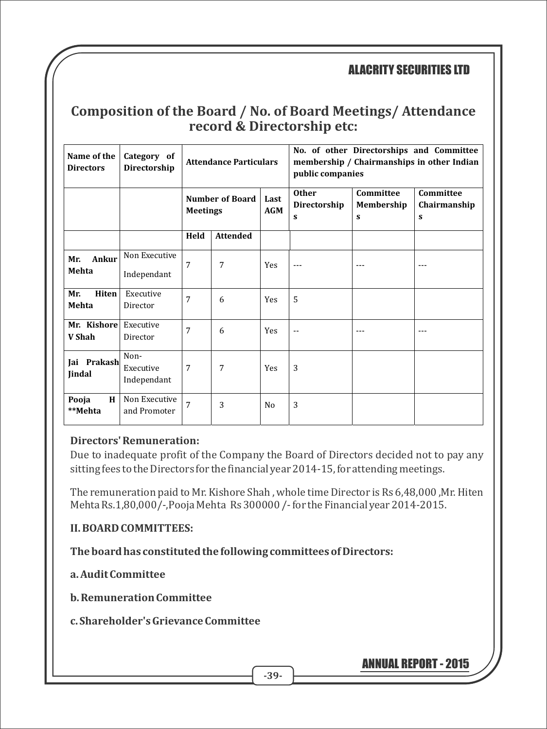## Composition of the Board / No. of Board Meetings/ Attendance record & Directorship etc:

| Name of the Directors | Category of Directorship | Attendance Particulars | | | No. of other Directorships and Committee membership / Chairmanships in other Indian public companies | | |
|---|---|---|---|---|---|---|---|
| | | Number of Board Meetings | | Last AGM | Other Directorships | Committee Memberships | Committee Chairmanships |
| | | Held | Attended | | | | |
| Mr. Ankur Mehta | Non Executive Independant | 7 | 7 | Yes | --- | --- | --- |
| Mr. Hiten Mehta | Executive Director | 7 | 6 | Yes | 5 | | |
| Mr. Kishore V Shah | Executive Director | 7 | 6 | Yes | -- | --- | --- |
| Jai Prakash Jindal | Non-Executive Independant | 7 | 7 | Yes | 3 | | |
| Pooja H **Mehta | Non Executive and Promoter | 7 | 3 | No | 3 | | |

**Directors' Remuneration:**

Due to inadequate profit of the Company the Board of Directors decided not to pay any sitting fees to the Directors for the financial year 2014-15, for attending meetings.

The remuneration paid to Mr. Kishore Shah , whole time Director is Rs 6,48,000 ,Mr. Hiten Mehta Rs.1,80,000/-,Pooja Mehta Rs 300000 /- for the Financial year 2014-2015.

**II. BOARD COMMITTEES:**

**The board has constituted the following committees of Directors:**

**a. Audit Committee**

**b. Remuneration Committee**

**c. Shareholder's Grievance Committee**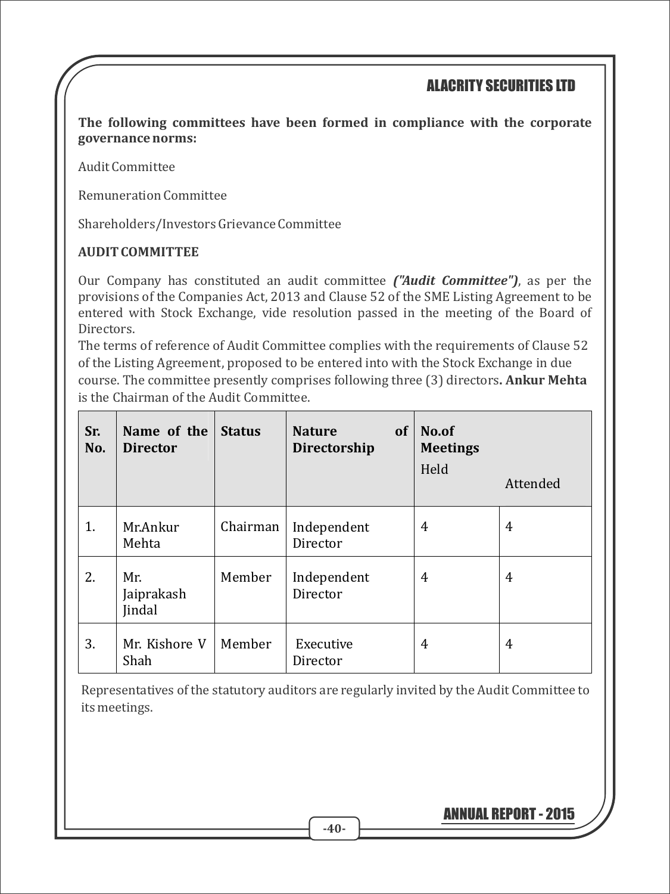**The following committees have been formed in compliance with the corporate governance norms:**

Audit Committee

Remuneration Committee

Shareholders/Investors Grievance Committee

**AUDIT COMMITTEE**

Our Company has constituted an audit committee ***("Audit Committee")***, as per the provisions of the Companies Act, 2013 and Clause 52 of the SME Listing Agreement to be entered with Stock Exchange, vide resolution passed in the meeting of the Board of Directors.

The terms of reference of Audit Committee complies with the requirements of Clause 52 of the Listing Agreement, proposed to be entered into with the Stock Exchange in due course. The committee presently comprises following three (3) directors**. Ankur Mehta** is the Chairman of the Audit Committee.

| Sr. No. | Name of the Director | Status | Nature of Directorship | No.of Meetings Held | Attended |
|---|---|---|---|---|---|
| 1. | Mr.Ankur Mehta | Chairman | Independent Director | 4 | 4 |
| 2. | Mr. Jaiprakash Jindal | Member | Independent Director | 4 | 4 |
| 3. | Mr. Kishore V Shah | Member | Executive Director | 4 | 4 |

Representatives of the statutory auditors are regularly invited by the Audit Committee to its meetings.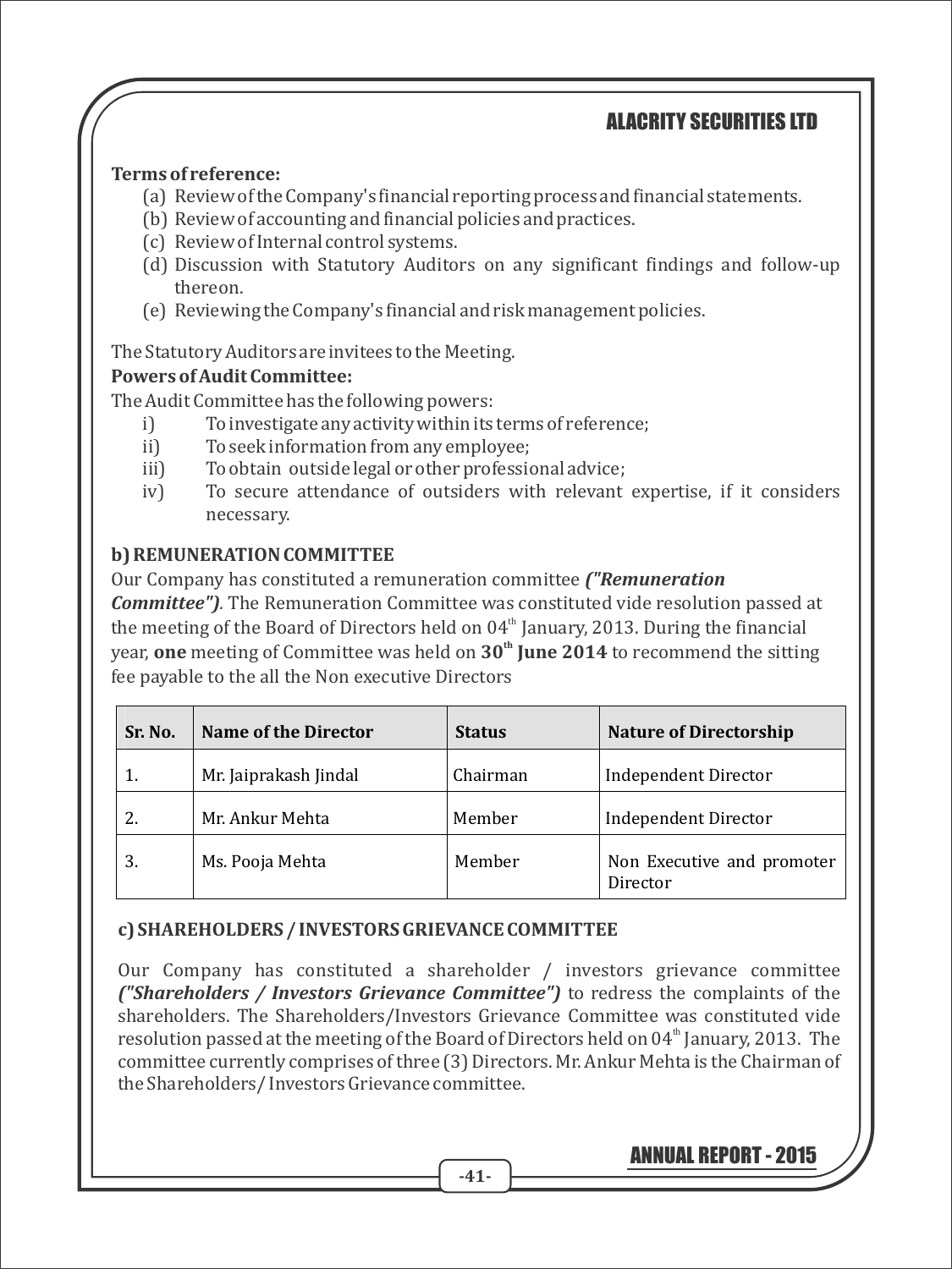**Terms of reference:**

(a) Review of the Company's financial reporting process and financial statements.
(b) Review of accounting and financial policies and practices.
(c) Review of Internal control systems.
(d) Discussion with Statutory Auditors on any significant findings and follow-up thereon.
(e) Reviewing the Company's financial and risk management policies.

The Statutory Auditors are invitees to the Meeting.

**Powers of Audit Committee:**

The Audit Committee has the following powers:

i) To investigate any activity within its terms of reference;
ii) To seek information from any employee;
iii) To obtain outside legal or other professional advice;
iv) To secure attendance of outsiders with relevant expertise, if it considers necessary.

**b) REMUNERATION COMMITTEE**

Our Company has constituted a remuneration committee ***("Remuneration Committee")***. The Remuneration Committee was constituted vide resolution passed at the meeting of the Board of Directors held on 04th January, 2013. During the financial year, **one** meeting of Committee was held on **30th June 2014** to recommend the sitting fee payable to the all the Non executive Directors

| Sr. No. | Name of the Director | Status | Nature of Directorship |
|---|---|---|---|
| 1. | Mr. Jaiprakash Jindal | Chairman | Independent Director |
| 2. | Mr. Ankur Mehta | Member | Independent Director |
| 3. | Ms. Pooja Mehta | Member | Non Executive and promoter Director |

**c) SHAREHOLDERS / INVESTORS GRIEVANCE COMMITTEE**

Our Company has constituted a shareholder / investors grievance committee ***("Shareholders / Investors Grievance Committee")*** to redress the complaints of the shareholders. The Shareholders/Investors Grievance Committee was constituted vide resolution passed at the meeting of the Board of Directors held on 04th January, 2013. The committee currently comprises of three (3) Directors. Mr. Ankur Mehta is the Chairman of the Shareholders/ Investors Grievance committee.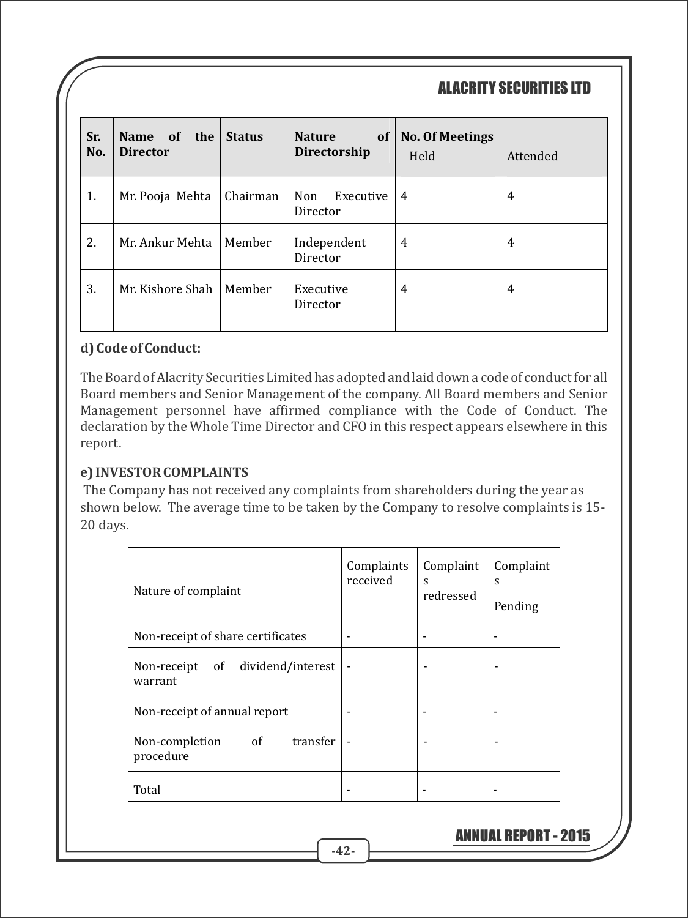| Sr. No. | Name of the Director | Status | Nature of Directorship | No. Of Meetings | |
|---|---|---|---|---|---|
| | | | | Held | Attended |
| 1. | Mr. Pooja Mehta | Chairman | Non Executive Director | 4 | 4 |
| 2. | Mr. Ankur Mehta | Member | Independent Director | 4 | 4 |
| 3. | Mr. Kishore Shah | Member | Executive Director | 4 | 4 |

**d) Code of Conduct:**

The Board of Alacrity Securities Limited has adopted and laid down a code of conduct for all Board members and Senior Management of the company. All Board members and Senior Management personnel have affirmed compliance with the Code of Conduct. The declaration by the Whole Time Director and CFO in this respect appears elsewhere in this report.

**e) INVESTOR COMPLAINTS**

The Company has not received any complaints from shareholders during the year as shown below. The average time to be taken by the Company to resolve complaints is 15-20 days.

| Nature of complaint | Complaints received | Complaints redressed | Complaints Pending |
|---|---|---|---|
| Non-receipt of share certificates | - | - | - |
| Non-receipt of dividend/interest warrant | - | - | - |
| Non-receipt of annual report | - | - | - |
| Non-completion of transfer procedure | - | - | - |
| Total | - | - | - |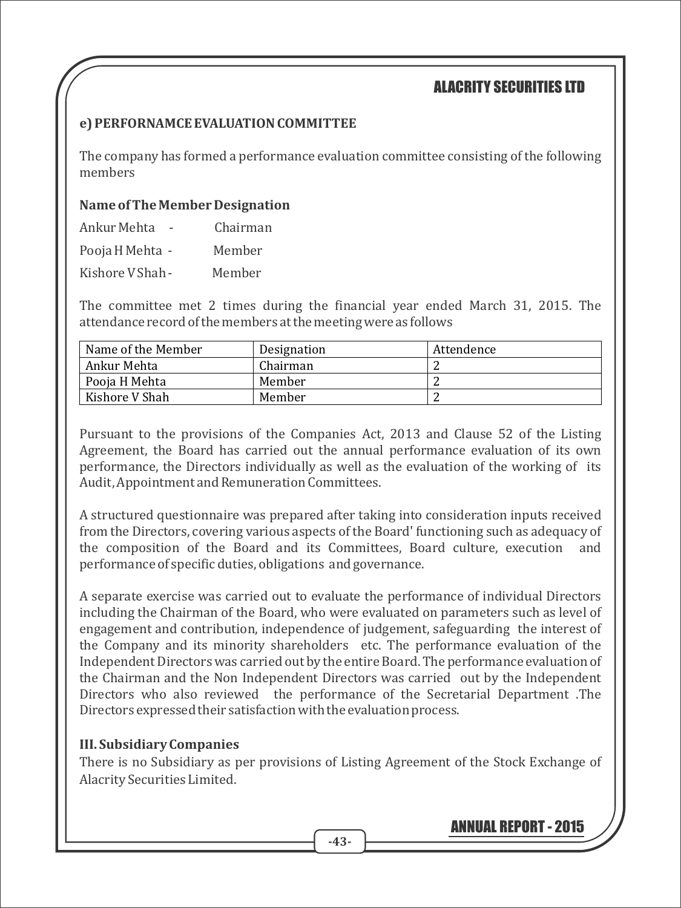**e) PERFORNAMCE EVALUATION COMMITTEE**

The company has formed a performance evaluation committee consisting of the following members

**Name of The Member Designation**

Ankur Mehta - Chairman

Pooja H Mehta - Member

Kishore V Shah - Member

The committee met 2 times during the financial year ended March 31, 2015. The attendance record of the members at the meeting were as follows

| Name of the Member | Designation | Attendence |
|---|---|---|
| Ankur Mehta | Chairman | 2 |
| Pooja H Mehta | Member | 2 |
| Kishore V Shah | Member | 2 |

Pursuant to the provisions of the Companies Act, 2013 and Clause 52 of the Listing Agreement, the Board has carried out the annual performance evaluation of its own performance, the Directors individually as well as the evaluation of the working of its Audit, Appointment and Remuneration Committees.

A structured questionnaire was prepared after taking into consideration inputs received from the Directors, covering various aspects of the Board' functioning such as adequacy of the composition of the Board and its Committees, Board culture, execution and performance of specific duties, obligations and governance.

A separate exercise was carried out to evaluate the performance of individual Directors including the Chairman of the Board, who were evaluated on parameters such as level of engagement and contribution, independence of judgement, safeguarding the interest of the Company and its minority shareholders etc. The performance evaluation of the Independent Directors was carried out by the entire Board. The performance evaluation of the Chairman and the Non Independent Directors was carried out by the Independent Directors who also reviewed the performance of the Secretarial Department .The Directors expressed their satisfaction with the evaluation process.

**III. Subsidiary Companies**

There is no Subsidiary as per provisions of Listing Agreement of the Stock Exchange of Alacrity Securities Limited.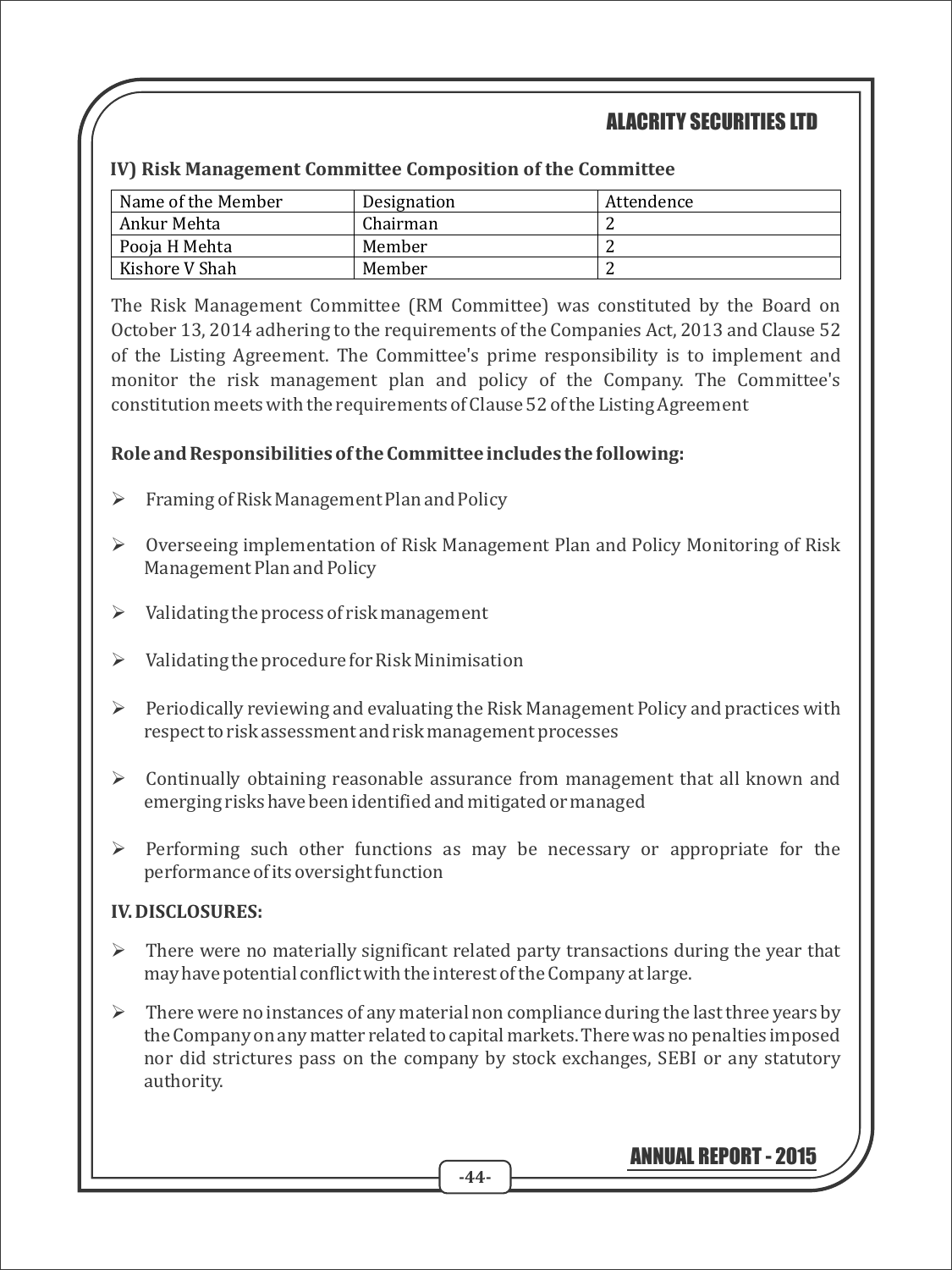**IV) Risk Management Committee Composition of the Committee**

| Name of the Member | Designation | Attendence |
|---|---|---|
| Ankur Mehta | Chairman | 2 |
| Pooja H Mehta | Member | 2 |
| Kishore V Shah | Member | 2 |

The Risk Management Committee (RM Committee) was constituted by the Board on October 13, 2014 adhering to the requirements of the Companies Act, 2013 and Clause 52 of the Listing Agreement. The Committee's prime responsibility is to implement and monitor the risk management plan and policy of the Company. The Committee's constitution meets with the requirements of Clause 52 of the Listing Agreement

**Role and Responsibilities of the Committee includes the following:**

- Framing of Risk Management Plan and Policy
- Overseeing implementation of Risk Management Plan and Policy Monitoring of Risk Management Plan and Policy
- Validating the process of risk management
- Validating the procedure for Risk Minimisation
- Periodically reviewing and evaluating the Risk Management Policy and practices with respect to risk assessment and risk management processes
- Continually obtaining reasonable assurance from management that all known and emerging risks have been identified and mitigated or managed
- Performing such other functions as may be necessary or appropriate for the performance of its oversight function

**IV. DISCLOSURES:**

- There were no materially significant related party transactions during the year that may have potential conflict with the interest of the Company at large.
- There were no instances of any material non compliance during the last three years by the Company on any matter related to capital markets. There was no penalties imposed nor did strictures pass on the company by stock exchanges, SEBI or any statutory authority.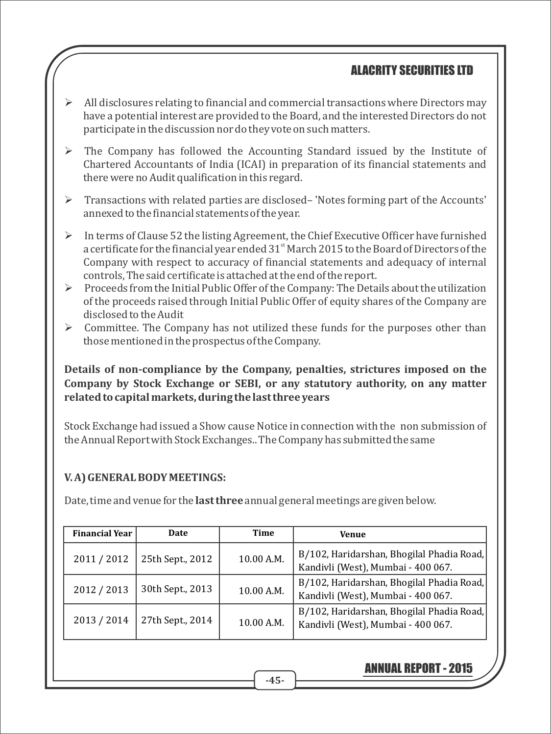- All disclosures relating to financial and commercial transactions where Directors may have a potential interest are provided to the Board, and the interested Directors do not participate in the discussion nor do they vote on such matters.
- The Company has followed the Accounting Standard issued by the Institute of Chartered Accountants of India (ICAI) in preparation of its financial statements and there were no Audit qualification in this regard.
- Transactions with related parties are disclosed– 'Notes forming part of the Accounts' annexed to the financial statements of the year.
- In terms of Clause 52 the listing Agreement, the Chief Executive Officer have furnished a certificate for the financial year ended 31st March 2015 to the Board of Directors of the Company with respect to accuracy of financial statements and adequacy of internal controls, The said certificate is attached at the end of the report.
- Proceeds from the Initial Public Offer of the Company: The Details about the utilization of the proceeds raised through Initial Public Offer of equity shares of the Company are disclosed to the Audit
- Committee. The Company has not utilized these funds for the purposes other than those mentioned in the prospectus of the Company.

**Details of non-compliance by the Company, penalties, strictures imposed on the Company by Stock Exchange or SEBI, or any statutory authority, on any matter related to capital markets, during the last three years**

Stock Exchange had issued a Show cause Notice in connection with the non submission of the Annual Report with Stock Exchanges.. The Company has submitted the same

**V. A) GENERAL BODY MEETINGS:**

Date, time and venue for the **last three** annual general meetings are given below.

| Financial Year | Date | Time | Venue |
|---|---|---|---|
| 2011 / 2012 | 25th Sept., 2012 | 10.00 A.M. | B/102, Haridarshan, Bhogilal Phadia Road, Kandivli (West), Mumbai - 400 067. |
| 2012 / 2013 | 30th Sept., 2013 | 10.00 A.M. | B/102, Haridarshan, Bhogilal Phadia Road, Kandivli (West), Mumbai - 400 067. |
| 2013 / 2014 | 27th Sept., 2014 | 10.00 A.M. | B/102, Haridarshan, Bhogilal Phadia Road, Kandivli (West), Mumbai - 400 067. |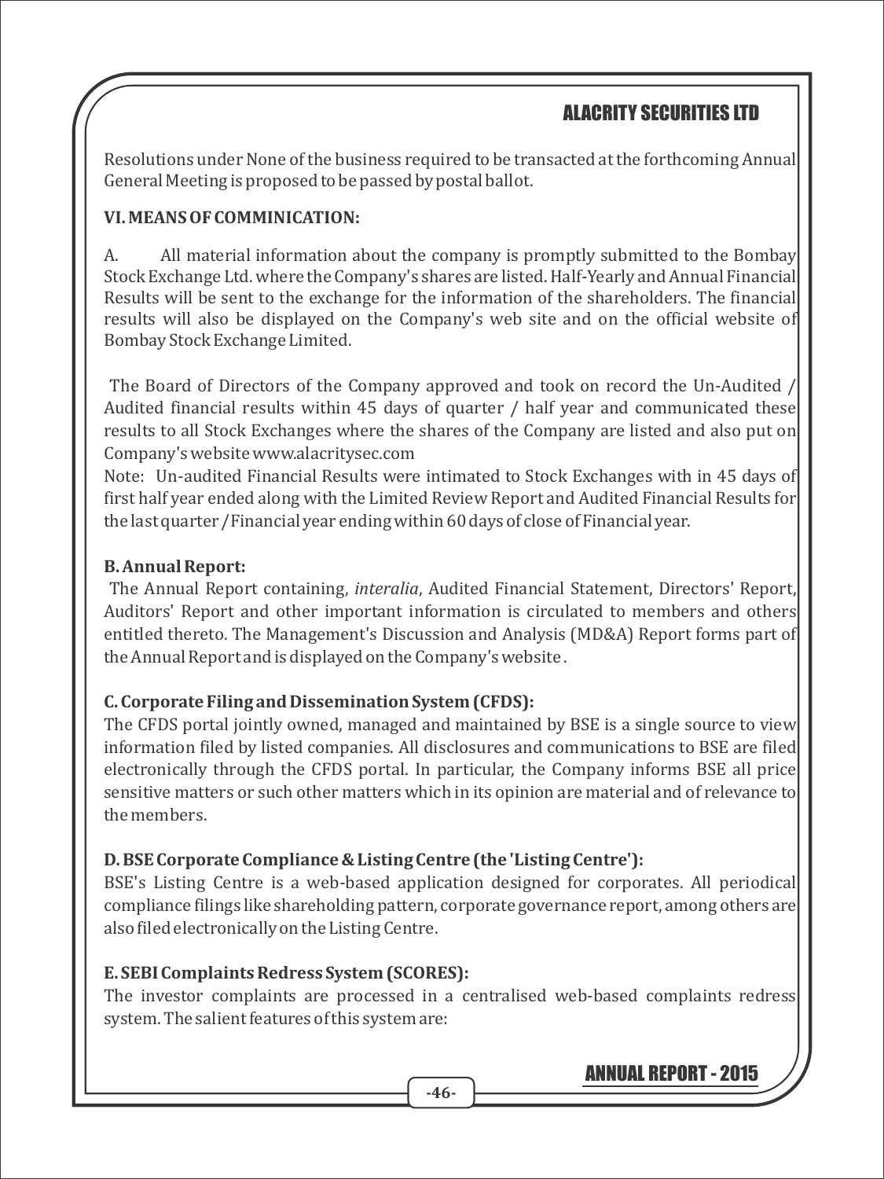Resolutions under None of the business required to be transacted at the forthcoming Annual General Meeting is proposed to be passed by postal ballot.

**VI. MEANS OF COMMINICATION:**

A. All material information about the company is promptly submitted to the Bombay Stock Exchange Ltd. where the Company's shares are listed. Half-Yearly and Annual Financial Results will be sent to the exchange for the information of the shareholders. The financial results will also be displayed on the Company's web site and on the official website of Bombay Stock Exchange Limited.

The Board of Directors of the Company approved and took on record the Un-Audited / Audited financial results within 45 days of quarter / half year and communicated these results to all Stock Exchanges where the shares of the Company are listed and also put on Company's website www.alacritysec.com

Note: Un-audited Financial Results were intimated to Stock Exchanges with in 45 days of first half year ended along with the Limited Review Report and Audited Financial Results for the last quarter /Financial year ending within 60 days of close of Financial year.

**B. Annual Report:**

The Annual Report containing, *interalia*, Audited Financial Statement, Directors' Report, Auditors' Report and other important information is circulated to members and others entitled thereto. The Management's Discussion and Analysis (MD&A) Report forms part of the Annual Report and is displayed on the Company's website .

**C. Corporate Filing and Dissemination System (CFDS):**

The CFDS portal jointly owned, managed and maintained by BSE is a single source to view information filed by listed companies. All disclosures and communications to BSE are filed electronically through the CFDS portal. In particular, the Company informs BSE all price sensitive matters or such other matters which in its opinion are material and of relevance to the members.

**D. BSE Corporate Compliance & Listing Centre (the 'Listing Centre'):**

BSE's Listing Centre is a web-based application designed for corporates. All periodical compliance filings like shareholding pattern, corporate governance report, among others are also filed electronically on the Listing Centre.

**E. SEBI Complaints Redress System (SCORES):**

The investor complaints are processed in a centralised web-based complaints redress system. The salient features of this system are: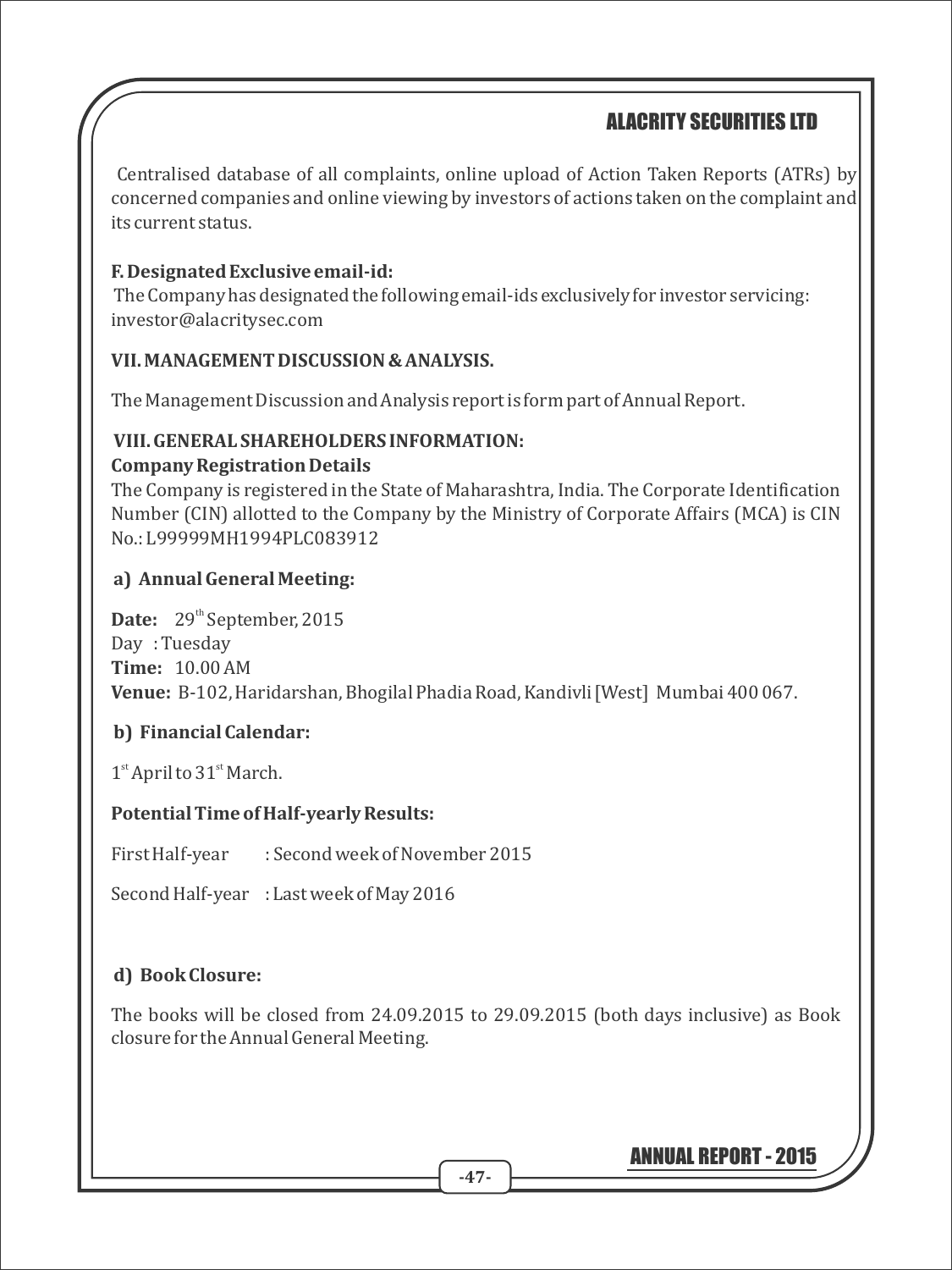Centralised database of all complaints, online upload of Action Taken Reports (ATRs) by concerned companies and online viewing by investors of actions taken on the complaint and its current status.

**F. Designated Exclusive email-id:**

The Company has designated the following email-ids exclusively for investor servicing: investor@alacritysec.com

**VII. MANAGEMENT DISCUSSION & ANALYSIS.**

The Management Discussion and Analysis report is form part of Annual Report.

**VIII. GENERAL SHAREHOLDERS INFORMATION:**

**Company Registration Details**

The Company is registered in the State of Maharashtra, India. The Corporate Identification Number (CIN) allotted to the Company by the Ministry of Corporate Affairs (MCA) is CIN No.: L99999MH1994PLC083912

**a) Annual General Meeting:**

**Date:** 29th September, 2015
Day : Tuesday
**Time:** 10.00 AM
**Venue:** B-102, Haridarshan, Bhogilal Phadia Road, Kandivli [West] Mumbai 400 067.

**b) Financial Calendar:**

1st April to 31st March.

**Potential Time of Half-yearly Results:**

First Half-year : Second week of November 2015

Second Half-year : Last week of May 2016

**d) Book Closure:**

The books will be closed from 24.09.2015 to 29.09.2015 (both days inclusive) as Book closure for the Annual General Meeting.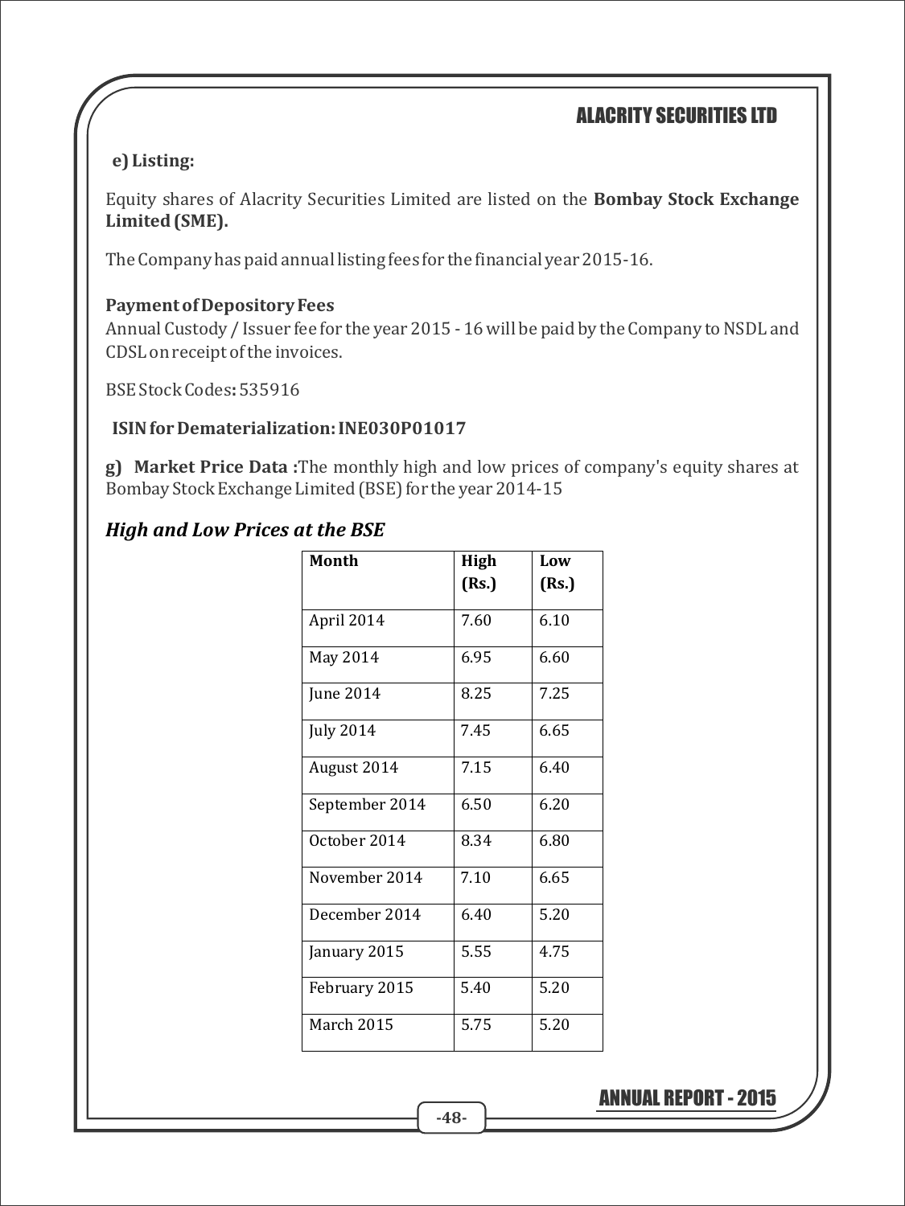**e) Listing:**

Equity shares of Alacrity Securities Limited are listed on the **Bombay Stock Exchange Limited (SME).**

The Company has paid annual listing fees for the financial year 2015-16.

**Payment of Depository Fees**

Annual Custody / Issuer fee for the year 2015 - 16 will be paid by the Company to NSDL and CDSL on receipt of the invoices.

BSE Stock Codes**:** 535916

**ISIN for Dematerialization: INE030P01017**

**g) Market Price Data :**The monthly high and low prices of company's equity shares at Bombay Stock Exchange Limited (BSE) for the year 2014-15

### *High and Low Prices at the BSE*

| Month | High (Rs.) | Low (Rs.) |
|---|---|---|
| April 2014 | 7.60 | 6.10 |
| May 2014 | 6.95 | 6.60 |
| June 2014 | 8.25 | 7.25 |
| July 2014 | 7.45 | 6.65 |
| August 2014 | 7.15 | 6.40 |
| September 2014 | 6.50 | 6.20 |
| October 2014 | 8.34 | 6.80 |
| November 2014 | 7.10 | 6.65 |
| December 2014 | 6.40 | 5.20 |
| January 2015 | 5.55 | 4.75 |
| February 2015 | 5.40 | 5.20 |
| March 2015 | 5.75 | 5.20 |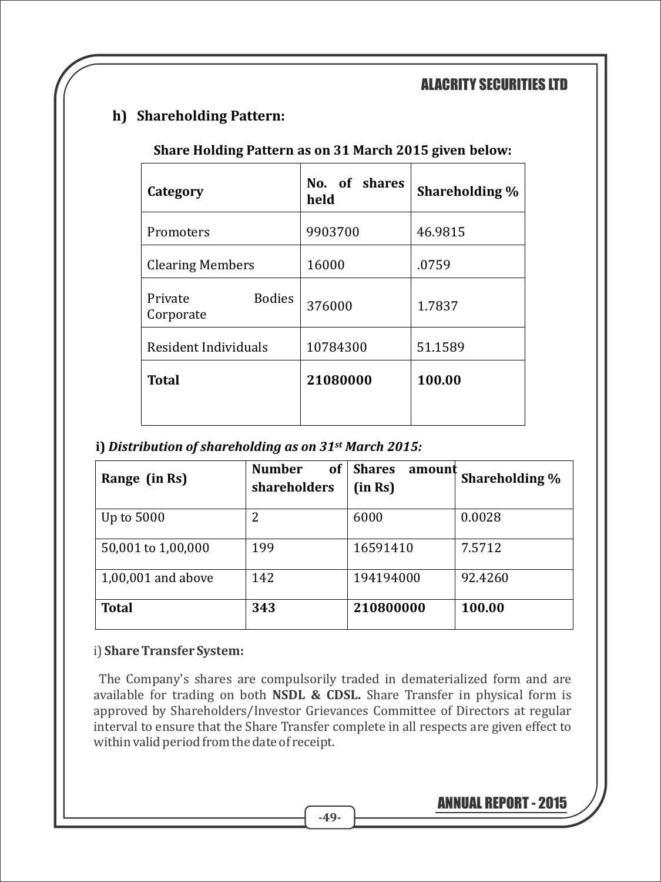### h) Shareholding Pattern:

**Share Holding Pattern as on 31 March 2015 given below:**

| Category | No. of shares held | Shareholding % |
|---|---|---|
| Promoters | 9903700 | 46.9815 |
| Clearing Members | 16000 | .0759 |
| Private Bodies Corporate | 376000 | 1.7837 |
| Resident Individuals | 10784300 | 51.1589 |
| **Total** | **21080000** | **100.00** |

**i)** ***Distribution of shareholding as on 31st March 2015:***

| Range (in Rs) | Number of shareholders | Shares amount (in Rs) | Shareholding % |
|---|---|---|---|
| Up to 5000 | 2 | 6000 | 0.0028 |
| 50,001 to 1,00,000 | 199 | 16591410 | 7.5712 |
| 1,00,001 and above | 142 | 194194000 | 92.4260 |
| **Total** | **343** | **210800000** | **100.00** |

i) **Share Transfer System:**

The Company's shares are compulsorily traded in dematerialized form and are available for trading on both **NSDL & CDSL.** Share Transfer in physical form is approved by Shareholders/Investor Grievances Committee of Directors at regular interval to ensure that the Share Transfer complete in all respects are given effect to within valid period from the date of receipt.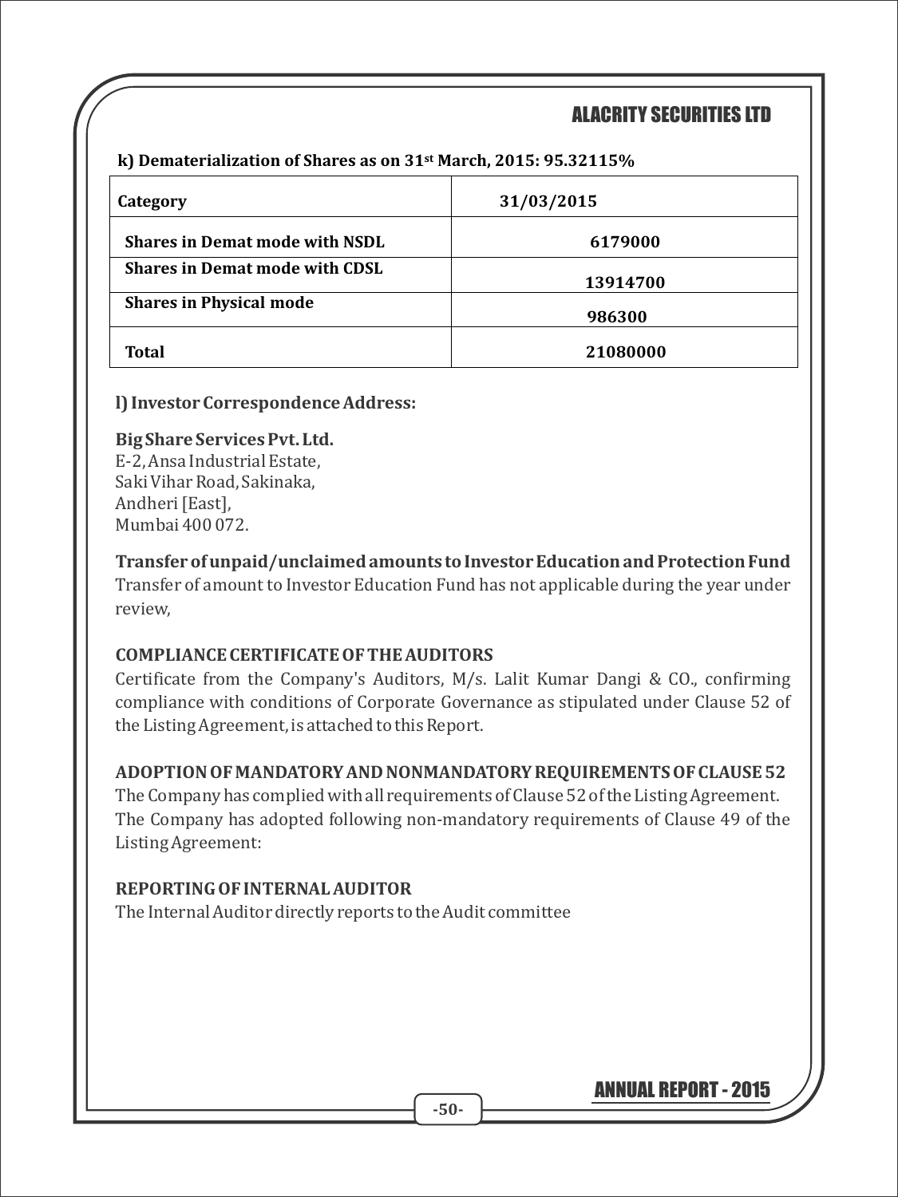**k) Dematerialization of Shares as on 31st March, 2015: 95.32115%**

| Category | 31/03/2015 |
|---|---|
| Shares in Demat mode with NSDL | 6179000 |
| Shares in Demat mode with CDSL | 13914700 |
| Shares in Physical mode | 986300 |
| Total | 21080000 |

**l) Investor Correspondence Address:**

**Big Share Services Pvt. Ltd.**
E-2, Ansa Industrial Estate,
Saki Vihar Road, Sakinaka,
Andheri [East],
Mumbai 400 072.

**Transfer of unpaid/unclaimed amounts to Investor Education and Protection Fund**
Transfer of amount to Investor Education Fund has not applicable during the year under review,

**COMPLIANCE CERTIFICATE OF THE AUDITORS**
Certificate from the Company's Auditors, M/s. Lalit Kumar Dangi & CO., confirming compliance with conditions of Corporate Governance as stipulated under Clause 52 of the Listing Agreement, is attached to this Report.

**ADOPTION OF MANDATORY AND NONMANDATORY REQUIREMENTS OF CLAUSE 52**
The Company has complied with all requirements of Clause 52 of the Listing Agreement.
The Company has adopted following non-mandatory requirements of Clause 49 of the Listing Agreement:

**REPORTING OF INTERNAL AUDITOR**
The Internal Auditor directly reports to the Audit committee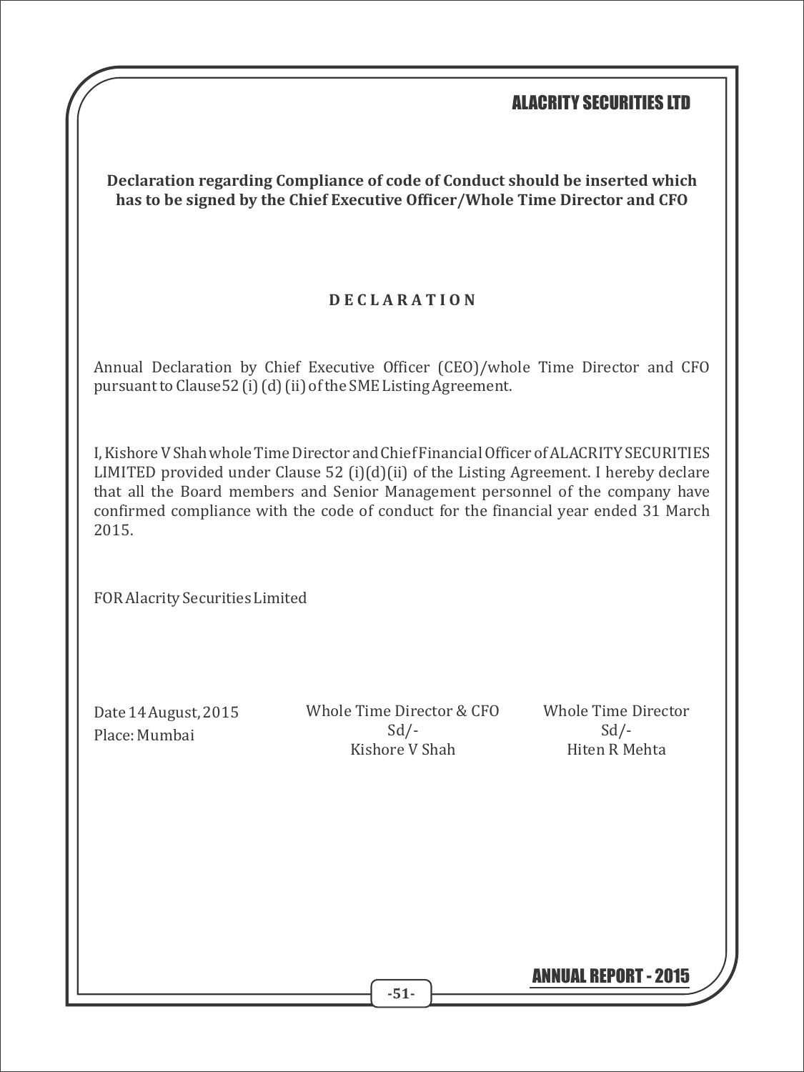**Declaration regarding Compliance of code of Conduct should be inserted which has to be signed by the Chief Executive Officer/Whole Time Director and CFO**

## D E C L A R A T I O N

Annual Declaration by Chief Executive Officer (CEO)/whole Time Director and CFO pursuant to Clause52 (i) (d) (ii) of the SME Listing Agreement.

I, Kishore V Shah whole Time Director and Chief Financial Officer of ALACRITY SECURITIES LIMITED provided under Clause 52 (i)(d)(ii) of the Listing Agreement. I hereby declare that all the Board members and Senior Management personnel of the company have confirmed compliance with the code of conduct for the financial year ended 31 March 2015.

FOR Alacrity Securities Limited

Date 14 August, 2015
Place: Mumbai

Whole Time Director & CFO
Sd/-
Kishore V Shah

Whole Time Director
Sd/-
Hiten R Mehta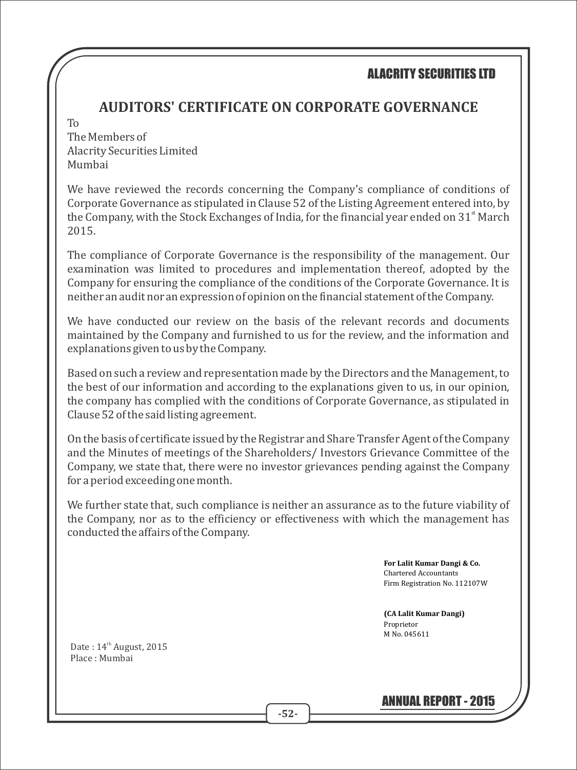# AUDITORS' CERTIFICATE ON CORPORATE GOVERNANCE

To
The Members of
Alacrity Securities Limited
Mumbai

We have reviewed the records concerning the Company's compliance of conditions of Corporate Governance as stipulated in Clause 52 of the Listing Agreement entered into, by the Company, with the Stock Exchanges of India, for the financial year ended on 31st March 2015.

The compliance of Corporate Governance is the responsibility of the management. Our examination was limited to procedures and implementation thereof, adopted by the Company for ensuring the compliance of the conditions of the Corporate Governance. It is neither an audit nor an expression of opinion on the financial statement of the Company.

We have conducted our review on the basis of the relevant records and documents maintained by the Company and furnished to us for the review, and the information and explanations given to us by the Company.

Based on such a review and representation made by the Directors and the Management, to the best of our information and according to the explanations given to us, in our opinion, the company has complied with the conditions of Corporate Governance, as stipulated in Clause 52 of the said listing agreement.

On the basis of certificate issued by the Registrar and Share Transfer Agent of the Company and the Minutes of meetings of the Shareholders/ Investors Grievance Committee of the Company, we state that, there were no investor grievances pending against the Company for a period exceeding one month.

We further state that, such compliance is neither an assurance as to the future viability of the Company, nor as to the efficiency or effectiveness with which the management has conducted the affairs of the Company.

**For Lalit Kumar Dangi & Co.**
Chartered Accountants
Firm Registration No. 112107W

**(CA Lalit Kumar Dangi)**
Proprietor
M No. 045611

Date : 14th August, 2015
Place : Mumbai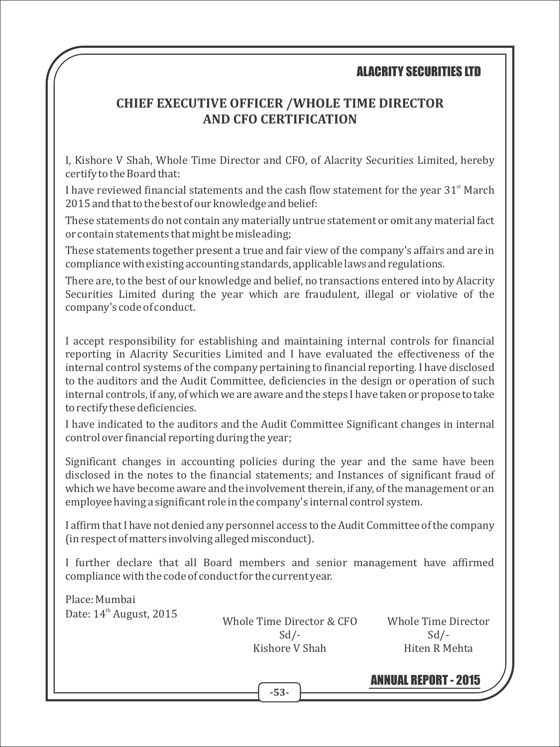# CHIEF EXECUTIVE OFFICER /WHOLE TIME DIRECTOR AND CFO CERTIFICATION

I, Kishore V Shah, Whole Time Director and CFO, of Alacrity Securities Limited, hereby certify to the Board that:

I have reviewed financial statements and the cash flow statement for the year 31st March 2015 and that to the best of our knowledge and belief:

These statements do not contain any materially untrue statement or omit any material fact or contain statements that might be misleading;

These statements together present a true and fair view of the company's affairs and are in compliance with existing accounting standards, applicable laws and regulations.

There are, to the best of our knowledge and belief, no transactions entered into by Alacrity Securities Limited during the year which are fraudulent, illegal or violative of the company's code of conduct.

I accept responsibility for establishing and maintaining internal controls for financial reporting in Alacrity Securities Limited and I have evaluated the effectiveness of the internal control systems of the company pertaining to financial reporting. I have disclosed to the auditors and the Audit Committee, deficiencies in the design or operation of such internal controls, if any, of which we are aware and the steps I have taken or propose to take to rectify these deficiencies.

I have indicated to the auditors and the Audit Committee Significant changes in internal control over financial reporting during the year;

Significant changes in accounting policies during the year and the same have been disclosed in the notes to the financial statements; and Instances of significant fraud of which we have become aware and the involvement therein, if any, of the management or an employee having a significant role in the company's internal control system.

I affirm that I have not denied any personnel access to the Audit Committee of the company (in respect of matters involving alleged misconduct).

I further declare that all Board members and senior management have affirmed compliance with the code of conduct for the current year.

Place: Mumbai
Date: 14th August, 2015

| Whole Time Director & CFO | Whole Time Director |
|---|---|
| Sd/- | Sd/- |
| Kishore V Shah | Hiten R Mehta |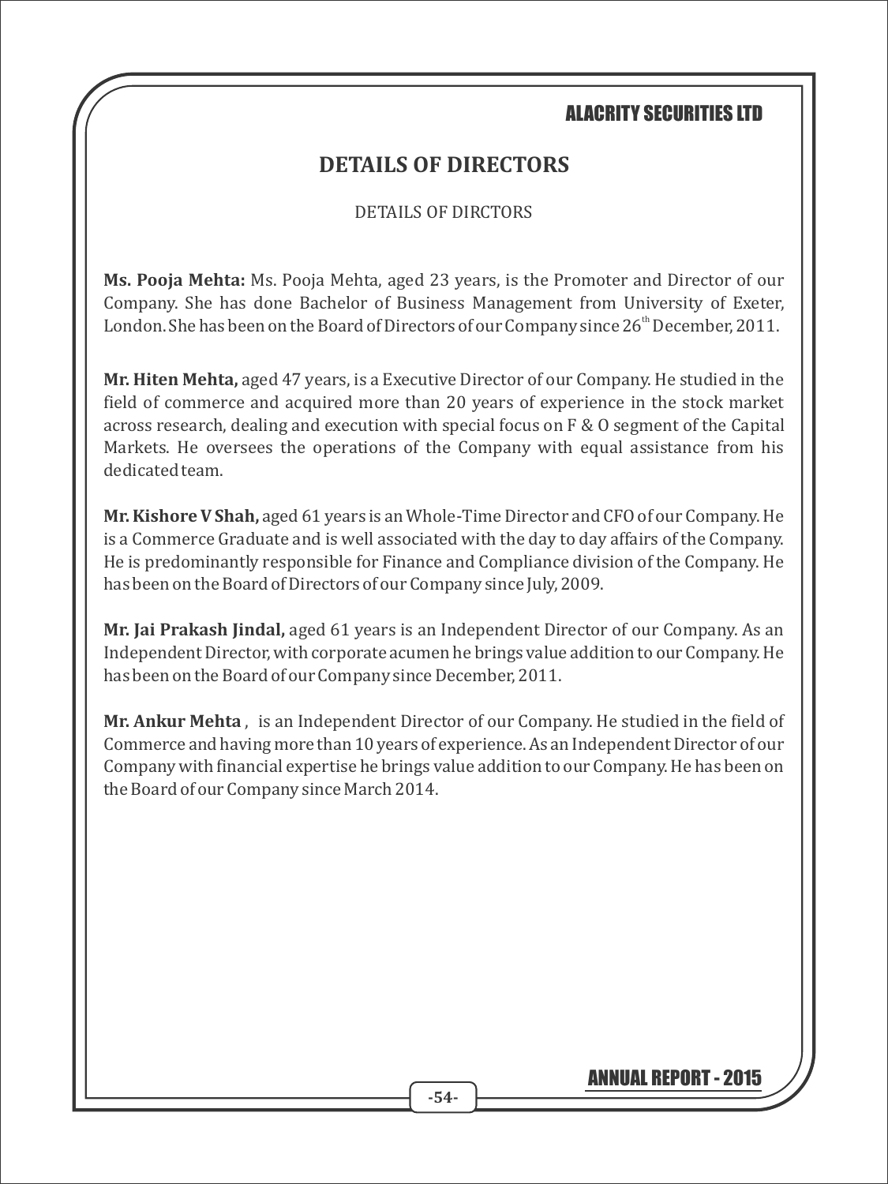# DETAILS OF DIRECTORS

DETAILS OF DIRCTORS

**Ms. Pooja Mehta:** Ms. Pooja Mehta, aged 23 years, is the Promoter and Director of our Company. She has done Bachelor of Business Management from University of Exeter, London. She has been on the Board of Directors of our Company since 26th December, 2011.

**Mr. Hiten Mehta,** aged 47 years, is a Executive Director of our Company. He studied in the field of commerce and acquired more than 20 years of experience in the stock market across research, dealing and execution with special focus on F & O segment of the Capital Markets. He oversees the operations of the Company with equal assistance from his dedicated team.

**Mr. Kishore V Shah,** aged 61 years is an Whole-Time Director and CFO of our Company. He is a Commerce Graduate and is well associated with the day to day affairs of the Company. He is predominantly responsible for Finance and Compliance division of the Company. He has been on the Board of Directors of our Company since July, 2009.

**Mr. Jai Prakash Jindal,** aged 61 years is an Independent Director of our Company. As an Independent Director, with corporate acumen he brings value addition to our Company. He has been on the Board of our Company since December, 2011.

**Mr. Ankur Mehta** , is an Independent Director of our Company. He studied in the field of Commerce and having more than 10 years of experience. As an Independent Director of our Company with financial expertise he brings value addition to our Company. He has been on the Board of our Company since March 2014.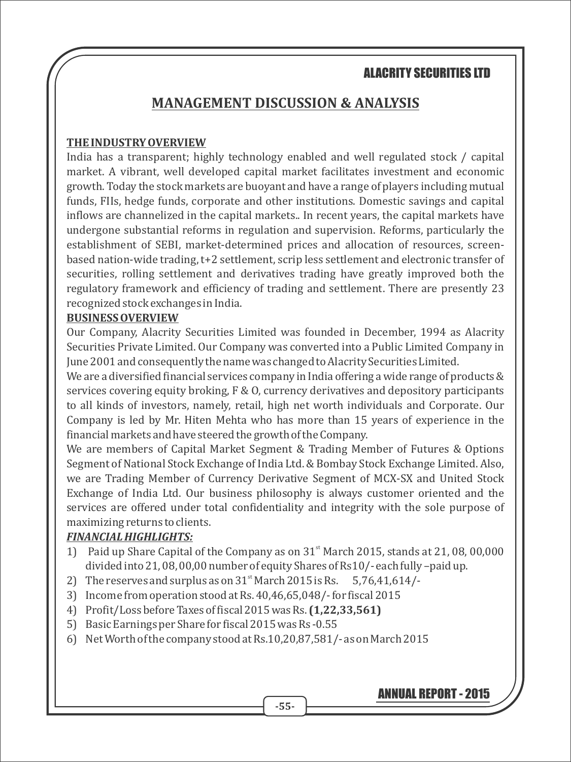# MANAGEMENT DISCUSSION & ANALYSIS

**THE INDUSTRY OVERVIEW**

India has a transparent; highly technology enabled and well regulated stock / capital market. A vibrant, well developed capital market facilitates investment and economic growth. Today the stock markets are buoyant and have a range of players including mutual funds, FIIs, hedge funds, corporate and other institutions. Domestic savings and capital inflows are channelized in the capital markets.. In recent years, the capital markets have undergone substantial reforms in regulation and supervision. Reforms, particularly the establishment of SEBI, market-determined prices and allocation of resources, screen-based nation-wide trading, t+2 settlement, scrip less settlement and electronic transfer of securities, rolling settlement and derivatives trading have greatly improved both the regulatory framework and efficiency of trading and settlement. There are presently 23 recognized stock exchanges in India.

**BUSINESS OVERVIEW**

Our Company, Alacrity Securities Limited was founded in December, 1994 as Alacrity Securities Private Limited. Our Company was converted into a Public Limited Company in June 2001 and consequently the name was changed to Alacrity Securities Limited.

We are a diversified financial services company in India offering a wide range of products & services covering equity broking, F & O, currency derivatives and depository participants to all kinds of investors, namely, retail, high net worth individuals and Corporate. Our Company is led by Mr. Hiten Mehta who has more than 15 years of experience in the financial markets and have steered the growth of the Company.

We are members of Capital Market Segment & Trading Member of Futures & Options Segment of National Stock Exchange of India Ltd. & Bombay Stock Exchange Limited. Also, we are Trading Member of Currency Derivative Segment of MCX-SX and United Stock Exchange of India Ltd. Our business philosophy is always customer oriented and the services are offered under total confidentiality and integrity with the sole purpose of maximizing returns to clients.

***FINANCIAL HIGHLIGHTS:***

1) Paid up Share Capital of the Company as on 31st March 2015, stands at 21, 08, 00,000 divided into 21, 08, 00,00 number of equity Shares of Rs10/- each fully –paid up.
2) The reserves and surplus as on 31st March 2015 is Rs. 5,76,41,614/-
3) Income from operation stood at Rs. 40,46,65,048/- for fiscal 2015
4) Profit/Loss before Taxes of fiscal 2015 was Rs. **(1,22,33,561)**
5) Basic Earnings per Share for fiscal 2015 was Rs -0.55
6) Net Worth of the company stood at Rs.10,20,87,581/- as on March 2015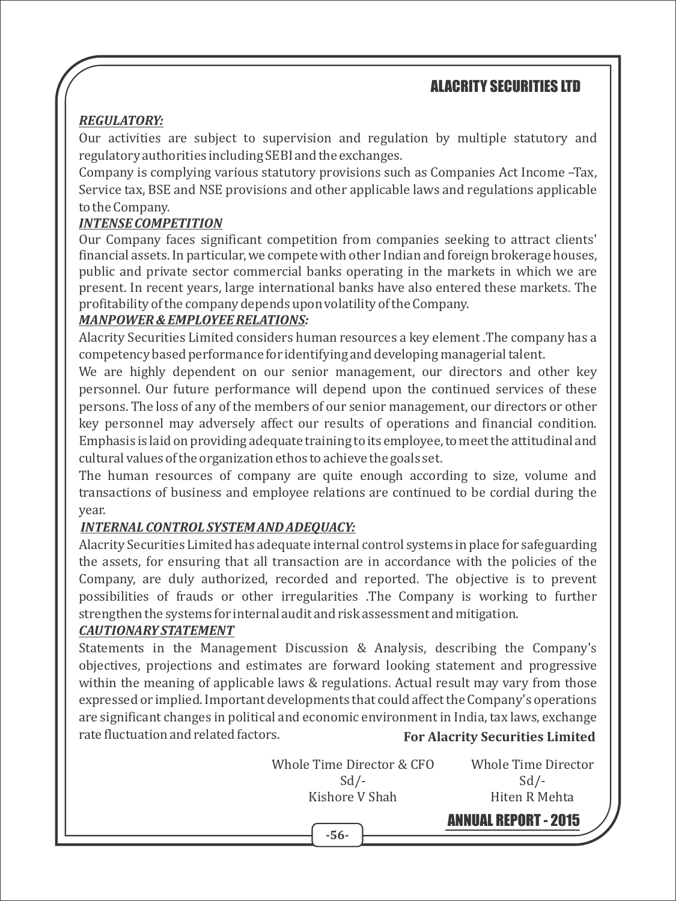***REGULATORY:***

Our activities are subject to supervision and regulation by multiple statutory and regulatory authorities including SEBI and the exchanges.

Company is complying various statutory provisions such as Companies Act Income –Tax, Service tax, BSE and NSE provisions and other applicable laws and regulations applicable to the Company.

***INTENSE COMPETITION***

Our Company faces significant competition from companies seeking to attract clients' financial assets. In particular, we compete with other Indian and foreign brokerage houses, public and private sector commercial banks operating in the markets in which we are present. In recent years, large international banks have also entered these markets. The profitability of the company depends upon volatility of the Company.

***MANPOWER & EMPLOYEE RELATIONS:***

Alacrity Securities Limited considers human resources a key element .The company has a competency based performance for identifying and developing managerial talent.

We are highly dependent on our senior management, our directors and other key personnel. Our future performance will depend upon the continued services of these persons. The loss of any of the members of our senior management, our directors or other key personnel may adversely affect our results of operations and financial condition. Emphasis is laid on providing adequate training to its employee, to meet the attitudinal and cultural values of the organization ethos to achieve the goals set.

The human resources of company are quite enough according to size, volume and transactions of business and employee relations are continued to be cordial during the year.

***INTERNAL CONTROL SYSTEM AND ADEQUACY:***

Alacrity Securities Limited has adequate internal control systems in place for safeguarding the assets, for ensuring that all transaction are in accordance with the policies of the Company, are duly authorized, recorded and reported. The objective is to prevent possibilities of frauds or other irregularities .The Company is working to further strengthen the systems for internal audit and risk assessment and mitigation.

***CAUTIONARY STATEMENT***

Statements in the Management Discussion & Analysis, describing the Company's objectives, projections and estimates are forward looking statement and progressive within the meaning of applicable laws & regulations. Actual result may vary from those expressed or implied. Important developments that could affect the Company's operations are significant changes in political and economic environment in India, tax laws, exchange rate fluctuation and related factors.

**For Alacrity Securities Limited**

| Whole Time Director & CFO | Whole Time Director |
|---|---|
| Sd/- | Sd/- |
| Kishore V Shah | Hiten R Mehta |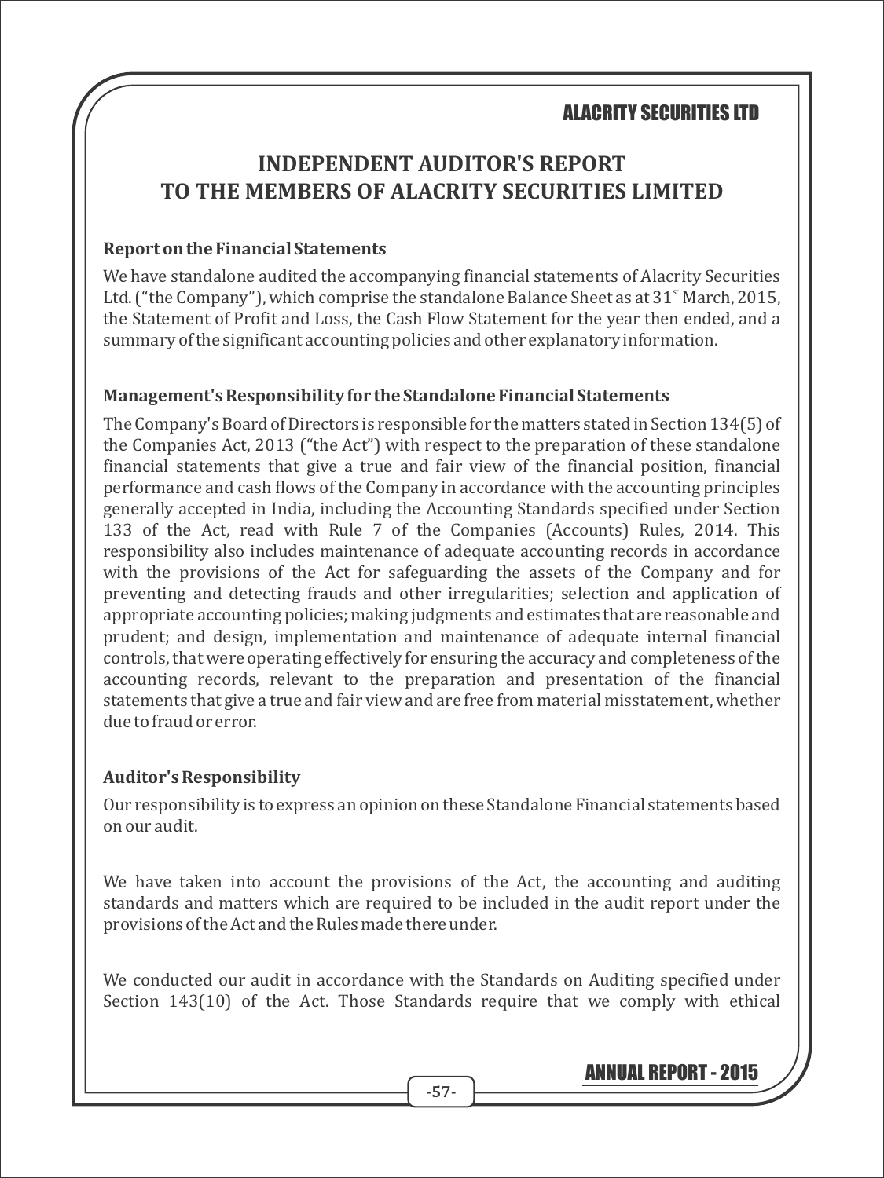# INDEPENDENT AUDITOR'S REPORT TO THE MEMBERS OF ALACRITY SECURITIES LIMITED

**Report on the Financial Statements**

We have standalone audited the accompanying financial statements of Alacrity Securities Ltd. ("the Company"), which comprise the standalone Balance Sheet as at 31st March, 2015, the Statement of Profit and Loss, the Cash Flow Statement for the year then ended, and a summary of the significant accounting policies and other explanatory information.

**Management's Responsibility for the Standalone Financial Statements**

The Company's Board of Directors is responsible for the matters stated in Section 134(5) of the Companies Act, 2013 ("the Act") with respect to the preparation of these standalone financial statements that give a true and fair view of the financial position, financial performance and cash flows of the Company in accordance with the accounting principles generally accepted in India, including the Accounting Standards specified under Section 133 of the Act, read with Rule 7 of the Companies (Accounts) Rules, 2014. This responsibility also includes maintenance of adequate accounting records in accordance with the provisions of the Act for safeguarding the assets of the Company and for preventing and detecting frauds and other irregularities; selection and application of appropriate accounting policies; making judgments and estimates that are reasonable and prudent; and design, implementation and maintenance of adequate internal financial controls, that were operating effectively for ensuring the accuracy and completeness of the accounting records, relevant to the preparation and presentation of the financial statements that give a true and fair view and are free from material misstatement, whether due to fraud or error.

**Auditor's Responsibility**

Our responsibility is to express an opinion on these Standalone Financial statements based on our audit.

We have taken into account the provisions of the Act, the accounting and auditing standards and matters which are required to be included in the audit report under the provisions of the Act and the Rules made there under.

We conducted our audit in accordance with the Standards on Auditing specified under Section 143(10) of the Act. Those Standards require that we comply with ethical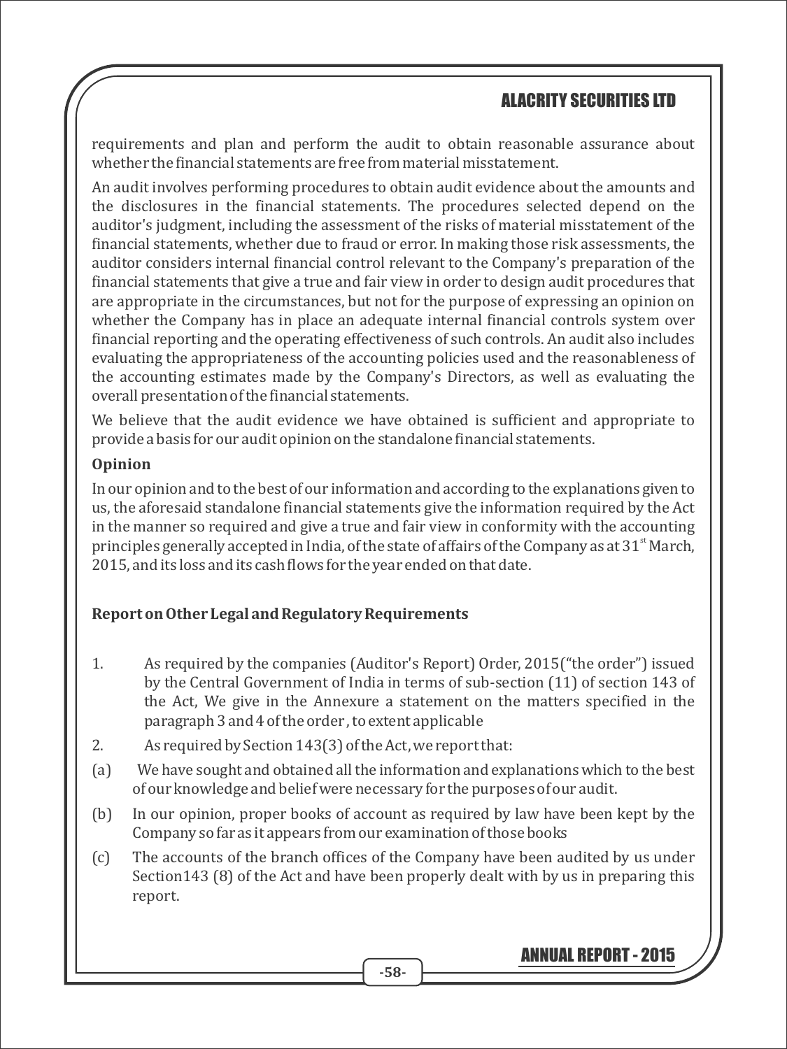requirements and plan and perform the audit to obtain reasonable assurance about whether the financial statements are free from material misstatement.

An audit involves performing procedures to obtain audit evidence about the amounts and the disclosures in the financial statements. The procedures selected depend on the auditor's judgment, including the assessment of the risks of material misstatement of the financial statements, whether due to fraud or error. In making those risk assessments, the auditor considers internal financial control relevant to the Company's preparation of the financial statements that give a true and fair view in order to design audit procedures that are appropriate in the circumstances, but not for the purpose of expressing an opinion on whether the Company has in place an adequate internal financial controls system over financial reporting and the operating effectiveness of such controls. An audit also includes evaluating the appropriateness of the accounting policies used and the reasonableness of the accounting estimates made by the Company's Directors, as well as evaluating the overall presentation of the financial statements.

We believe that the audit evidence we have obtained is sufficient and appropriate to provide a basis for our audit opinion on the standalone financial statements.

**Opinion**

In our opinion and to the best of our information and according to the explanations given to us, the aforesaid standalone financial statements give the information required by the Act in the manner so required and give a true and fair view in conformity with the accounting principles generally accepted in India, of the state of affairs of the Company as at 31st March, 2015, and its loss and its cash flows for the year ended on that date.

**Report on Other Legal and Regulatory Requirements**

1. As required by the companies (Auditor's Report) Order, 2015("the order") issued by the Central Government of India in terms of sub-section (11) of section 143 of the Act, We give in the Annexure a statement on the matters specified in the paragraph 3 and 4 of the order , to extent applicable

2. As required by Section 143(3) of the Act, we report that:

(a) We have sought and obtained all the information and explanations which to the best of our knowledge and belief were necessary for the purposes of our audit.

(b) In our opinion, proper books of account as required by law have been kept by the Company so far as it appears from our examination of those books

(c) The accounts of the branch offices of the Company have been audited by us under Section143 (8) of the Act and have been properly dealt with by us in preparing this report.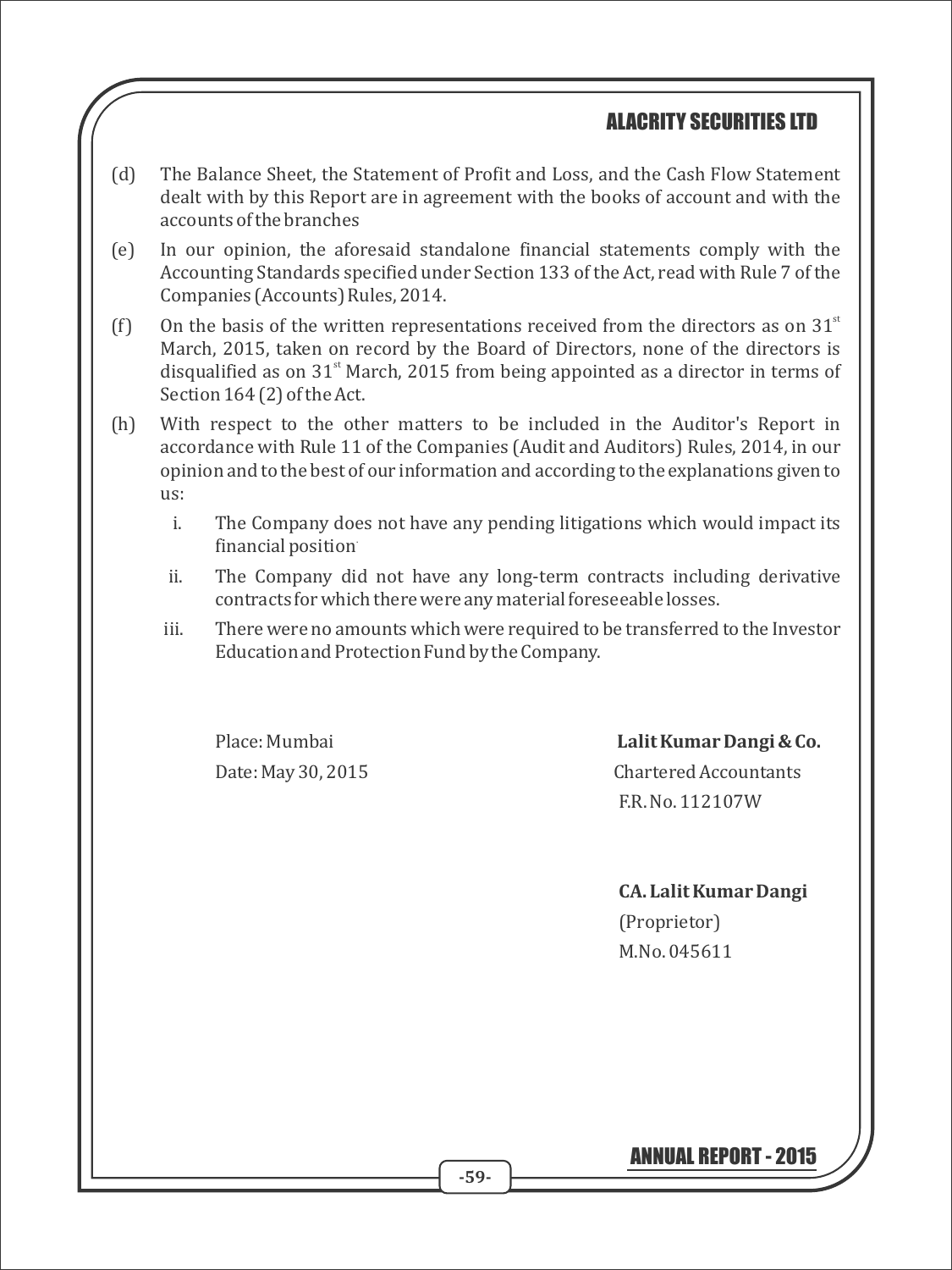(d) The Balance Sheet, the Statement of Profit and Loss, and the Cash Flow Statement dealt with by this Report are in agreement with the books of account and with the accounts of the branches

(e) In our opinion, the aforesaid standalone financial statements comply with the Accounting Standards specified under Section 133 of the Act, read with Rule 7 of the Companies (Accounts) Rules, 2014.

(f) On the basis of the written representations received from the directors as on 31st March, 2015, taken on record by the Board of Directors, none of the directors is disqualified as on 31st March, 2015 from being appointed as a director in terms of Section 164 (2) of the Act.

(h) With respect to the other matters to be included in the Auditor's Report in accordance with Rule 11 of the Companies (Audit and Auditors) Rules, 2014, in our opinion and to the best of our information and according to the explanations given to us:

   i. The Company does not have any pending litigations which would impact its financial position.

   ii. The Company did not have any long-term contracts including derivative contracts for which there were any material foreseeable losses.

   iii. There were no amounts which were required to be transferred to the Investor Education and Protection Fund by the Company.

Place: Mumbai

Date: May 30, 2015

**Lalit Kumar Dangi & Co.**
Chartered Accountants
F.R. No. 112107W

**CA. Lalit Kumar Dangi**
(Proprietor)
M.No. 045611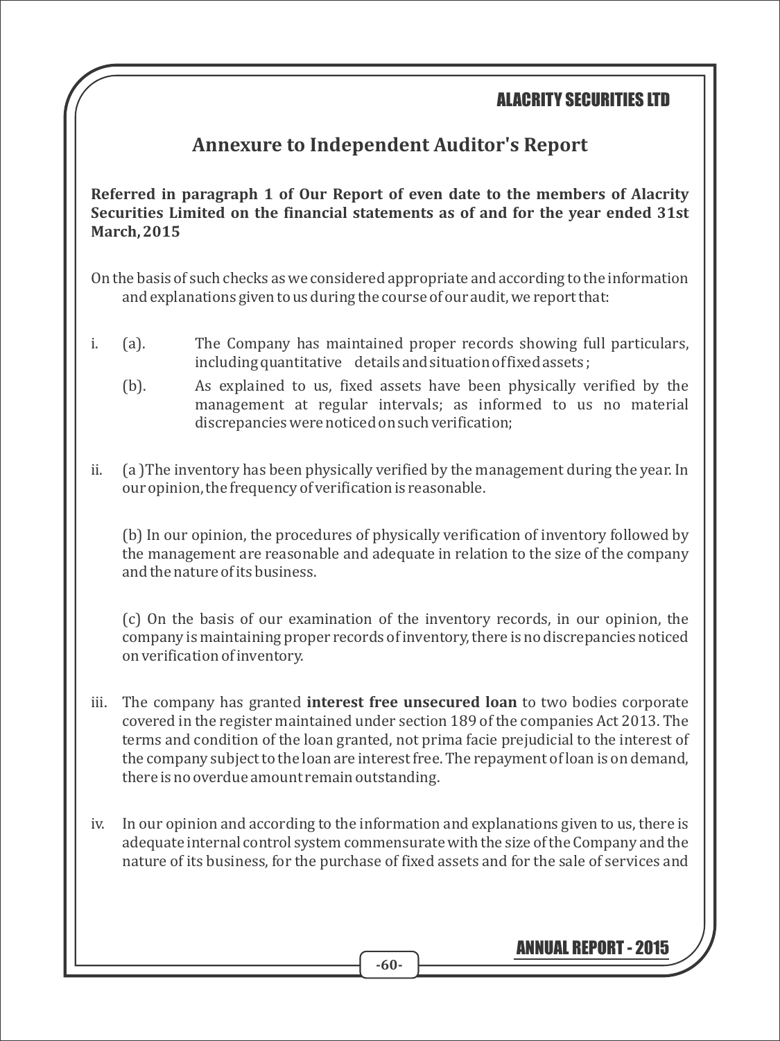# Annexure to Independent Auditor's Report

**Referred in paragraph 1 of Our Report of even date to the members of Alacrity Securities Limited on the financial statements as of and for the year ended 31st March, 2015**

On the basis of such checks as we considered appropriate and according to the information and explanations given to us during the course of our audit, we report that:

i. (a). The Company has maintained proper records showing full particulars, including quantitative details and situation of fixed assets ;

(b). As explained to us, fixed assets have been physically verified by the management at regular intervals; as informed to us no material discrepancies were noticed on such verification;

ii. (a )The inventory has been physically verified by the management during the year. In our opinion, the frequency of verification is reasonable.

(b) In our opinion, the procedures of physically verification of inventory followed by the management are reasonable and adequate in relation to the size of the company and the nature of its business.

(c) On the basis of our examination of the inventory records, in our opinion, the company is maintaining proper records of inventory, there is no discrepancies noticed on verification of inventory.

iii. The company has granted **interest free unsecured loan** to two bodies corporate covered in the register maintained under section 189 of the companies Act 2013. The terms and condition of the loan granted, not prima facie prejudicial to the interest of the company subject to the loan are interest free. The repayment of loan is on demand, there is no overdue amount remain outstanding.

iv. In our opinion and according to the information and explanations given to us, there is adequate internal control system commensurate with the size of the Company and the nature of its business, for the purchase of fixed assets and for the sale of services and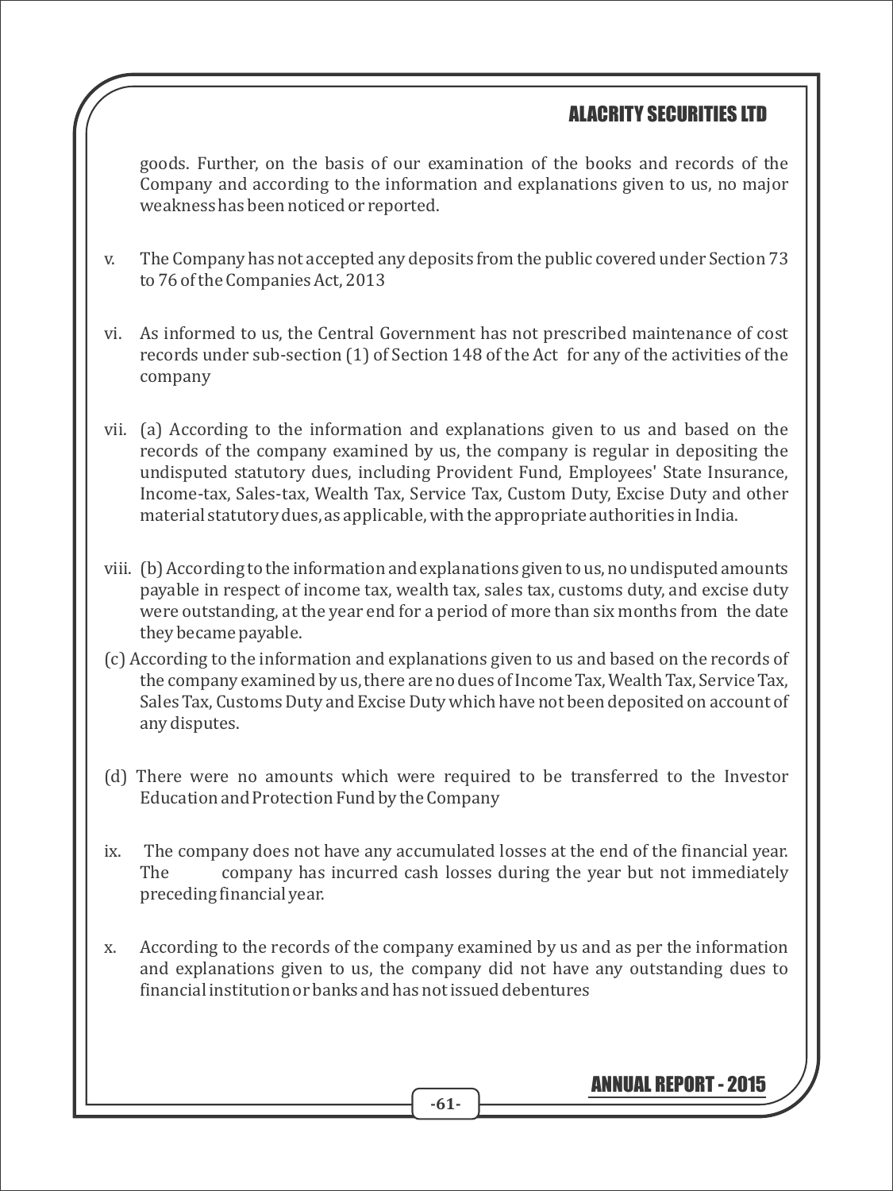goods. Further, on the basis of our examination of the books and records of the Company and according to the information and explanations given to us, no major weakness has been noticed or reported.

v. The Company has not accepted any deposits from the public covered under Section 73 to 76 of the Companies Act, 2013

vi. As informed to us, the Central Government has not prescribed maintenance of cost records under sub-section (1) of Section 148 of the Act for any of the activities of the company

vii. (a) According to the information and explanations given to us and based on the records of the company examined by us, the company is regular in depositing the undisputed statutory dues, including Provident Fund, Employees' State Insurance, Income-tax, Sales-tax, Wealth Tax, Service Tax, Custom Duty, Excise Duty and other material statutory dues, as applicable, with the appropriate authorities in India.

viii. (b) According to the information and explanations given to us, no undisputed amounts payable in respect of income tax, wealth tax, sales tax, customs duty, and excise duty were outstanding, at the year end for a period of more than six months from the date they became payable.

(c) According to the information and explanations given to us and based on the records of the company examined by us, there are no dues of Income Tax, Wealth Tax, Service Tax, Sales Tax, Customs Duty and Excise Duty which have not been deposited on account of any disputes.

(d) There were no amounts which were required to be transferred to the Investor Education and Protection Fund by the Company

ix. The company does not have any accumulated losses at the end of the financial year. The company has incurred cash losses during the year but not immediately preceding financial year.

x. According to the records of the company examined by us and as per the information and explanations given to us, the company did not have any outstanding dues to financial institution or banks and has not issued debentures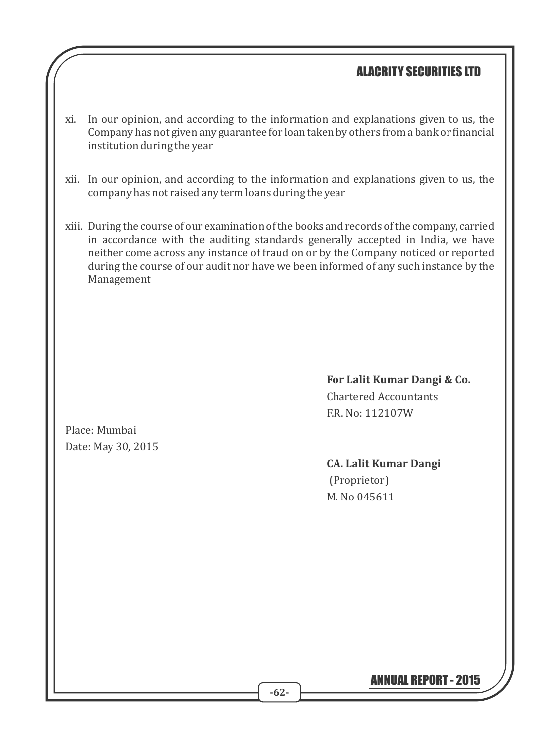xi. In our opinion, and according to the information and explanations given to us, the Company has not given any guarantee for loan taken by others from a bank or financial institution during the year

xii. In our opinion, and according to the information and explanations given to us, the company has not raised any term loans during the year

xiii. During the course of our examination of the books and records of the company, carried in accordance with the auditing standards generally accepted in India, we have neither come across any instance of fraud on or by the Company noticed or reported during the course of our audit nor have we been informed of any such instance by the Management

**For Lalit Kumar Dangi & Co.**
Chartered Accountants
F.R. No: 112107W

Place: Mumbai
Date: May 30, 2015

**CA. Lalit Kumar Dangi**
(Proprietor)
M. No 045611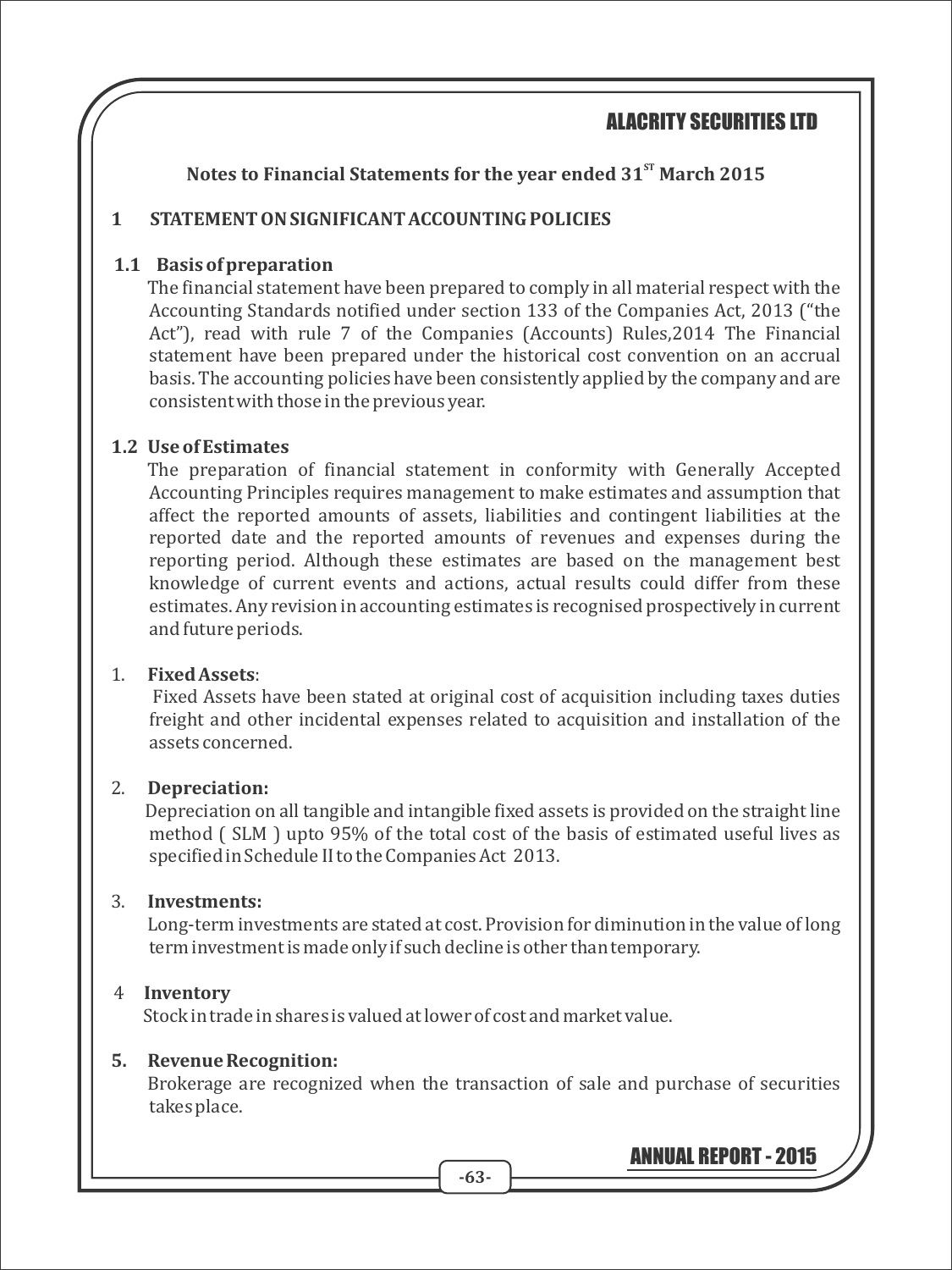**Notes to Financial Statements for the year ended 31st March 2015**

## 1 STATEMENT ON SIGNIFICANT ACCOUNTING POLICIES

### 1.1 Basis of preparation

The financial statement have been prepared to comply in all material respect with the Accounting Standards notified under section 133 of the Companies Act, 2013 ("the Act"), read with rule 7 of the Companies (Accounts) Rules,2014 The Financial statement have been prepared under the historical cost convention on an accrual basis. The accounting policies have been consistently applied by the company and are consistent with those in the previous year.

### 1.2 Use of Estimates

The preparation of financial statement in conformity with Generally Accepted Accounting Principles requires management to make estimates and assumption that affect the reported amounts of assets, liabilities and contingent liabilities at the reported date and the reported amounts of revenues and expenses during the reporting period. Although these estimates are based on the management best knowledge of current events and actions, actual results could differ from these estimates. Any revision in accounting estimates is recognised prospectively in current and future periods.

1. **Fixed Assets**:

   Fixed Assets have been stated at original cost of acquisition including taxes duties freight and other incidental expenses related to acquisition and installation of the assets concerned.

2. **Depreciation:**

   Depreciation on all tangible and intangible fixed assets is provided on the straight line method ( SLM ) upto 95% of the total cost of the basis of estimated useful lives as specified in Schedule II to the Companies Act 2013.

3. **Investments:**

   Long-term investments are stated at cost. Provision for diminution in the value of long term investment is made only if such decline is other than temporary.

4. **Inventory**

   Stock in trade in shares is valued at lower of cost and market value.

5. **Revenue Recognition:**

   Brokerage are recognized when the transaction of sale and purchase of securities takes place.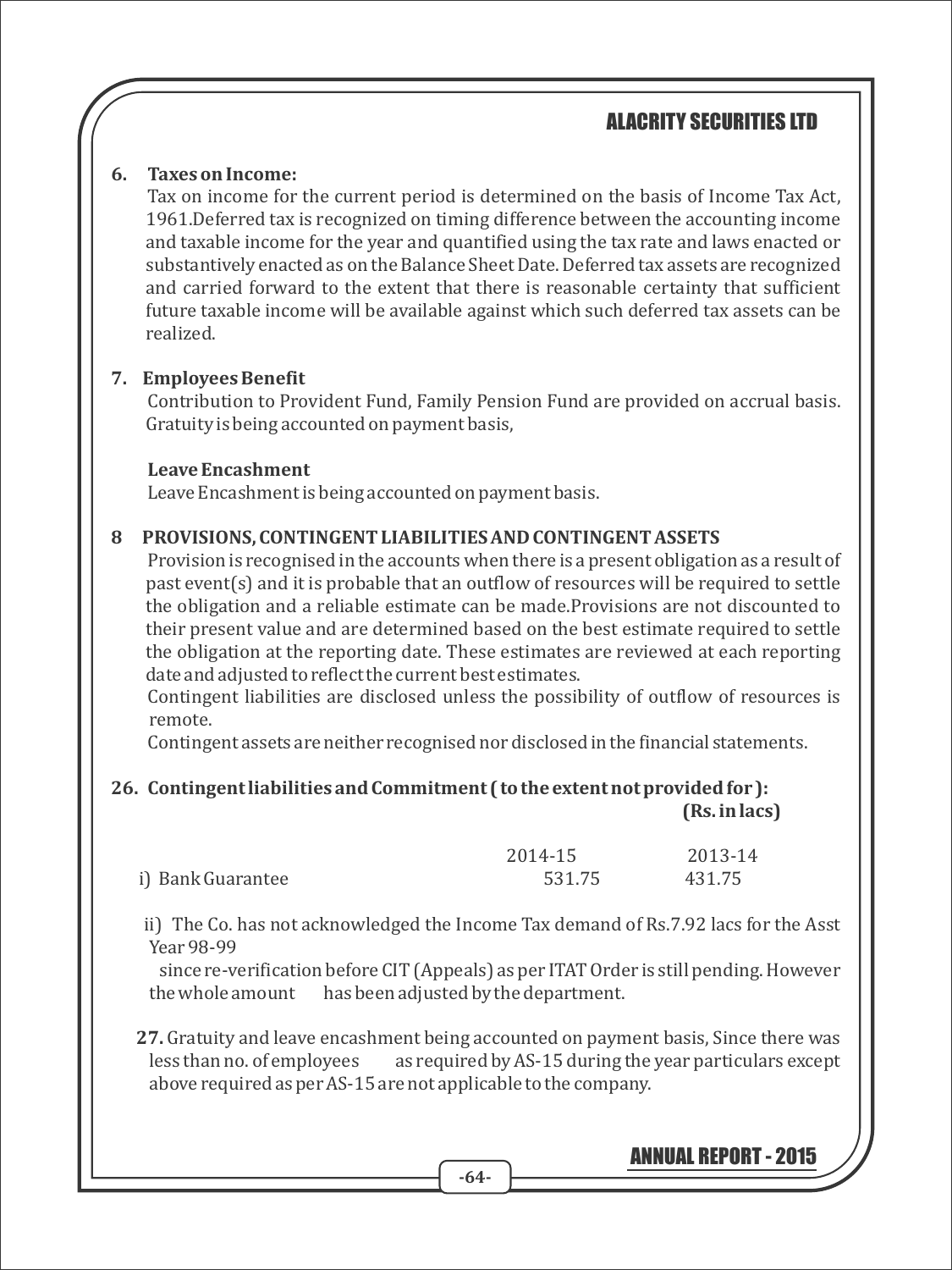**6. Taxes on Income:**

Tax on income for the current period is determined on the basis of Income Tax Act, 1961.Deferred tax is recognized on timing difference between the accounting income and taxable income for the year and quantified using the tax rate and laws enacted or substantively enacted as on the Balance Sheet Date. Deferred tax assets are recognized and carried forward to the extent that there is reasonable certainty that sufficient future taxable income will be available against which such deferred tax assets can be realized.

**7. Employees Benefit**

Contribution to Provident Fund, Family Pension Fund are provided on accrual basis. Gratuity is being accounted on payment basis,

**Leave Encashment**

Leave Encashment is being accounted on payment basis.

**8 PROVISIONS, CONTINGENT LIABILITIES AND CONTINGENT ASSETS**

Provision is recognised in the accounts when there is a present obligation as a result of past event(s) and it is probable that an outflow of resources will be required to settle the obligation and a reliable estimate can be made.Provisions are not discounted to their present value and are determined based on the best estimate required to settle the obligation at the reporting date. These estimates are reviewed at each reporting date and adjusted to reflect the current best estimates.

Contingent liabilities are disclosed unless the possibility of outflow of resources is remote.

Contingent assets are neither recognised nor disclosed in the financial statements.

**26. Contingent liabilities and Commitment ( to the extent not provided for ):**

**(Rs. in lacs)**

| | 2014-15 | 2013-14 |
|---|---|---|
| i) Bank Guarantee | 531.75 | 431.75 |

ii) The Co. has not acknowledged the Income Tax demand of Rs.7.92 lacs for the Asst Year 98-99 since re-verification before CIT (Appeals) as per ITAT Order is still pending. However the whole amount has been adjusted by the department.

**27.** Gratuity and leave encashment being accounted on payment basis, Since there was less than no. of employees as required by AS-15 during the year particulars except above required as per AS-15 are not applicable to the company.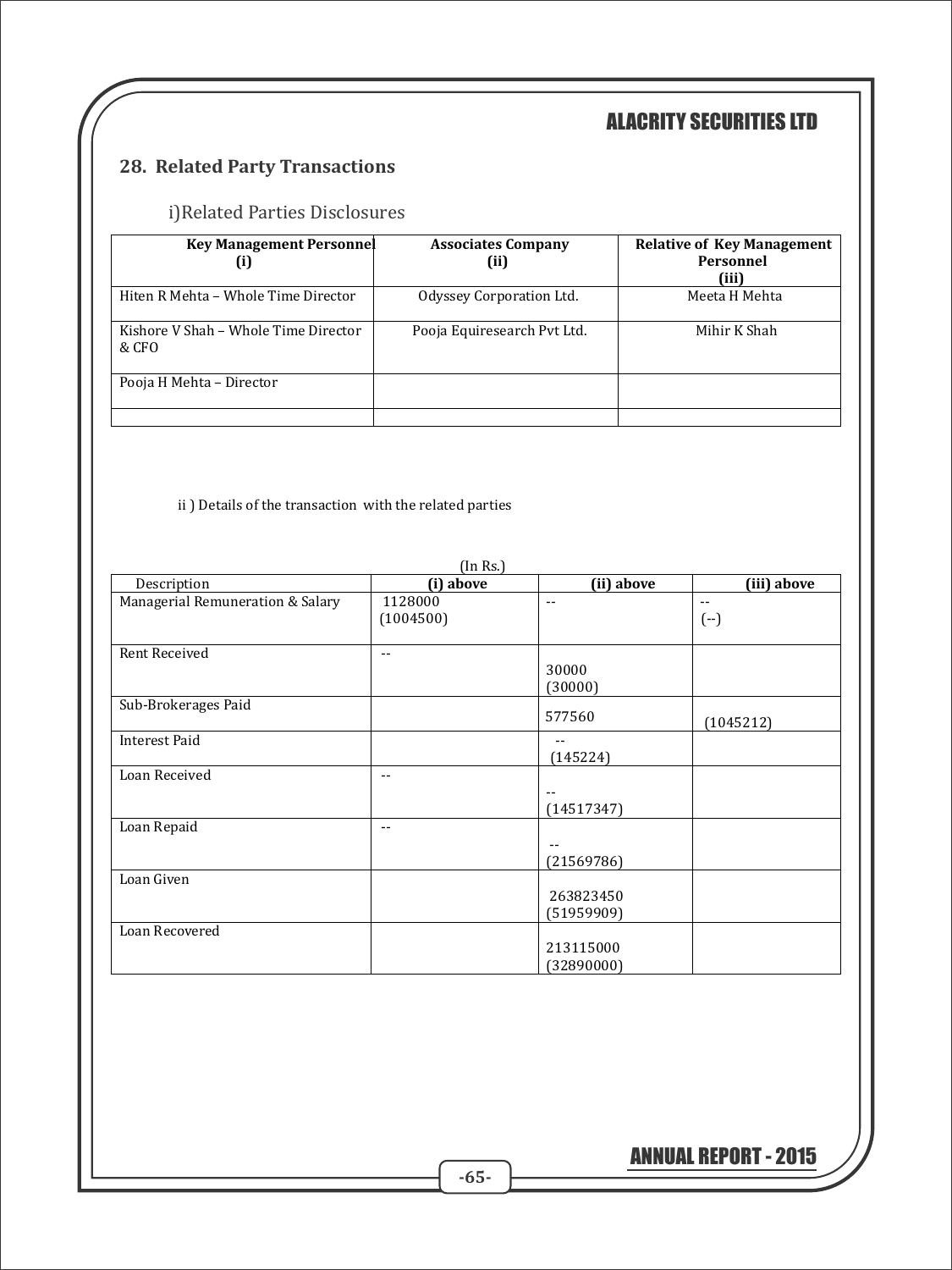## 28. Related Party Transactions

### i)Related Parties Disclosures

| Key Management Personnel (i) | Associates Company (ii) | Relative of Key Management Personnel (iii) |
|---|---|---|
| Hiten R Mehta – Whole Time Director | Odyssey Corporation Ltd. | Meeta H Mehta |
| Kishore V Shah – Whole Time Director & CFO | Pooja Equiresearch Pvt Ltd. | Mihir K Shah |
| Pooja H Mehta – Director | | |
| | | |

ii ) Details of the transaction with the related parties

(In Rs.)

| Description | (i) above | (ii) above | (iii) above |
|---|---|---|---|
| Managerial Remuneration & Salary | 1128000 (1004500) | -- | -- (--) |
| Rent Received | -- | 30000 (30000) | |
| Sub-Brokerages Paid | | 577560 | (1045212) |
| Interest Paid | | -- (145224) | |
| Loan Received | -- | -- (14517347) | |
| Loan Repaid | -- | -- (21569786) | |
| Loan Given | | 263823450 (51959909) | |
| Loan Recovered | | 213115000 (32890000) | |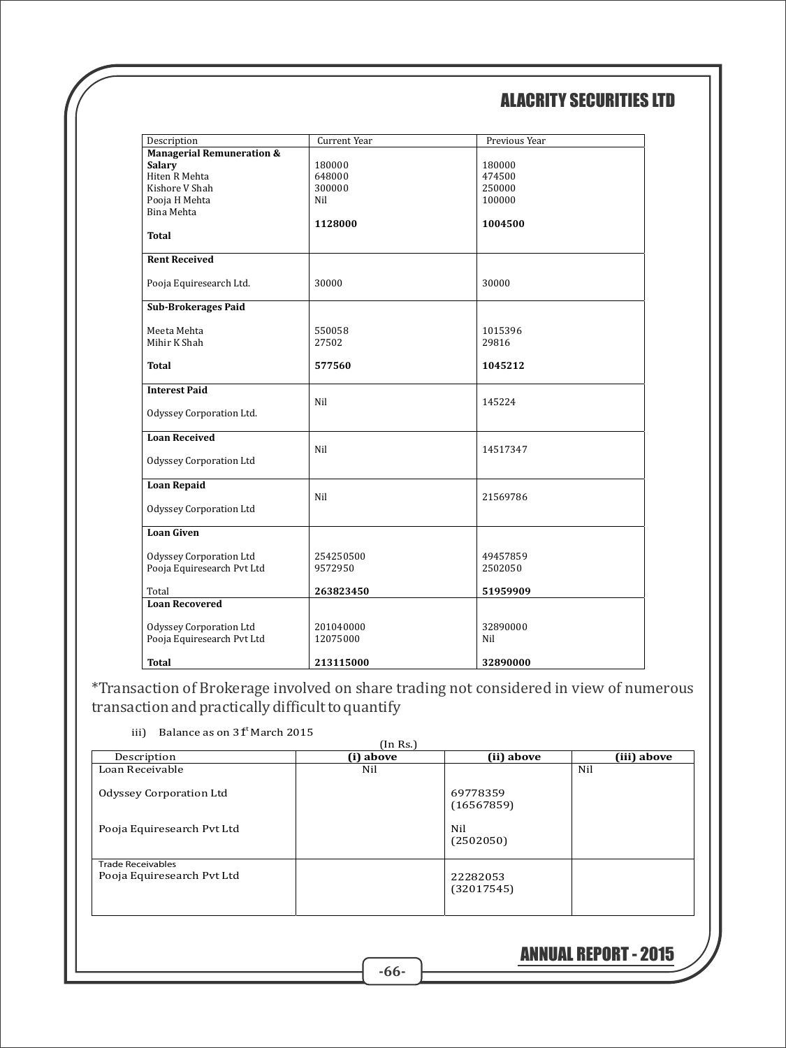| Description | Current Year | Previous Year |
|---|---|---|
| **Managerial Remuneration & Salary** | | |
| Hiten R Mehta | 180000 | 180000 |
| Kishore V Shah | 648000 | 474500 |
| Pooja H Mehta | 300000 | 250000 |
| Bina Mehta | Nil | 100000 |
| **Total** | **1128000** | **1004500** |
| **Rent Received** | | |
| Pooja Equiresearch Ltd. | 30000 | 30000 |
| **Sub-Brokerages Paid** | | |
| Meeta Mehta | 550058 | 1015396 |
| Mihir K Shah | 27502 | 29816 |
| **Total** | **577560** | **1045212** |
| **Interest Paid** | | |
| Odyssey Corporation Ltd. | Nil | 145224 |
| **Loan Received** | | |
| Odyssey Corporation Ltd | Nil | 14517347 |
| **Loan Repaid** | | |
| Odyssey Corporation Ltd | Nil | 21569786 |
| **Loan Given** | | |
| Odyssey Corporation Ltd | 254250500 | 49457859 |
| Pooja Equiresearch Pvt Ltd | 9572950 | 2502050 |
| Total | **263823450** | **51959909** |
| **Loan Recovered** | | |
| Odyssey Corporation Ltd | 201040000 | 32890000 |
| Pooja Equiresearch Pvt Ltd | 12075000 | Nil |
| **Total** | **213115000** | **32890000** |

*Transaction of Brokerage involved on share trading not considered in view of numerous transaction and practically difficult to quantify

iii) Balance as on 31st March 2015

(In Rs.)

| Description | (i) above | (ii) above | (iii) above |
|---|---|---|---|
| Loan Receivable | Nil | | Nil |
| Odyssey Corporation Ltd | | 69778359 (16567859) | |
| Pooja Equiresearch Pvt Ltd | | Nil (2502050) | |
| Trade Receivables | | | |
| Pooja Equiresearch Pvt Ltd | | 22282053 (32017545) | |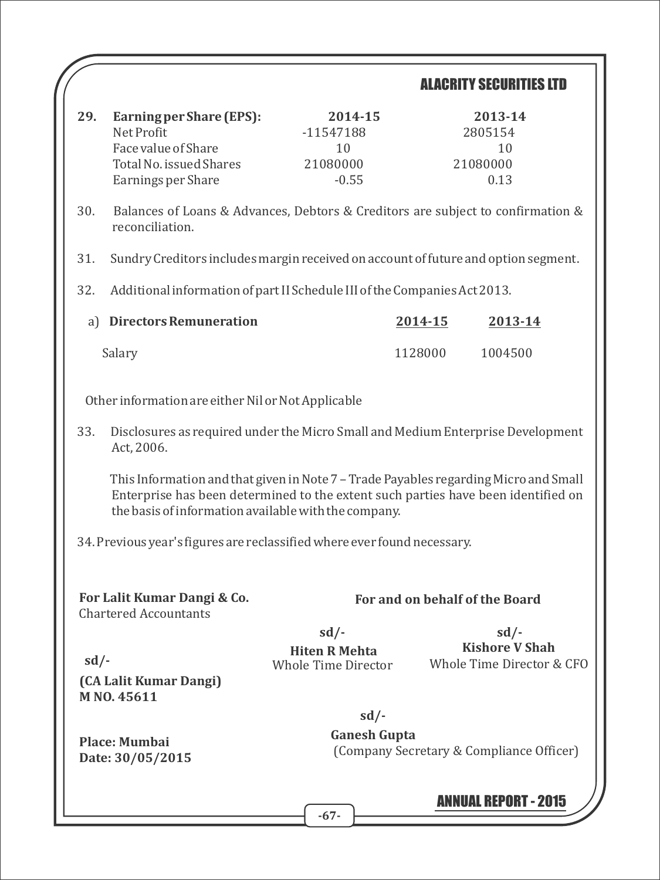**29. Earning per Share (EPS):**

| | 2014-15 | 2013-14 |
|---|---|---|
| Net Profit | -11547188 | 2805154 |
| Face value of Share | 10 | 10 |
| Total No. issued Shares | 21080000 | 21080000 |
| Earnings per Share | -0.55 | 0.13 |

30. Balances of Loans & Advances, Debtors & Creditors are subject to confirmation & reconciliation.

31. Sundry Creditors includes margin received on account of future and option segment.

32. Additional information of part II Schedule III of the Companies Act 2013.

| a) **Directors Remuneration** | **2014-15** | **2013-14** |
|---|---|---|
| Salary | 1128000 | 1004500 |

Other information are either Nil or Not Applicable

33. Disclosures as required under the Micro Small and Medium Enterprise Development Act, 2006.

This Information and that given in Note 7 – Trade Payables regarding Micro and Small Enterprise has been determined to the extent such parties have been identified on the basis of information available with the company.

34. Previous year's figures are reclassified where ever found necessary.

**For Lalit Kumar Dangi & Co.**
Chartered Accountants

**sd/-**
**(CA Lalit Kumar Dangi)**
**M NO. 45611**

**Place: Mumbai**
**Date: 30/05/2015**

**For and on behalf of the Board**

**sd/-**
**Hiten R Mehta**
Whole Time Director

**sd/-**
**Kishore V Shah**
Whole Time Director & CFO

**sd/-**
**Ganesh Gupta**
(Company Secretary & Compliance Officer)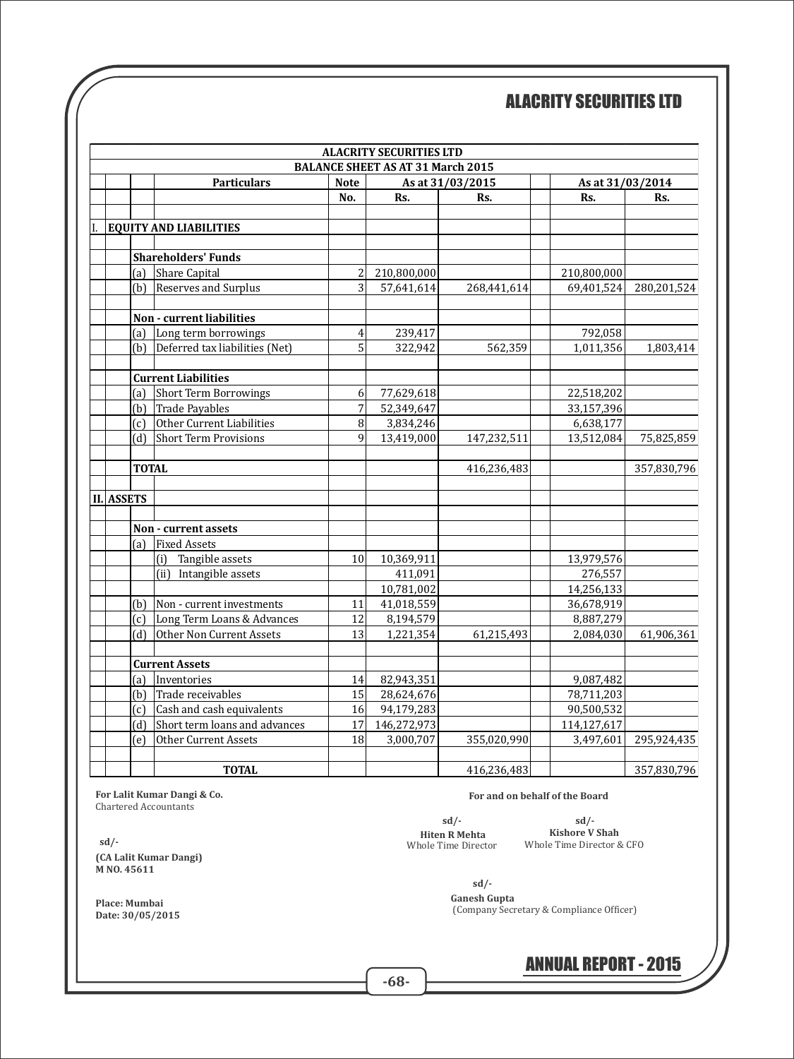# ALACRITY SECURITIES LTD

## BALANCE SHEET AS AT 31 March 2015

| | Particulars | Note No. | As at 31/03/2015 Rs. | As at 31/03/2015 Rs. | As at 31/03/2014 Rs. | As at 31/03/2014 Rs. |
|---|---|---|---|---|---|---|
| I. | **EQUITY AND LIABILITIES** | | | | | |
| | **Shareholders' Funds** | | | | | |
| | (a) Share Capital | 2 | 210,800,000 | | 210,800,000 | |
| | (b) Reserves and Surplus | 3 | 57,641,614 | 268,441,614 | 69,401,524 | 280,201,524 |
| | **Non - current liabilities** | | | | | |
| | (a) Long term borrowings | 4 | 239,417 | | 792,058 | |
| | (b) Deferred tax liabilities (Net) | 5 | 322,942 | 562,359 | 1,011,356 | 1,803,414 |
| | **Current Liabilities** | | | | | |
| | (a) Short Term Borrowings | 6 | 77,629,618 | | 22,518,202 | |
| | (b) Trade Payables | 7 | 52,349,647 | | 33,157,396 | |
| | (c) Other Current Liabilities | 8 | 3,834,246 | | 6,638,177 | |
| | (d) Short Term Provisions | 9 | 13,419,000 | 147,232,511 | 13,512,084 | 75,825,859 |
| | **TOTAL** | | | 416,236,483 | | 357,830,796 |
| II. | **ASSETS** | | | | | |
| | **Non - current assets** | | | | | |
| | (a) Fixed Assets | | | | | |
| | (i) Tangible assets | 10 | 10,369,911 | | 13,979,576 | |
| | (ii) Intangible assets | | 411,091 | | 276,557 | |
| | | | 10,781,002 | | 14,256,133 | |
| | (b) Non - current investments | 11 | 41,018,559 | | 36,678,919 | |
| | (c) Long Term Loans & Advances | 12 | 8,194,579 | | 8,887,279 | |
| | (d) Other Non Current Assets | 13 | 1,221,354 | 61,215,493 | 2,084,030 | 61,906,361 |
| | **Current Assets** | | | | | |
| | (a) Inventories | 14 | 82,943,351 | | 9,087,482 | |
| | (b) Trade receivables | 15 | 28,624,676 | | 78,711,203 | |
| | (c) Cash and cash equivalents | 16 | 94,179,283 | | 90,500,532 | |
| | (d) Short term loans and advances | 17 | 146,272,973 | | 114,127,617 | |
| | (e) Other Current Assets | 18 | 3,000,707 | 355,020,990 | 3,497,601 | 295,924,435 |
| | **TOTAL** | | | 416,236,483 | | 357,830,796 |

**For Lalit Kumar Dangi & Co.**
Chartered Accountants

sd/-
**(CA Lalit Kumar Dangi)**
**M NO. 45611**

**Place: Mumbai**
**Date: 30/05/2015**

**For and on behalf of the Board**

sd/-
**Hiten R Mehta**
Whole Time Director

sd/-
**Kishore V Shah**
Whole Time Director & CFO

sd/-
**Ganesh Gupta**
(Company Secretary & Compliance Officer)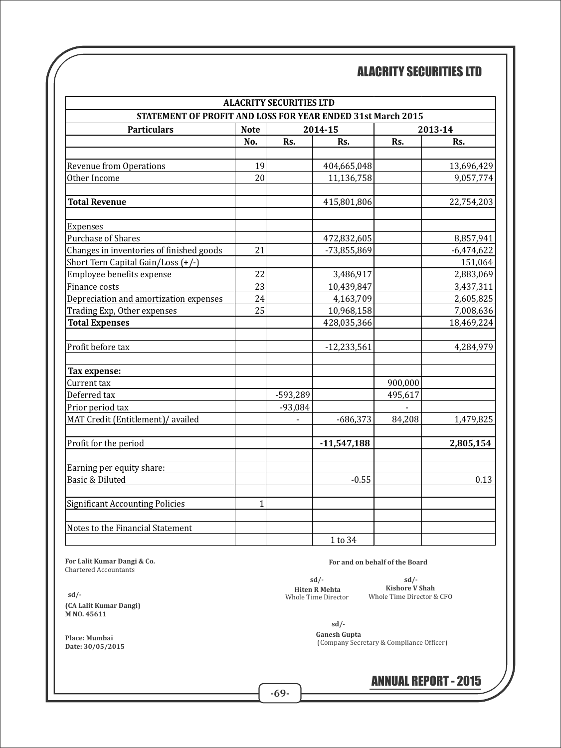| ALACRITY SECURITIES LTD | | | | | |
|---|---|---|---|---|---|
| STATEMENT OF PROFIT AND LOSS FOR YEAR ENDED 31st March 2015 | | | | | |
| **Particulars** | **Note** | **2014-15** | | **2013-14** | |
| | **No.** | **Rs.** | **Rs.** | **Rs.** | **Rs.** |
| | | | | | |
| Revenue from Operations | 19 | | 404,665,048 | | 13,696,429 |
| Other Income | 20 | | 11,136,758 | | 9,057,774 |
| | | | | | |
| **Total Revenue** | | | 415,801,806 | | 22,754,203 |
| | | | | | |
| Expenses | | | | | |
| Purchase of Shares | | | 472,832,605 | | 8,857,941 |
| Changes in inventories of finished goods | 21 | | -73,855,869 | | -6,474,622 |
| Short Tern Capital Gain/Loss (+/-) | | | | | 151,064 |
| Employee benefits expense | 22 | | 3,486,917 | | 2,883,069 |
| Finance costs | 23 | | 10,439,847 | | 3,437,311 |
| Depreciation and amortization expenses | 24 | | 4,163,709 | | 2,605,825 |
| Trading Exp, Other expenses | 25 | | 10,968,158 | | 7,008,636 |
| **Total Expenses** | | | 428,035,366 | | 18,469,224 |
| | | | | | |
| Profit before tax | | | -12,233,561 | | 4,284,979 |
| | | | | | |
| **Tax expense:** | | | | | |
| Current tax | | | | 900,000 | |
| Deferred tax | | -593,289 | | 495,617 | |
| Prior period tax | | -93,084 | | - | |
| MAT Credit (Entitlement)/ availed | | - | -686,373 | 84,208 | 1,479,825 |
| | | | | | |
| Profit for the period | | | **-11,547,188** | | **2,805,154** |
| | | | | | |
| Earning per equity share: | | | | | |
| Basic & Diluted | | | -0.55 | | 0.13 |
| | | | | | |
| Significant Accounting Policies | 1 | | | | |
| | | | | | |
| Notes to the Financial Statement | | | | | |
| | | | 1 to 34 | | |

**For Lalit Kumar Dangi & Co.**
Chartered Accountants

sd/-
**(CA Lalit Kumar Dangi)**
**M NO. 45611**

**Place: Mumbai**
**Date: 30/05/2015**

**For and on behalf of the Board**

sd/-
**Hiten R Mehta**
Whole Time Director

sd/-
**Kishore V Shah**
Whole Time Director & CFO

sd/-
**Ganesh Gupta**
(Company Secretary & Compliance Officer)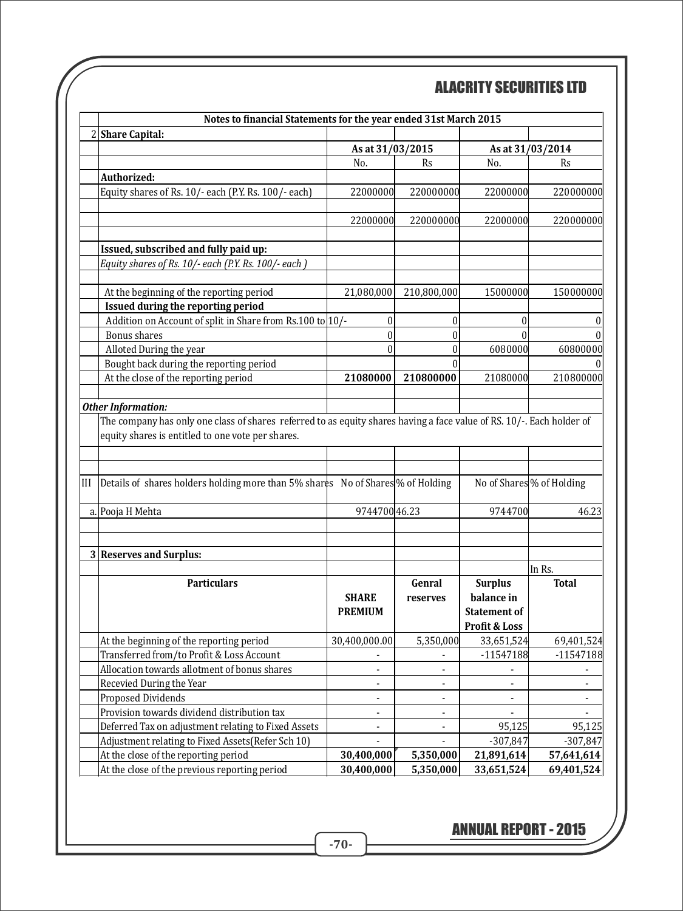## Notes to financial Statements for the year ended 31st March 2015

**2 Share Capital:**

| | As at 31/03/2015 | | As at 31/03/2014 | |
|---|---|---|---|---|
| | No. | Rs | No. | Rs |
| **Authorized:** | | | | |
| Equity shares of Rs. 10/- each (P.Y. Rs. 100/- each) | 22000000 | 220000000 | 22000000 | 220000000 |
| | | | | |
| | 22000000 | 220000000 | 22000000 | 220000000 |
| | | | | |
| **Issued, subscribed and fully paid up:** | | | | |
| *Equity shares of Rs. 10/- each (P.Y. Rs. 100/- each )* | | | | |
| | | | | |
| At the beginning of the reporting period | 21,080,000 | 210,800,000 | 15000000 | 150000000 |
| **Issued during the reporting period** | | | | |
| Addition on Account of split in Share from Rs.100 to 10/- | 0 | 0 | 0 | 0 |
| Bonus shares | 0 | 0 | 0 | 0 |
| Alloted During the year | 0 | 0 | 6080000 | 60800000 |
| Bought back during the reporting period | | 0 | | 0 |
| At the close of the reporting period | **21080000** | **210800000** | 21080000 | 210800000 |

***Other Information:***

The company has only one class of shares referred to as equity shares having a face value of RS. 10/-. Each holder of equity shares is entitled to one vote per shares.

| III | Details of shares holders holding more than 5% shares | No of Shares | % of Holding | No of Shares | % of Holding |
|---|---|---|---|---|---|
| a. | Pooja H Mehta | 9744700 | 46.23 | 9744700 | 46.23 |

**3 Reserves and Surplus:**

In Rs.

| Particulars | SHARE PREMIUM | Genral reserves | Surplus balance in Statement of Profit & Loss | Total |
|---|---|---|---|---|
| At the beginning of the reporting period | 30,400,000.00 | 5,350,000 | 33,651,524 | 69,401,524 |
| Transferred from/to Profit & Loss Account | - | - | -11547188 | -11547188 |
| Allocation towards allotment of bonus shares | - | - | - | - |
| Recevied During the Year | - | - | - | - |
| Proposed Dividends | - | - | - | - |
| Provision towards dividend distribution tax | - | - | - | - |
| Deferred Tax on adjustment relating to Fixed Assets | - | - | 95,125 | 95,125 |
| Adjustment relating to Fixed Assets(Refer Sch 10) | - | - | -307,847 | -307,847 |
| At the close of the reporting period | **30,400,000** | **5,350,000** | **21,891,614** | **57,641,614** |
| At the close of the previous reporting period | **30,400,000** | **5,350,000** | **33,651,524** | **69,401,524** |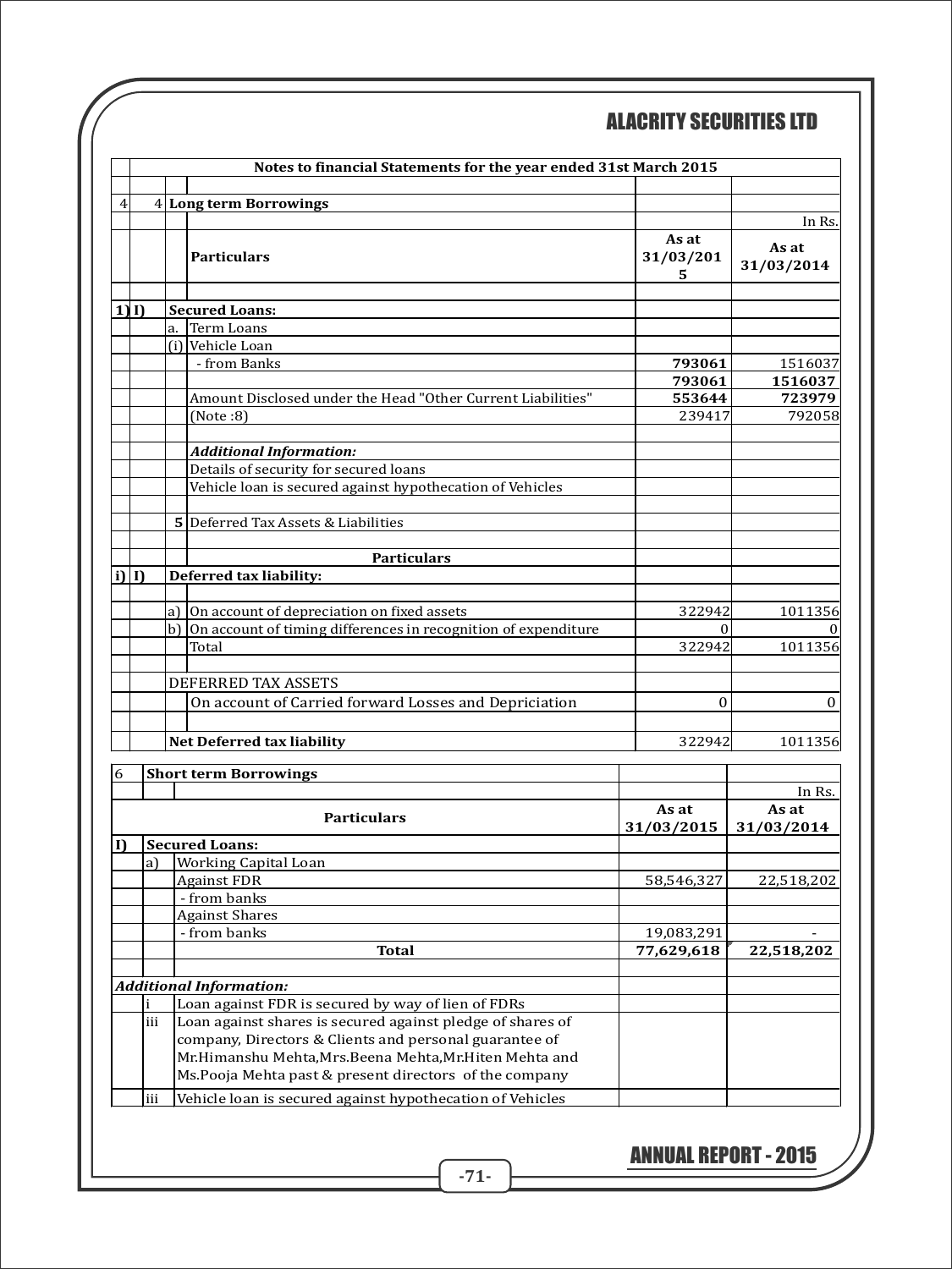## Notes to financial Statements for the year ended 31st March 2015

### 4 Long term Borrowings

In Rs.

| | Particulars | As at 31/03/2015 | As at 31/03/2014 |
|---|---|---|---|
| 1) I) | **Secured Loans:** | | |
| a. | Term Loans | | |
| (i) | Vehicle Loan | | |
| | - from Banks | **793061** | 1516037 |
| | | **793061** | **1516037** |
| | Amount Disclosed under the Head "Other Current Liabilities" | **553644** | **723979** |
| | (Note :8) | 239417 | 792058 |

***Additional Information:***

Details of security for secured loans

Vehicle loan is secured against hypothecation of Vehicles

### 5 Deferred Tax Assets & Liabilities

| | Particulars | | |
|---|---|---|---|
| i) I) | **Deferred tax liability:** | | |
| a) | On account of depreciation on fixed assets | 322942 | 1011356 |
| b) | On account of timing differences in recognition of expenditure | 0 | 0 |
| | Total | 322942 | 1011356 |
| | DEFERRED TAX ASSETS | | |
| | On account of Carried forward Losses and Depriciation | 0 | 0 |
| | **Net Deferred tax liability** | 322942 | 1011356 |

### 6 Short term Borrowings

In Rs.

| | Particulars | As at 31/03/2015 | As at 31/03/2014 |
|---|---|---|---|
| I) | **Secured Loans:** | | |
| a) | Working Capital Loan | | |
| | Against FDR | 58,546,327 | 22,518,202 |
| | - from banks | | |
| | Against Shares | | |
| | - from banks | 19,083,291 | - |
| | **Total** | **77,629,618** | **22,518,202** |

***Additional Information:***

i Loan against FDR is secured by way of lien of FDRs

iii Loan against shares is secured against pledge of shares of company, Directors & Clients and personal guarantee of Mr.Himanshu Mehta,Mrs.Beena Mehta,Mr.Hiten Mehta and Ms.Pooja Mehta past & present directors of the company

iii Vehicle loan is secured against hypothecation of Vehicles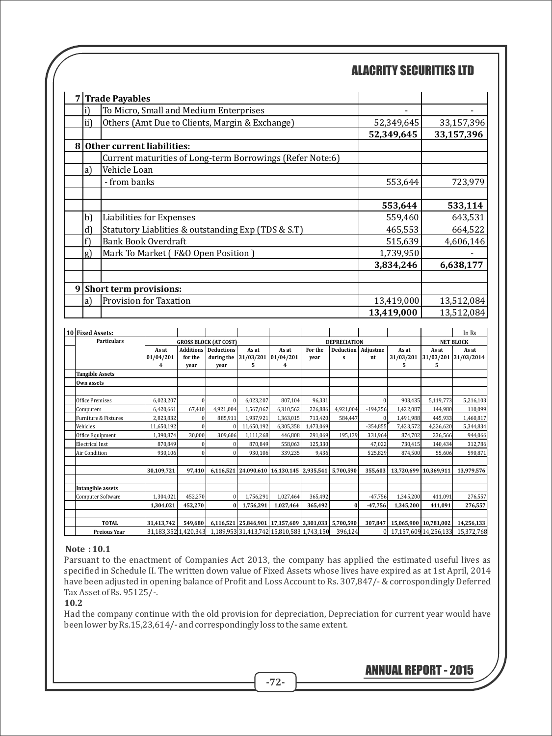| 7 | **Trade Payables** | | | |
|---|---|---|---|---|
| | i) | To Micro, Small and Medium Enterprises | - | - |
| | ii) | Others (Amt Due to Clients, Margin & Exchange) | 52,349,645 | 33,157,396 |
| | | | **52,349,645** | **33,157,396** |
| 8 | **Other current liabilities:** | | | |
| | | Current maturities of Long-term Borrowings (Refer Note:6) | | |
| | a) | Vehicle Loan | | |
| | | - from banks | 553,644 | 723,979 |
| | | | | |
| | | | **553,644** | **533,114** |
| | b) | Liabilities for Expenses | 559,460 | 643,531 |
| | d) | Statutory Liablities & outstanding Exp (TDS & S.T) | 465,553 | 664,522 |
| | f) | Bank Book Overdraft | 515,639 | 4,606,146 |
| | g) | Mark To Market ( F&O Open Position ) | 1,739,950 | - |
| | | | **3,834,246** | **6,638,177** |
| | | | | |
| 9 | **Short term provisions:** | | | |
| | a) | Provision for Taxation | 13,419,000 | 13,512,084 |
| | | | **13,419,000** | 13,512,084 |

| 10 Fixed Assets: | | | | | | | | | | | In Rs |
|---|---|---|---|---|---|---|---|---|---|---|---|
| **Particulars** | **GROSS BLOCK (AT COST)** | | | | **DEPRECIATION** | | | | | **NET BLOCK** | |
| | **As at 01/04/2014** | **Additions for the year** | **Deductions during the year** | **As at 31/03/2015** | **As at 01/04/2014** | **For the year** | **Deductions** | **Adjustment** | **As at 31/03/2015** | **As at 31/03/2015** | **As at 31/03/2014** |
| **Tangible Assets** | | | | | | | | | | | |
| **Own assets** | | | | | | | | | | | |
| Office Premises | 6,023,207 | 0 | 0 | 6,023,207 | 807,104 | 96,331 | | 0 | 903,435 | 5,119,773 | 5,216,103 |
| Computers | 6,420,661 | 67,410 | 4,921,004 | 1,567,067 | 6,310,562 | 226,886 | 4,921,004 | -194,356 | 1,422,087 | 144,980 | 110,099 |
| Furniture & Fixtures | 2,823,832 | 0 | 885,911 | 1,937,921 | 1,363,015 | 713,420 | 584,447 | 0 | 1,491,988 | 445,933 | 1,460,817 |
| Vehicles | 11,650,192 | 0 | 0 | 11,650,192 | 6,305,358 | 1,473,069 | | -354,855 | 7,423,572 | 4,226,620 | 5,344,834 |
| Office Equipment | 1,390,874 | 30,000 | 309,606 | 1,111,268 | 446,808 | 291,069 | 195,139 | 331,964 | 874,702 | 236,566 | 944,066 |
| Electrical Inst | 870,849 | 0 | 0 | 870,849 | 558,063 | 125,330 | | 47,022 | 730,415 | 140,434 | 312,786 |
| Air Condition | 930,106 | 0 | 0 | 930,106 | 339,235 | 9,436 | | 525,829 | 874,500 | 55,606 | 590,871 |
| | **30,109,721** | **97,410** | **6,116,521** | **24,090,610** | **16,130,145** | **2,935,541** | **5,700,590** | **355,603** | **13,720,699** | **10,369,911** | **13,979,576** |
| **Intangible assets** | | | | | | | | | | | |
| Computer Software | 1,304,021 | 452,270 | 0 | 1,756,291 | 1,027,464 | 365,492 | | -47,756 | 1,345,200 | 411,091 | 276,557 |
| | **1,304,021** | **452,270** | **0** | **1,756,291** | **1,027,464** | **365,492** | **0** | **-47,756** | **1,345,200** | **411,091** | **276,557** |
| **TOTAL** | **31,413,742** | **549,680** | **6,116,521** | **25,846,901** | **17,157,609** | **3,301,033** | **5,700,590** | **307,847** | **15,065,900** | **10,781,002** | **14,256,133** |
| **Preious Year** | 31,183,352 | 1,420,343 | 1,189,953 | 31,413,742 | 15,810,583 | 1,743,150 | 396,124 | 0 | 17,157,609 | 14,256,133 | 15,372,768 |

**Note : 10.1**

Parsuant to the enactment of Companies Act 2013, the company has applied the estimated useful lives as specified in Schedule II. The written down value of Fixed Assets whose lives have expired as at 1st April, 2014 have been adjusted in opening balance of Profit and Loss Account to Rs. 307,847/- & corrospondingly Deferred Tax Asset of Rs. 95125/-.

**10.2**

Had the company continue with the old provision for depreciation, Depreciation for current year would have been lower by Rs.15,23,614/- and correspondingly loss to the same extent.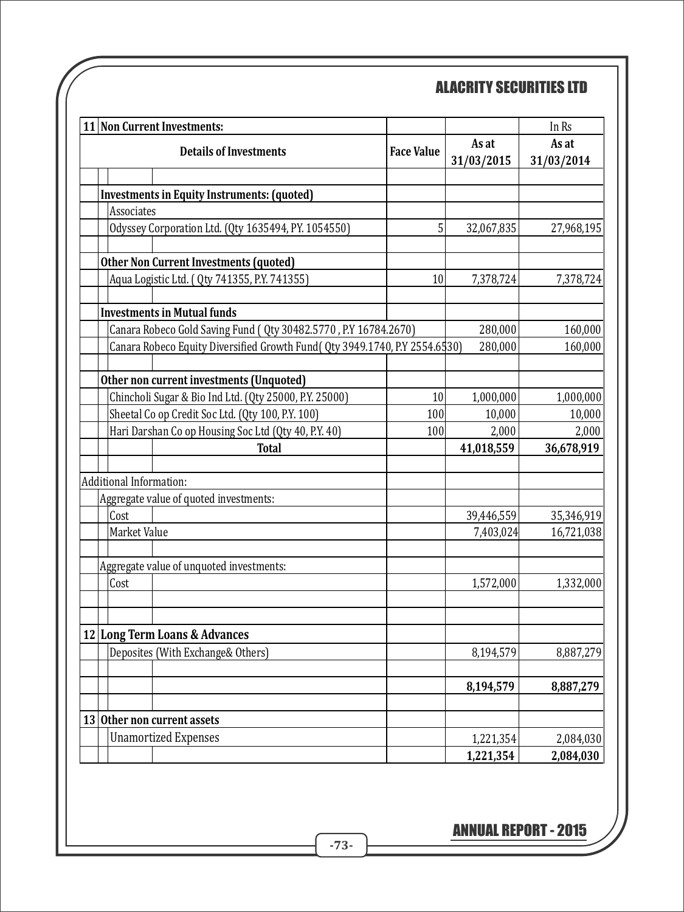| 11 Non Current Investments: | | | In Rs |
|---|---|---|---|
| Details of Investments | Face Value | As at 31/03/2015 | As at 31/03/2014 |
| | | | |
| **Investments in Equity Instruments: (quoted)** | | | |
| Associates | | | |
| Odyssey Corporation Ltd. (Qty 1635494, PY. 1054550) | 5 | 32,067,835 | 27,968,195 |
| | | | |
| **Other Non Current Investments (quoted)** | | | |
| Aqua Logistic Ltd. ( Qty 741355, P.Y. 741355) | 10 | 7,378,724 | 7,378,724 |
| | | | |
| **Investments in Mutual funds** | | | |
| Canara Robeco Gold Saving Fund ( Qty 30482.5770 , P.Y 16784.2670) | | 280,000 | 160,000 |
| Canara Robeco Equity Diversified Growth Fund( Qty 3949.1740, P.Y 2554.6530) | | 280,000 | 160,000 |
| | | | |
| **Other non current investments (Unquoted)** | | | |
| Chincholi Sugar & Bio Ind Ltd. (Qty 25000, P.Y. 25000) | 10 | 1,000,000 | 1,000,000 |
| Sheetal Co op Credit Soc Ltd. (Qty 100, P.Y. 100) | 100 | 10,000 | 10,000 |
| Hari Darshan Co op Housing Soc Ltd (Qty 40, P.Y. 40) | 100 | 2,000 | 2,000 |
| **Total** | | **41,018,559** | **36,678,919** |
| | | | |
| Additional Information: | | | |
| Aggregate value of quoted investments: | | | |
| Cost | | 39,446,559 | 35,346,919 |
| Market Value | | 7,403,024 | 16,721,038 |
| | | | |
| Aggregate value of unquoted investments: | | | |
| Cost | | 1,572,000 | 1,332,000 |

| 12 Long Term Loans & Advances | | | |
|---|---|---|---|
| Deposites (With Exchange& Others) | | 8,194,579 | 8,887,279 |
| | | **8,194,579** | **8,887,279** |

| 13 Other non current assets | | | |
|---|---|---|---|
| Unamortized Expenses | | 1,221,354 | 2,084,030 |
| | | **1,221,354** | **2,084,030** |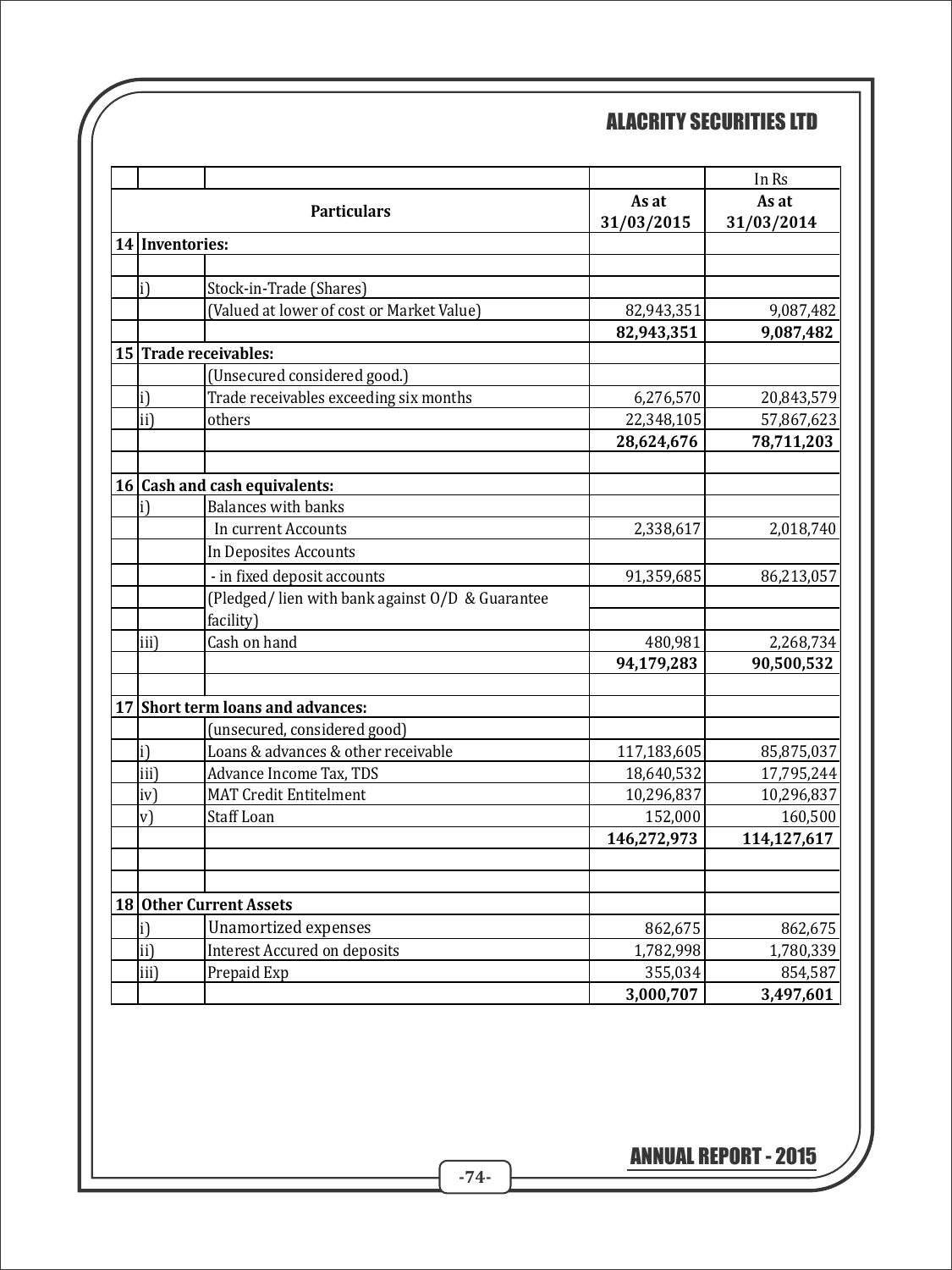| | | Particulars | As at 31/03/2015 | As at 31/03/2014 |
|---|---|---|---|---|
| | | | | In Rs |
| 14 | Inventories: | | | |
| | i) | Stock-in-Trade (Shares) | | |
| | | (Valued at lower of cost or Market Value) | 82,943,351 | 9,087,482 |
| | | | **82,943,351** | **9,087,482** |
| 15 | Trade receivables: | | | |
| | | (Unsecured considered good.) | | |
| | i) | Trade receivables exceeding six months | 6,276,570 | 20,843,579 |
| | ii) | others | 22,348,105 | 57,867,623 |
| | | | **28,624,676** | **78,711,203** |
| 16 | Cash and cash equivalents: | | | |
| | i) | Balances with banks | | |
| | | In current Accounts | 2,338,617 | 2,018,740 |
| | | In Deposites Accounts | | |
| | | - in fixed deposit accounts | 91,359,685 | 86,213,057 |
| | | (Pledged/ lien with bank against O/D & Guarantee facility) | | |
| | iii) | Cash on hand | 480,981 | 2,268,734 |
| | | | **94,179,283** | **90,500,532** |
| 17 | Short term loans and advances: | | | |
| | | (unsecured, considered good) | | |
| | i) | Loans & advances & other receivable | 117,183,605 | 85,875,037 |
| | iii) | Advance Income Tax, TDS | 18,640,532 | 17,795,244 |
| | iv) | MAT Credit Entitelment | 10,296,837 | 10,296,837 |
| | v) | Staff Loan | 152,000 | 160,500 |
| | | | **146,272,973** | **114,127,617** |
| 18 | Other Current Assets | | | |
| | i) | Unamortized expenses | 862,675 | 862,675 |
| | ii) | Interest Accured on deposits | 1,782,998 | 1,780,339 |
| | iii) | Prepaid Exp | 355,034 | 854,587 |
| | | | **3,000,707** | **3,497,601** |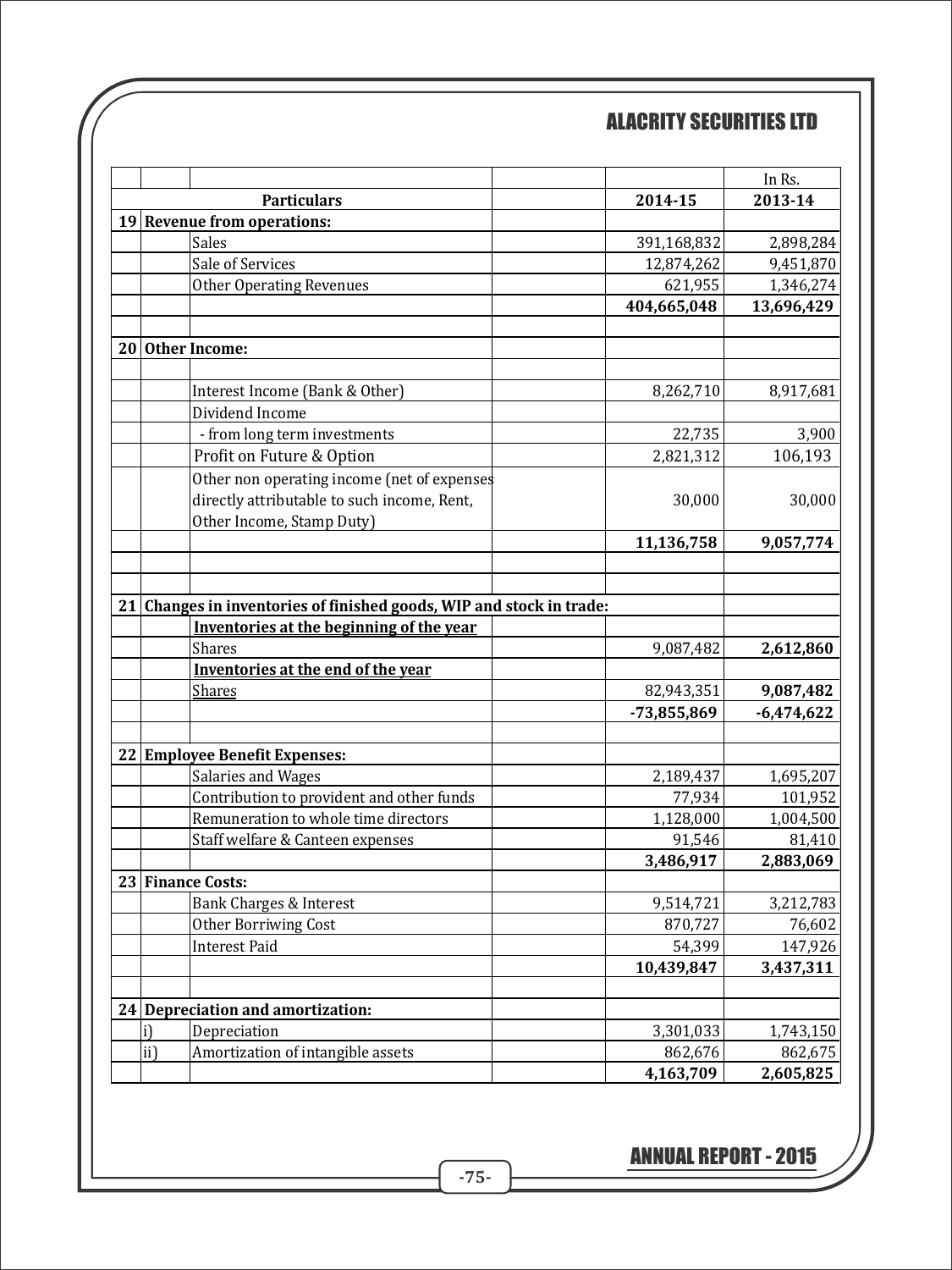| | | | | | In Rs. |
|---|---|---|---|---|---|
| | | **Particulars** | | **2014-15** | **2013-14** |
| **19** | **Revenue from operations:** | | | | |
| | | Sales | | 391,168,832 | 2,898,284 |
| | | Sale of Services | | 12,874,262 | 9,451,870 |
| | | Other Operating Revenues | | 621,955 | 1,346,274 |
| | | | | **404,665,048** | **13,696,429** |
| | | | | | |
| **20** | **Other Income:** | | | | |
| | | | | | |
| | | Interest Income (Bank & Other) | | 8,262,710 | 8,917,681 |
| | | Dividend Income | | | |
| | | - from long term investments | | 22,735 | 3,900 |
| | | Profit on Future & Option | | 2,821,312 | 106,193 |
| | | Other non operating income (net of expenses directly attributable to such income, Rent, Other Income, Stamp Duty) | | 30,000 | 30,000 |
| | | | | **11,136,758** | **9,057,774** |
| | | | | | |
| | | | | | |
| **21** | **Changes in inventories of finished goods, WIP and stock in trade:** | | | | |
| | | **Inventories at the beginning of the year** | | | |
| | | Shares | | 9,087,482 | **2,612,860** |
| | | **Inventories at the end of the year** | | | |
| | | Shares | | 82,943,351 | **9,087,482** |
| | | | | **-73,855,869** | **-6,474,622** |
| | | | | | |
| **22** | **Employee Benefit Expenses:** | | | | |
| | | Salaries and Wages | | 2,189,437 | 1,695,207 |
| | | Contribution to provident and other funds | | 77,934 | 101,952 |
| | | Remuneration to whole time directors | | 1,128,000 | 1,004,500 |
| | | Staff welfare & Canteen expenses | | 91,546 | 81,410 |
| | | | | **3,486,917** | **2,883,069** |
| **23** | **Finance Costs:** | | | | |
| | | Bank Charges & Interest | | 9,514,721 | 3,212,783 |
| | | Other Borriwing Cost | | 870,727 | 76,602 |
| | | Interest Paid | | 54,399 | 147,926 |
| | | | | **10,439,847** | **3,437,311** |
| | | | | | |
| **24** | **Depreciation and amortization:** | | | | |
| | i) | Depreciation | | 3,301,033 | 1,743,150 |
| | ii) | Amortization of intangible assets | | 862,676 | 862,675 |
| | | | | **4,163,709** | **2,605,825** |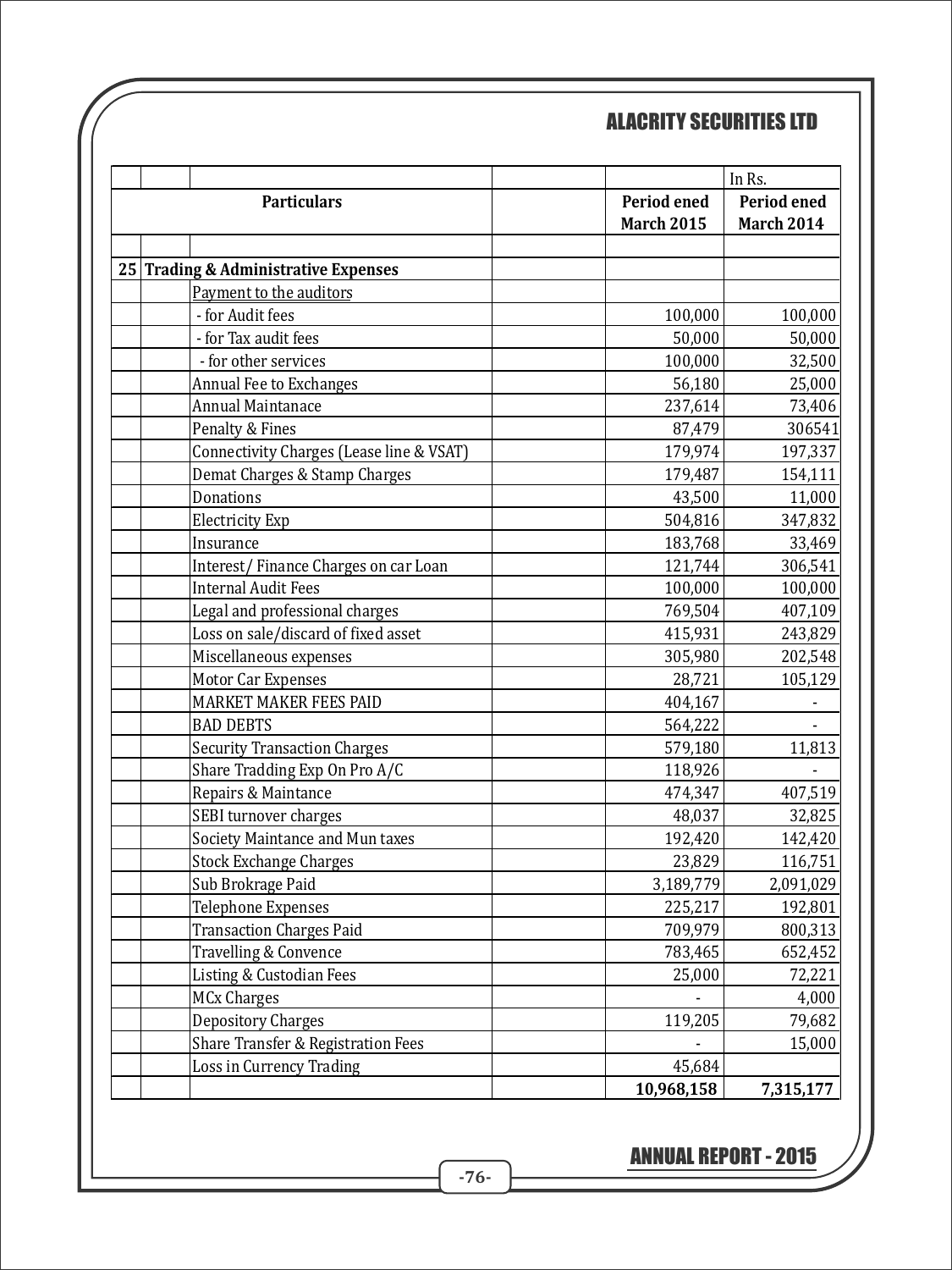| | | | | In Rs. |
|---|---|---|---|---|
| | Particulars | | Period ened March 2015 | Period ened March 2014 |
| **25** | **Trading & Administrative Expenses** | | | |
| | Payment to the auditors | | | |
| | - for Audit fees | | 100,000 | 100,000 |
| | - for Tax audit fees | | 50,000 | 50,000 |
| | - for other services | | 100,000 | 32,500 |
| | Annual Fee to Exchanges | | 56,180 | 25,000 |
| | Annual Maintanace | | 237,614 | 73,406 |
| | Penalty & Fines | | 87,479 | 306541 |
| | Connectivity Charges (Lease line & VSAT) | | 179,974 | 197,337 |
| | Demat Charges & Stamp Charges | | 179,487 | 154,111 |
| | Donations | | 43,500 | 11,000 |
| | Electricity Exp | | 504,816 | 347,832 |
| | Insurance | | 183,768 | 33,469 |
| | Interest/ Finance Charges on car Loan | | 121,744 | 306,541 |
| | Internal Audit Fees | | 100,000 | 100,000 |
| | Legal and professional charges | | 769,504 | 407,109 |
| | Loss on sale/discard of fixed asset | | 415,931 | 243,829 |
| | Miscellaneous expenses | | 305,980 | 202,548 |
| | Motor Car Expenses | | 28,721 | 105,129 |
| | MARKET MAKER FEES PAID | | 404,167 | - |
| | BAD DEBTS | | 564,222 | - |
| | Security Transaction Charges | | 579,180 | 11,813 |
| | Share Tradding Exp On Pro A/C | | 118,926 | - |
| | Repairs & Maintance | | 474,347 | 407,519 |
| | SEBI turnover charges | | 48,037 | 32,825 |
| | Society Maintance and Mun taxes | | 192,420 | 142,420 |
| | Stock Exchange Charges | | 23,829 | 116,751 |
| | Sub Brokrage Paid | | 3,189,779 | 2,091,029 |
| | Telephone Expenses | | 225,217 | 192,801 |
| | Transaction Charges Paid | | 709,979 | 800,313 |
| | Travelling & Convence | | 783,465 | 652,452 |
| | Listing & Custodian Fees | | 25,000 | 72,221 |
| | MCx Charges | | - | 4,000 |
| | Depository Charges | | 119,205 | 79,682 |
| | Share Transfer & Registration Fees | | - | 15,000 |
| | Loss in Currency Trading | | 45,684 | |
| | | | **10,968,158** | **7,315,177** |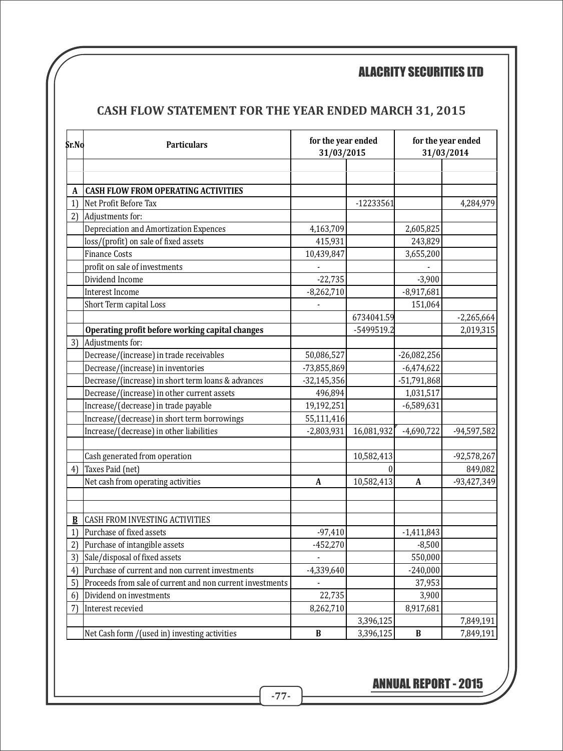## CASH FLOW STATEMENT FOR THE YEAR ENDED MARCH 31, 2015

| Sr.No | Particulars | for the year ended 31/03/2015 | | for the year ended 31/03/2014 | |
|---|---|---|---|---|---|
| | | | | | |
| | | | | | |
| A | **CASH FLOW FROM OPERATING ACTIVITIES** | | | | |
| 1) | Net Profit Before Tax | | -12233561 | | 4,284,979 |
| 2) | Adjustments for: | | | | |
| | Depreciation and Amortization Expences | 4,163,709 | | 2,605,825 | |
| | loss/(profit) on sale of fixed assets | 415,931 | | 243,829 | |
| | Finance Costs | 10,439,847 | | 3,655,200 | |
| | profit on sale of investments | - | | - | |
| | Dividend Income | -22,735 | | -3,900 | |
| | Interest Income | -8,262,710 | | -8,917,681 | |
| | Short Term capital Loss | - | | 151,064 | |
| | | | 6734041.59 | | -2,265,664 |
| | **Operating profit before working capital changes** | | -5499519.2 | | 2,019,315 |
| 3) | Adjustments for: | | | | |
| | Decrease/(increase) in trade receivables | 50,086,527 | | -26,082,256 | |
| | Decrease/(increase) in inventories | -73,855,869 | | -6,474,622 | |
| | Decrease/(increase) in short term loans & advances | -32,145,356 | | -51,791,868 | |
| | Decrease/(increase) in other current assets | 496,894 | | 1,031,517 | |
| | Increase/(decrease) in trade payable | 19,192,251 | | -6,589,631 | |
| | Increase/(decrease) in short term borrowings | 55,111,416 | | | |
| | Increase/(decrease) in other liabilities | -2,803,931 | 16,081,932 | -4,690,722 | -94,597,582 |
| | | | | | |
| | Cash generated from operation | | 10,582,413 | | -92,578,267 |
| 4) | Taxes Paid (net) | | 0 | | 849,082 |
| | Net cash from operating activities | A | 10,582,413 | A | -93,427,349 |
| | | | | | |
| | | | | | |
| **B** | CASH FROM INVESTING ACTIVITIES | | | | |
| 1) | Purchase of fixed assets | -97,410 | | -1,411,843 | |
| 2) | Purchase of intangible assets | -452,270 | | -8,500 | |
| 3) | Sale/disposal of fixed assets | - | | 550,000 | |
| 4) | Purchase of current and non current investments | -4,339,640 | | -240,000 | |
| 5) | Proceeds from sale of current and non current investments | - | | 37,953 | |
| 6) | Dividend on investments | 22,735 | | 3,900 | |
| 7) | Interest recevied | 8,262,710 | | 8,917,681 | |
| | | | 3,396,125 | | 7,849,191 |
| | Net Cash form /(used in) investing activities | B | 3,396,125 | B | 7,849,191 |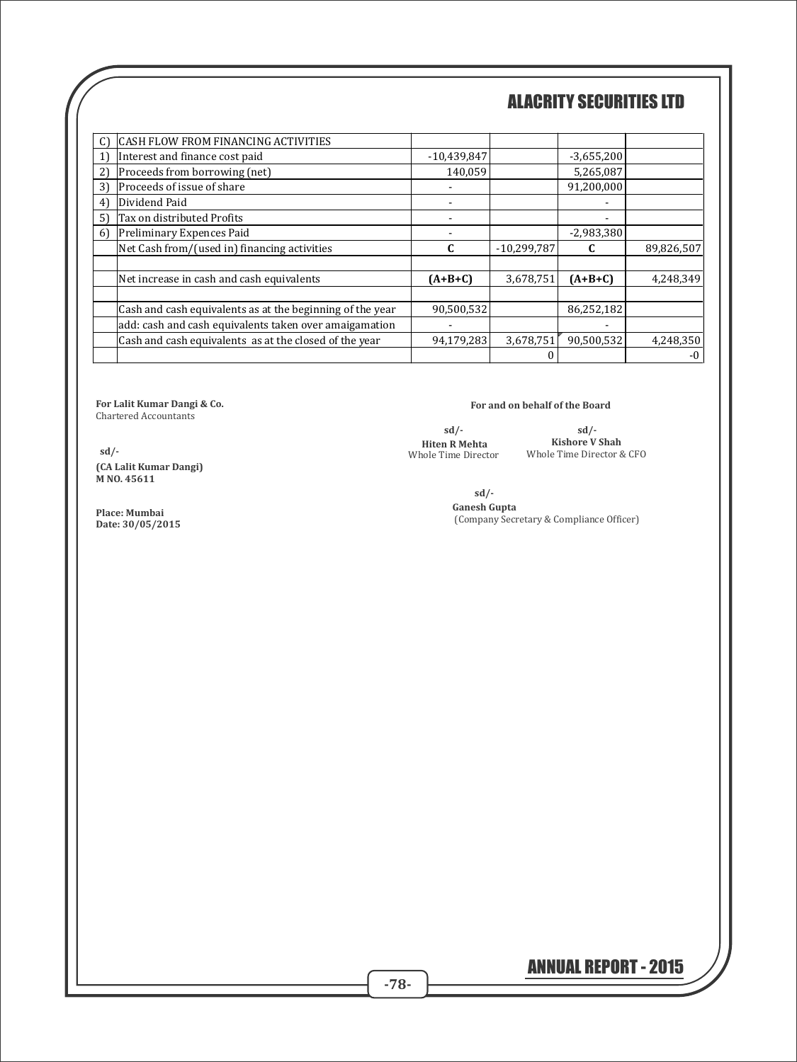| C) | CASH FLOW FROM FINANCING ACTIVITIES | | | | |
|---|---|---|---|---|---|
| 1) | Interest and finance cost paid | -10,439,847 | | -3,655,200 | |
| 2) | Proceeds from borrowing (net) | 140,059 | | 5,265,087 | |
| 3) | Proceeds of issue of share | - | | 91,200,000 | |
| 4) | Dividend Paid | - | | - | |
| 5) | Tax on distributed Profits | - | | - | |
| 6) | Preliminary Expences Paid | - | | -2,983,380 | |
| | Net Cash from/(used in) financing activities | **C** | -10,299,787 | **C** | 89,826,507 |
| | | | | | |
| | Net increase in cash and cash equivalents | **(A+B+C)** | 3,678,751 | **(A+B+C)** | 4,248,349 |
| | | | | | |
| | Cash and cash equivalents as at the beginning of the year | 90,500,532 | | 86,252,182 | |
| | add: cash and cash equivalents taken over amaigamation | - | | - | |
| | Cash and cash equivalents as at the closed of the year | 94,179,283 | 3,678,751 | 90,500,532 | 4,248,350 |
| | | | 0 | | -0 |

**For Lalit Kumar Dangi & Co.**
Chartered Accountants

sd/-

**(CA Lalit Kumar Dangi)**
**M NO. 45611**

**Place: Mumbai**
**Date: 30/05/2015**

**For and on behalf of the Board**

sd/-
**Hiten R Mehta**
Whole Time Director

sd/-
**Kishore V Shah**
Whole Time Director & CFO

sd/-
**Ganesh Gupta**
(Company Secretary & Compliance Officer)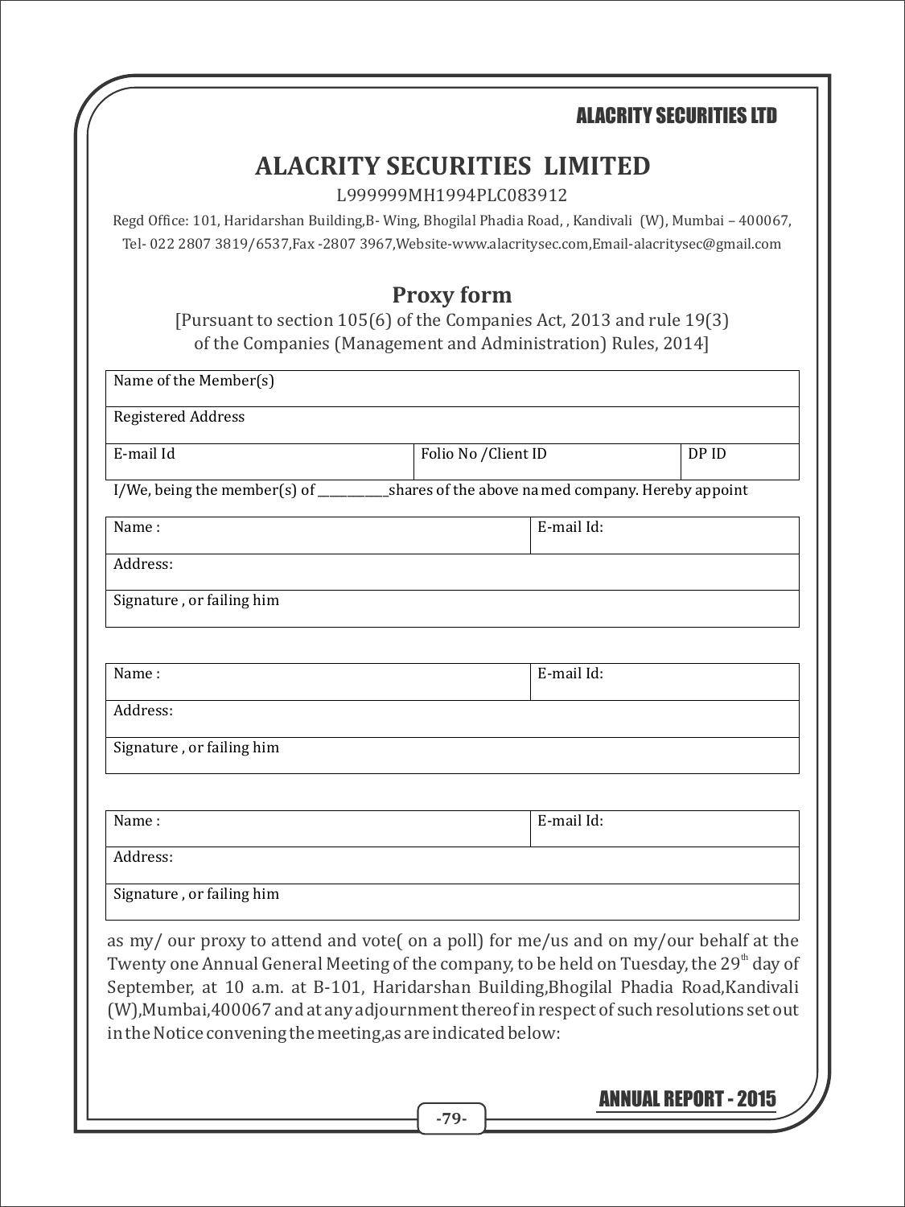# ALACRITY SECURITIES LIMITED

L999999MH1994PLC083912

Regd Office: 101, Haridarshan Building,B- Wing, Bhogilal Phadia Road, , Kandivali (W), Mumbai – 400067, Tel- 022 2807 3819/6537,Fax -2807 3967,Website-www.alacritysec.com,Email-alacritysec@gmail.com

## Proxy form

[Pursuant to section 105(6) of the Companies Act, 2013 and rule 19(3) of the Companies (Management and Administration) Rules, 2014]

| Name of the Member(s) | | |
|---|---|---|
| Registered Address | | |
| E-mail Id | Folio No /Client ID | DP ID |

I/We, being the member(s) of ___________shares of the above na med company. Hereby appoint

| Name : | E-mail Id: |
|---|---|
| Address: | |
| Signature , or failing him | |

| Name : | E-mail Id: |
|---|---|
| Address: | |
| Signature , or failing him | |

| Name : | E-mail Id: |
|---|---|
| Address: | |
| Signature , or failing him | |

as my/ our proxy to attend and vote( on a poll) for me/us and on my/our behalf at the Twenty one Annual General Meeting of the company, to be held on Tuesday, the 29th day of September, at 10 a.m. at B-101, Haridarshan Building,Bhogilal Phadia Road,Kandivali (W),Mumbai,400067 and at any adjournment thereof in respect of such resolutions set out in the Notice convening the meeting,as are indicated below: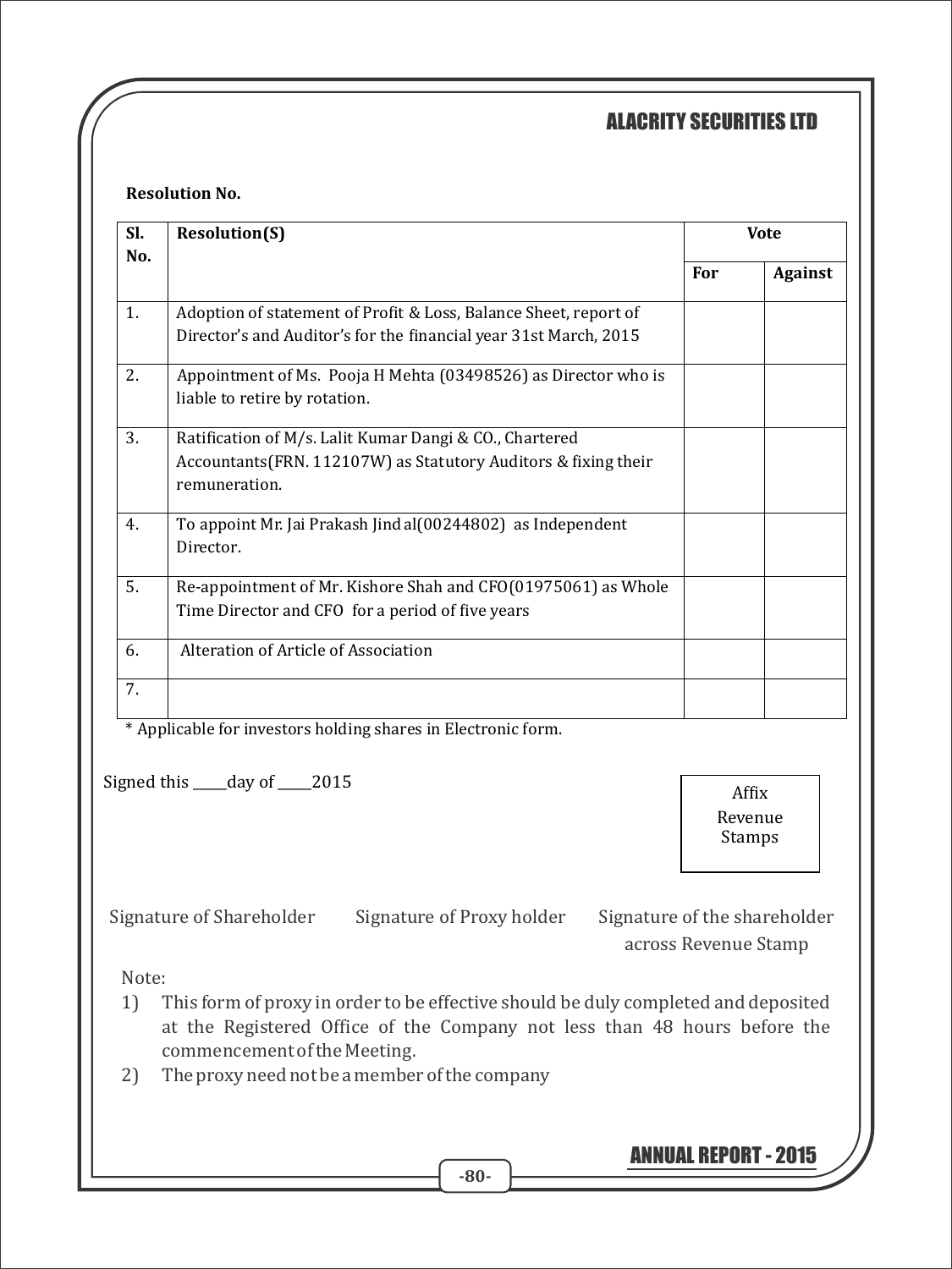**Resolution No.**

| Sl. No. | Resolution(S) | Vote | |
|---|---|---|---|
| | | For | Against |
| 1. | Adoption of statement of Profit & Loss, Balance Sheet, report of Director's and Auditor's for the financial year 31st March, 2015 | | |
| 2. | Appointment of Ms. Pooja H Mehta (03498526) as Director who is liable to retire by rotation. | | |
| 3. | Ratification of M/s. Lalit Kumar Dangi & CO., Chartered Accountants(FRN. 112107W) as Statutory Auditors & fixing their remuneration. | | |
| 4. | To appoint Mr. Jai Prakash Jind al(00244802) as Independent Director. | | |
| 5. | Re-appointment of Mr. Kishore Shah and CFO(01975061) as Whole Time Director and CFO for a period of five years | | |
| 6. | Alteration of Article of Association | | |
| 7. | | | |

* Applicable for investors holding shares in Electronic form.

Signed this _____day of _____2015

Affix Revenue Stamps

Signature of Shareholder    Signature of Proxy holder    Signature of the shareholder across Revenue Stamp

Note:

1) This form of proxy in order to be effective should be duly completed and deposited at the Registered Office of the Company not less than 48 hours before the commencement of the Meeting.
2) The proxy need not be a member of the company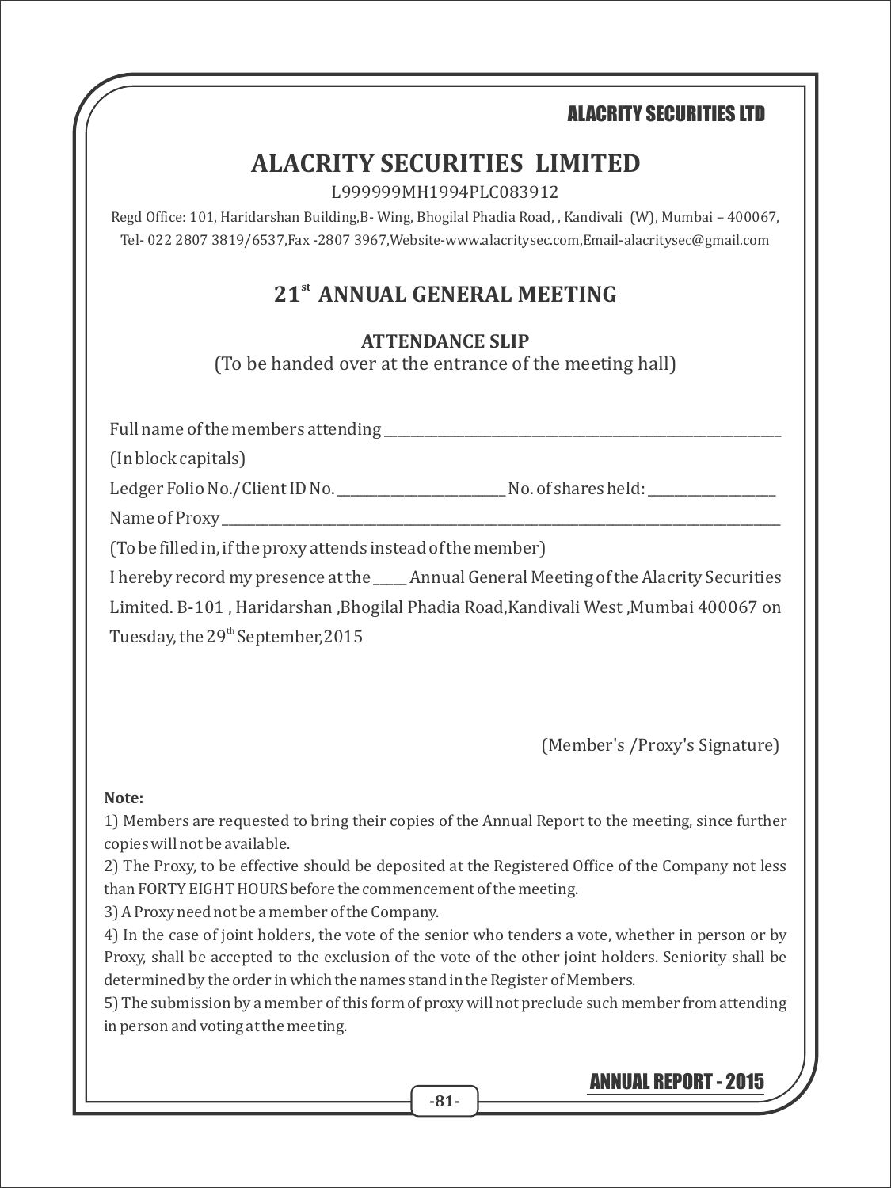# ALACRITY SECURITIES LIMITED

L999999MH1994PLC083912

Regd Office: 101, Haridarshan Building,B- Wing, Bhogilal Phadia Road, , Kandivali (W), Mumbai – 400067, Tel- 022 2807 3819/6537,Fax -2807 3967,Website-www.alacritysec.com,Email-alacritysec@gmail.com

## 21st ANNUAL GENERAL MEETING

### ATTENDANCE SLIP

(To be handed over at the entrance of the meeting hall)

Full name of the members attending ________________________________________

(In block capitals)

Ledger Folio No./Client ID No. ____________________ No. of shares held: ______________

Name of Proxy ________________________________________________________________

(To be filled in, if the proxy attends instead of the member)

I hereby record my presence at the ____ Annual General Meeting of the Alacrity Securities Limited. B-101 , Haridarshan ,Bhogilal Phadia Road,Kandivali West ,Mumbai 400067 on Tuesday, the 29th September,2015

(Member's /Proxy's Signature)

**Note:**

1) Members are requested to bring their copies of the Annual Report to the meeting, since further copies will not be available.

2) The Proxy, to be effective should be deposited at the Registered Office of the Company not less than FORTY EIGHT HOURS before the commencement of the meeting.

3) A Proxy need not be a member of the Company.

4) In the case of joint holders, the vote of the senior who tenders a vote, whether in person or by Proxy, shall be accepted to the exclusion of the vote of the other joint holders. Seniority shall be determined by the order in which the names stand in the Register of Members.

5) The submission by a member of this form of proxy will not preclude such member from attending in person and voting at the meeting.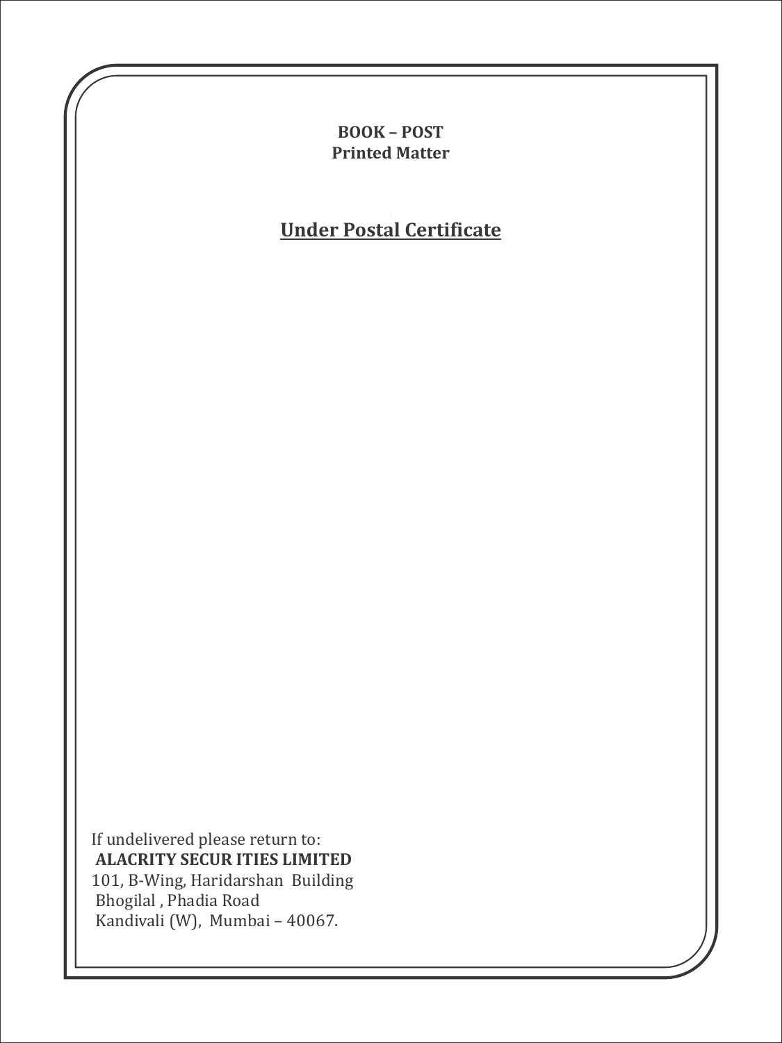**BOOK – POST**
**Printed Matter**

**Under Postal Certificate**

If undelivered please return to:
**ALACRITY SECUR ITIES LIMITED**
101, B-Wing, Haridarshan Building
Bhogilal , Phadia Road
Kandivali (W), Mumbai – 40067.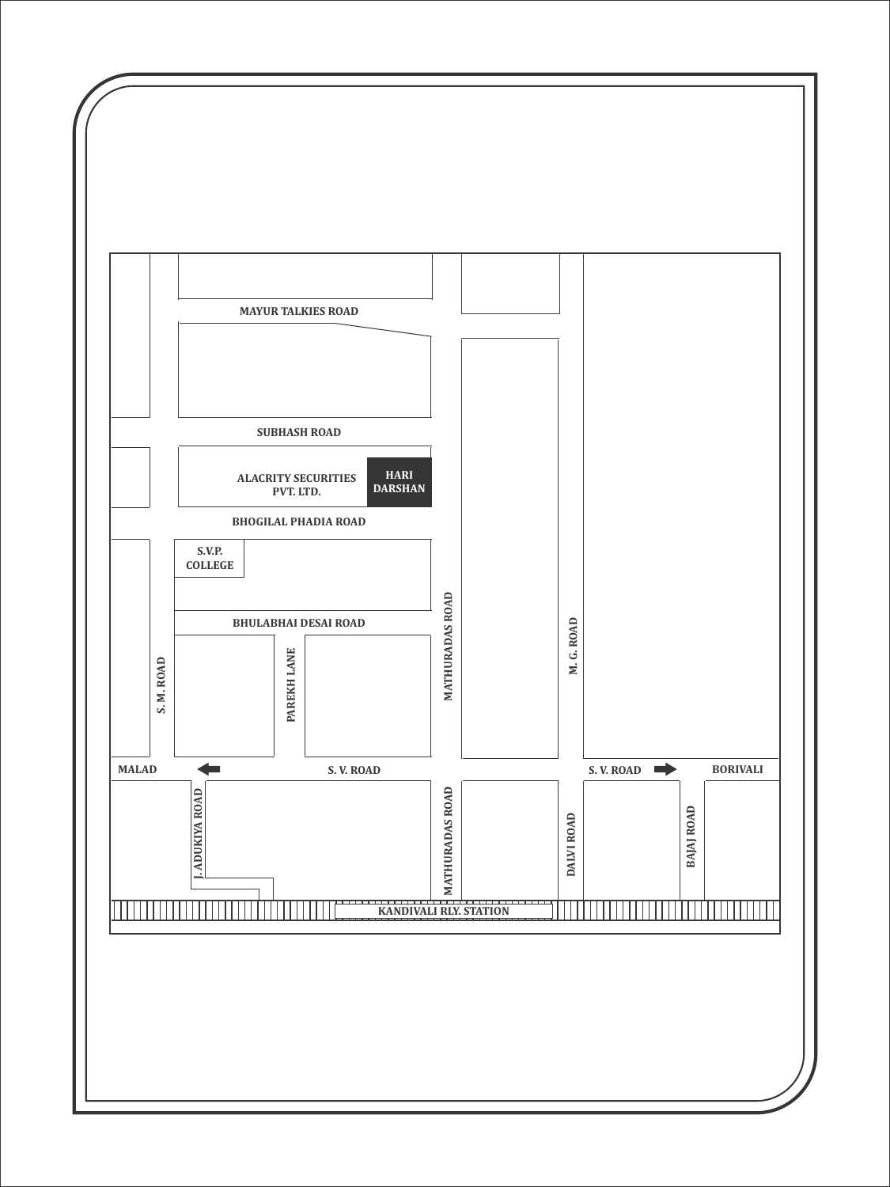MAYUR TALKIES ROAD

SUBHASH ROAD

ALACRITY SECURITIES PVT. LTD.

HARI DARSHAN

BHOGILAL PHADIA ROAD

S.V.P. COLLEGE

BHULABHAI DESAI ROAD

S. M. ROAD

PAREKH LANE

MATHURADAS ROAD

M. G. ROAD

MALAD

S. V. ROAD

S. V. ROAD

BORIVALI

J. ADUKIYA ROAD

MATHURADAS ROAD

DALVI ROAD

BAJAJ ROAD

KANDIVALI RLY. STATION